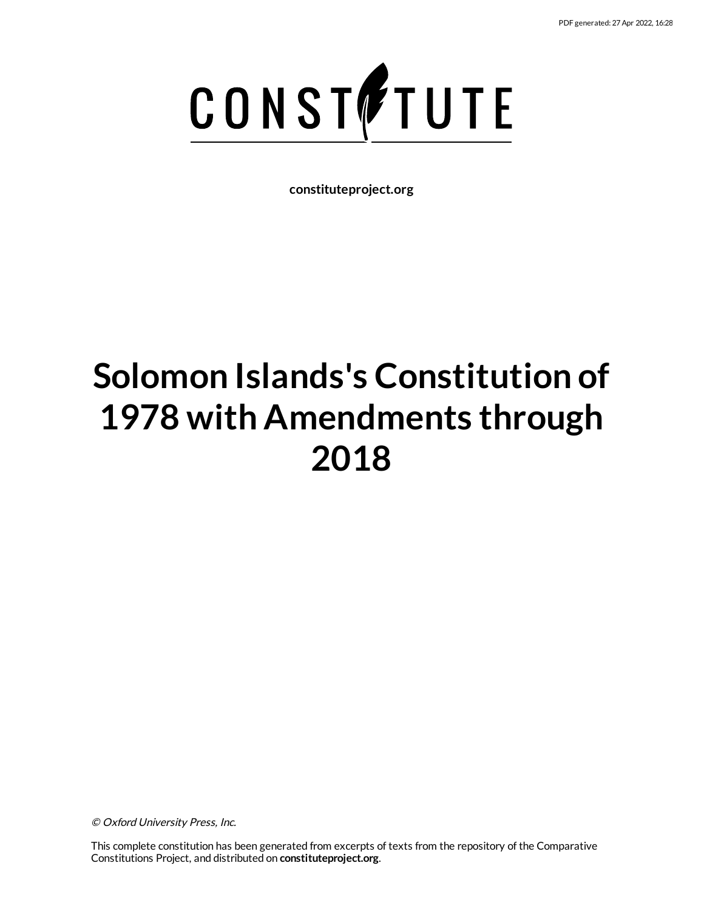# CONSTITUTE

**constituteproject.org**

# Solomon Islands's Constitution of 1978 with Amendments through 2018

*© Oxford University Press, Inc.*

This complete constitution has been generated from excerpts of texts from the repository of the Comparative Constitutions Project, and distributed on **constituteproject.org**.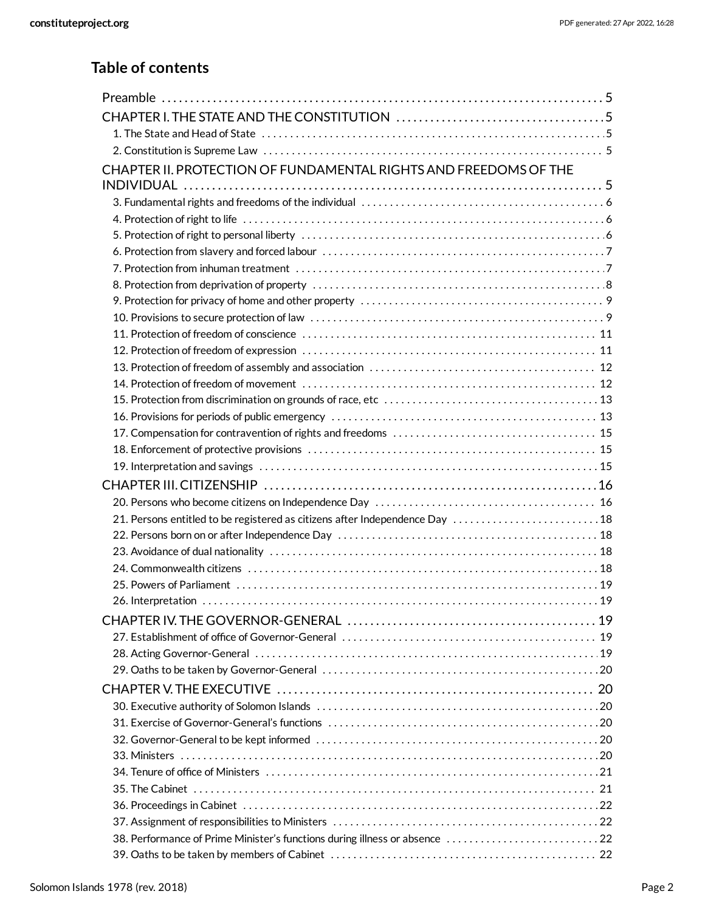## Table of contents

Preamble . . . 5

CHAPTER I. THE STATE AND THE CONSTITUTION . . . 5

- 1. The State and Head of State . . . 5
- 2. Constitution is Supreme Law . . . 5

CHAPTER II. PROTECTION OF FUNDAMENTAL RIGHTS AND FREEDOMS OF THE INDIVIDUAL . . . 5

- 3. Fundamental rights and freedoms of the individual . . . 6
- 4. Protection of right to life . . . 6
- 5. Protection of right to personal liberty . . . 6
- 6. Protection from slavery and forced labour . . . 7
- 7. Protection from inhuman treatment . . . 7
- 8. Protection from deprivation of property . . . 8
- 9. Protection for privacy of home and other property . . . 9
- 10. Provisions to secure protection of law . . . 9
- 11. Protection of freedom of conscience . . . 11
- 12. Protection of freedom of expression . . . 11
- 13. Protection of freedom of assembly and association . . . 12
- 14. Protection of freedom of movement . . . 12
- 15. Protection from discrimination on grounds of race, etc . . . 13
- 16. Provisions for periods of public emergency . . . 13
- 17. Compensation for contravention of rights and freedoms . . . 15
- 18. Enforcement of protective provisions . . . 15
- 19. Interpretation and savings . . . 15

CHAPTER III. CITIZENSHIP . . . 16

- 20. Persons who become citizens on Independence Day . . . 16
- 21. Persons entitled to be registered as citizens after Independence Day . . . 18
- 22. Persons born on or after Independence Day . . . 18
- 23. Avoidance of dual nationality . . . 18
- 24. Commonwealth citizens . . . 18
- 25. Powers of Parliament . . . 19
- 26. Interpretation . . . 19

CHAPTER IV. THE GOVERNOR-GENERAL . . . 19

- 27. Establishment of office of Governor-General . . . 19
- 28. Acting Governor-General . . . 19
- 29. Oaths to be taken by Governor-General . . . 20

CHAPTER V. THE EXECUTIVE . . . 20

- 30. Executive authority of Solomon Islands . . . 20
- 31. Exercise of Governor-General's functions . . . 20
- 32. Governor-General to be kept informed . . . 20
- 33. Ministers . . . 20
- 34. Tenure of office of Ministers . . . 21
- 35. The Cabinet . . . 21
- 36. Proceedings in Cabinet . . . 22
- 37. Assignment of responsibilities to Ministers . . . 22
- 38. Performance of Prime Minister's functions during illness or absence . . . 22
- 39. Oaths to be taken by members of Cabinet . . . 22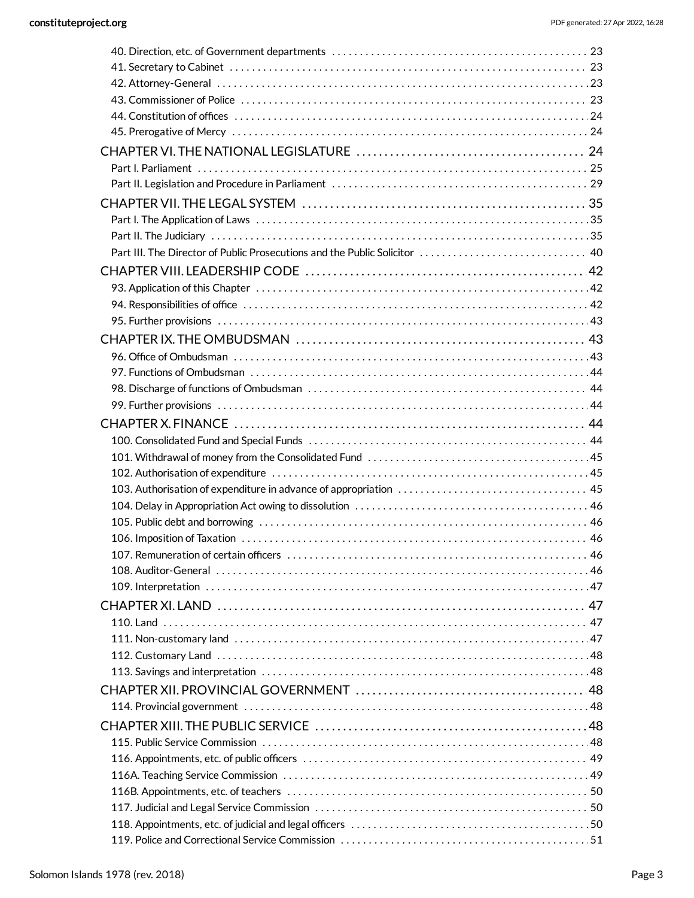40. Direction, etc. of Government departments .......... 23
41. Secretary to Cabinet .......... 23
42. Attorney-General .......... 23
43. Commissioner of Police .......... 23
44. Constitution of offices .......... 24
45. Prerogative of Mercy .......... 24

CHAPTER VI. THE NATIONAL LEGISLATURE .......... 24

Part I. Parliament .......... 25
Part II. Legislation and Procedure in Parliament .......... 29

CHAPTER VII. THE LEGAL SYSTEM .......... 35

Part I. The Application of Laws .......... 35
Part II. The Judiciary .......... 35
Part III. The Director of Public Prosecutions and the Public Solicitor .......... 40

CHAPTER VIII. LEADERSHIP CODE .......... 42

93. Application of this Chapter .......... 42
94. Responsibilities of office .......... 42
95. Further provisions .......... 43

CHAPTER IX. THE OMBUDSMAN .......... 43

96. Office of Ombudsman .......... 43
97. Functions of Ombudsman .......... 44
98. Discharge of functions of Ombudsman .......... 44
99. Further provisions .......... 44

CHAPTER X. FINANCE .......... 44

100. Consolidated Fund and Special Funds .......... 44
101. Withdrawal of money from the Consolidated Fund .......... 45
102. Authorisation of expenditure .......... 45
103. Authorisation of expenditure in advance of appropriation .......... 45
104. Delay in Appropriation Act owing to dissolution .......... 46
105. Public debt and borrowing .......... 46
106. Imposition of Taxation .......... 46
107. Remuneration of certain officers .......... 46
108. Auditor-General .......... 46
109. Interpretation .......... 47

CHAPTER XI. LAND .......... 47

110. Land .......... 47
111. Non-customary land .......... 47
112. Customary Land .......... 48
113. Savings and interpretation .......... 48

CHAPTER XII. PROVINCIAL GOVERNMENT .......... 48

114. Provincial government .......... 48

CHAPTER XIII. THE PUBLIC SERVICE .......... 48

115. Public Service Commission .......... 48
116. Appointments, etc. of public officers .......... 49
116A. Teaching Service Commission .......... 49
116B. Appointments, etc. of teachers .......... 50
117. Judicial and Legal Service Commission .......... 50
118. Appointments, etc. of judicial and legal officers .......... 50
119. Police and Correctional Service Commission .......... 51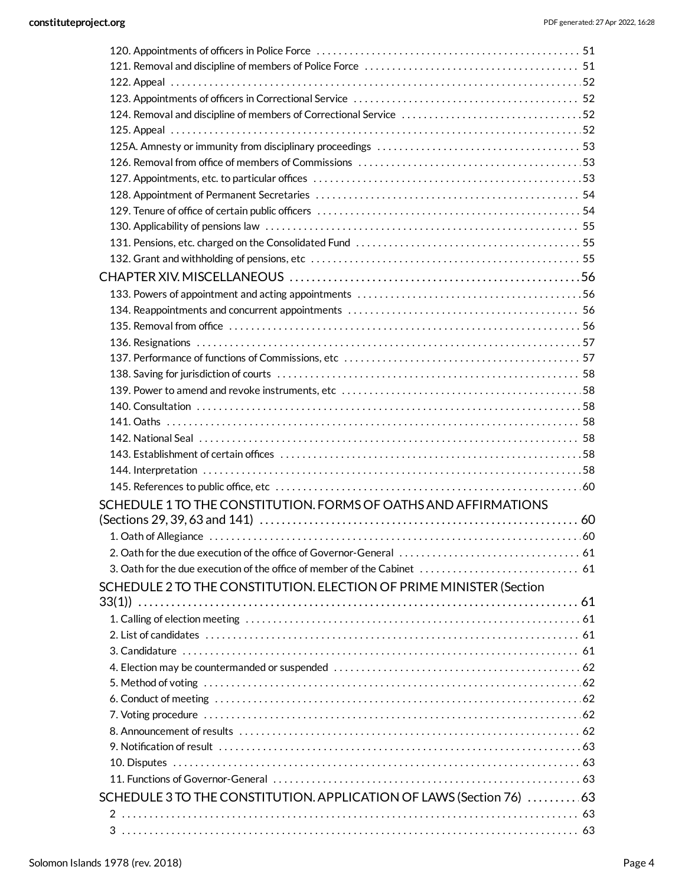120. Appointments of officers in Police Force . . . . . 51
121. Removal and discipline of members of Police Force . . . . . 51
122. Appeal . . . . . 52
123. Appointments of officers in Correctional Service . . . . . 52
124. Removal and discipline of members of Correctional Service . . . . . 52
125. Appeal . . . . . 52
125A. Amnesty or immunity from disciplinary proceedings . . . . . 53
126. Removal from office of members of Commissions . . . . . 53
127. Appointments, etc. to particular offices . . . . . 53
128. Appointment of Permanent Secretaries . . . . . 54
129. Tenure of office of certain public officers . . . . . 54
130. Applicability of pensions law . . . . . 55
131. Pensions, etc. charged on the Consolidated Fund . . . . . 55
132. Grant and withholding of pensions, etc . . . . . 55

CHAPTER XIV. MISCELLANEOUS . . . . . 56

133. Powers of appointment and acting appointments . . . . . 56
134. Reappointments and concurrent appointments . . . . . 56
135. Removal from office . . . . . 56
136. Resignations . . . . . 57
137. Performance of functions of Commissions, etc . . . . . 57
138. Saving for jurisdiction of courts . . . . . 58
139. Power to amend and revoke instruments, etc . . . . . 58
140. Consultation . . . . . 58
141. Oaths . . . . . 58
142. National Seal . . . . . 58
143. Establishment of certain offices . . . . . 58
144. Interpretation . . . . . 58
145. References to public office, etc . . . . . 60

SCHEDULE 1 TO THE CONSTITUTION. FORMS OF OATHS AND AFFIRMATIONS (Sections 29, 39, 63 and 141) . . . . . 60

1. Oath of Allegiance . . . . . 60
2. Oath for the due execution of the office of Governor-General . . . . . 61
3. Oath for the due execution of the office of member of the Cabinet . . . . . 61

SCHEDULE 2 TO THE CONSTITUTION. ELECTION OF PRIME MINISTER (Section 33(1)) . . . . . 61

1. Calling of election meeting . . . . . 61
2. List of candidates . . . . . 61
3. Candidature . . . . . 61
4. Election may be countermanded or suspended . . . . . 62
5. Method of voting . . . . . 62
6. Conduct of meeting . . . . . 62
7. Voting procedure . . . . . 62
8. Announcement of results . . . . . 62
9. Notification of result . . . . . 63
10. Disputes . . . . . 63
11. Functions of Governor-General . . . . . 63

SCHEDULE 3 TO THE CONSTITUTION. APPLICATION OF LAWS (Section 76) . . . . . 63

2 . . . . . 63
3 . . . . . 63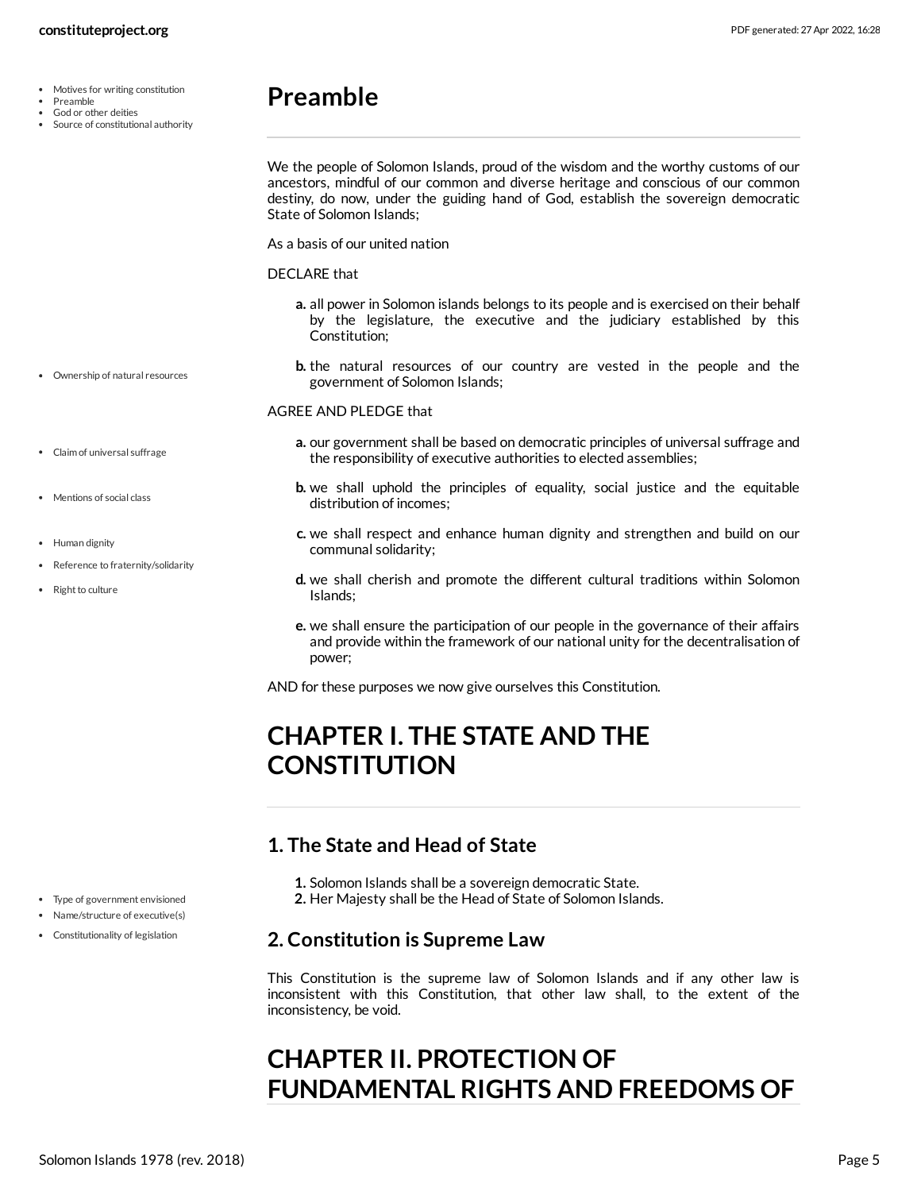## Preamble

We the people of Solomon Islands, proud of the wisdom and the worthy customs of our ancestors, mindful of our common and diverse heritage and conscious of our common destiny, do now, under the guiding hand of God, establish the sovereign democratic State of Solomon Islands;

As a basis of our united nation

DECLARE that

- **a.** all power in Solomon islands belongs to its people and is exercised on their behalf by the legislature, the executive and the judiciary established by this Constitution;
- **b.** the natural resources of our country are vested in the people and the government of Solomon Islands;

AGREE AND PLEDGE that

- **a.** our government shall be based on democratic principles of universal suffrage and the responsibility of executive authorities to elected assemblies;
- **b.** we shall uphold the principles of equality, social justice and the equitable distribution of incomes;
- **c.** we shall respect and enhance human dignity and strengthen and build on our communal solidarity;
- **d.** we shall cherish and promote the different cultural traditions within Solomon Islands;
- **e.** we shall ensure the participation of our people in the governance of their affairs and provide within the framework of our national unity for the decentralisation of power;

AND for these purposes we now give ourselves this Constitution.

# CHAPTER I. THE STATE AND THE CONSTITUTION

### 1. The State and Head of State

1. Solomon Islands shall be a sovereign democratic State.
2. Her Majesty shall be the Head of State of Solomon Islands.

### 2. Constitution is Supreme Law

This Constitution is the supreme law of Solomon Islands and if any other law is inconsistent with this Constitution, that other law shall, to the extent of the inconsistency, be void.

# CHAPTER II. PROTECTION OF FUNDAMENTAL RIGHTS AND FREEDOMS OF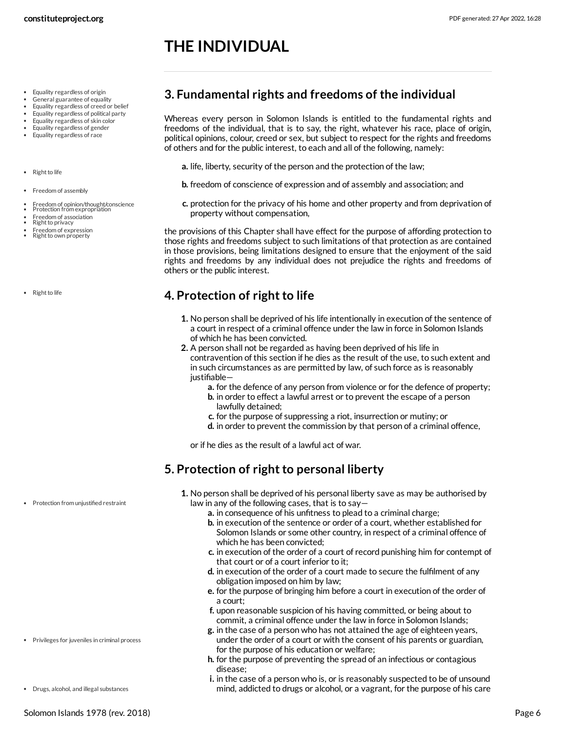# THE INDIVIDUAL

## 3. Fundamental rights and freedoms of the individual

Whereas every person in Solomon Islands is entitled to the fundamental rights and freedoms of the individual, that is to say, the right, whatever his race, place of origin, political opinions, colour, creed or sex, but subject to respect for the rights and freedoms of others and for the public interest, to each and all of the following, namely:

- **a.** life, liberty, security of the person and the protection of the law;
- **b.** freedom of conscience of expression and of assembly and association; and
- **c.** protection for the privacy of his home and other property and from deprivation of property without compensation,

the provisions of this Chapter shall have effect for the purpose of affording protection to those rights and freedoms subject to such limitations of that protection as are contained in those provisions, being limitations designed to ensure that the enjoyment of the said rights and freedoms by any individual does not prejudice the rights and freedoms of others or the public interest.

## 4. Protection of right to life

1. No person shall be deprived of his life intentionally in execution of the sentence of a court in respect of a criminal offence under the law in force in Solomon Islands of which he has been convicted.
2. A person shall not be regarded as having been deprived of his life in contravention of this section if he dies as the result of the use, to such extent and in such circumstances as are permitted by law, of such force as is reasonably justifiable—
   - **a.** for the defence of any person from violence or for the defence of property;
   - **b.** in order to effect a lawful arrest or to prevent the escape of a person lawfully detained;
   - **c.** for the purpose of suppressing a riot, insurrection or mutiny; or
   - **d.** in order to prevent the commission by that person of a criminal offence,

   or if he dies as the result of a lawful act of war.

## 5. Protection of right to personal liberty

1. No person shall be deprived of his personal liberty save as may be authorised by law in any of the following cases, that is to say—
   - **a.** in consequence of his unfitness to plead to a criminal charge;
   - **b.** in execution of the sentence or order of a court, whether established for Solomon Islands or some other country, in respect of a criminal offence of which he has been convicted;
   - **c.** in execution of the order of a court of record punishing him for contempt of that court or of a court inferior to it;
   - **d.** in execution of the order of a court made to secure the fulfilment of any obligation imposed on him by law;
   - **e.** for the purpose of bringing him before a court in execution of the order of a court;
   - **f.** upon reasonable suspicion of his having committed, or being about to commit, a criminal offence under the law in force in Solomon Islands;
   - **g.** in the case of a person who has not attained the age of eighteen years, under the order of a court or with the consent of his parents or guardian, for the purpose of his education or welfare;
   - **h.** for the purpose of preventing the spread of an infectious or contagious disease;
   - **i.** in the case of a person who is, or is reasonably suspected to be of unsound mind, addicted to drugs or alcohol, or a vagrant, for the purpose of his care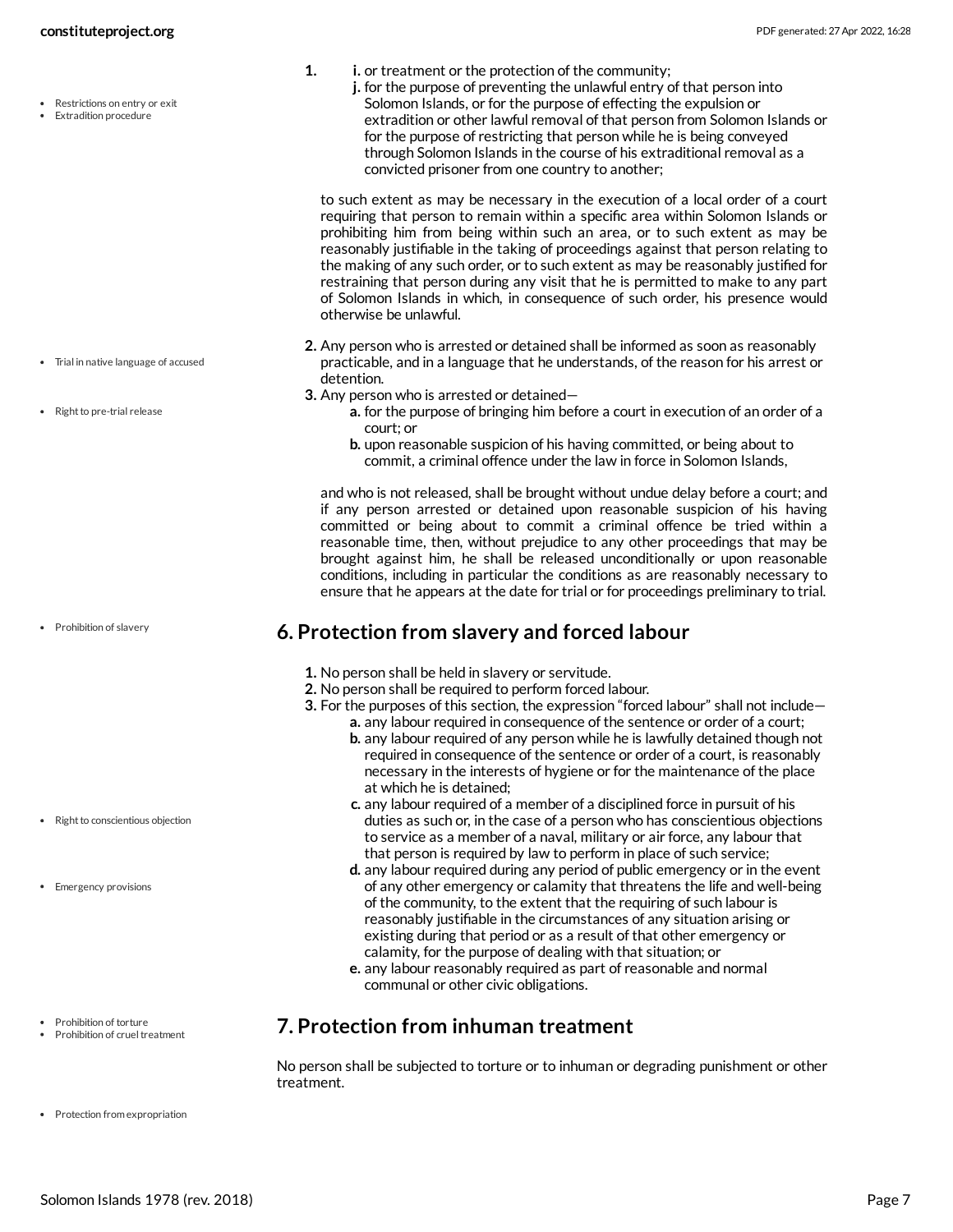1.
   i. or treatment or the protection of the community;
   j. for the purpose of preventing the unlawful entry of that person into Solomon Islands, or for the purpose of effecting the expulsion or extradition or other lawful removal of that person from Solomon Islands or for the purpose of restricting that person while he is being conveyed through Solomon Islands in the course of his extraditional removal as a convicted prisoner from one country to another;

   to such extent as may be necessary in the execution of a local order of a court requiring that person to remain within a specific area within Solomon Islands or prohibiting him from being within such an area, or to such extent as may be reasonably justifiable in the taking of proceedings against that person relating to the making of any such order, or to such extent as may be reasonably justified for restraining that person during any visit that he is permitted to make to any part of Solomon Islands in which, in consequence of such order, his presence would otherwise be unlawful.

2. Any person who is arrested or detained shall be informed as soon as reasonably practicable, and in a language that he understands, of the reason for his arrest or detention.
3. Any person who is arrested or detained—
   a. for the purpose of bringing him before a court in execution of an order of a court; or
   b. upon reasonable suspicion of his having committed, or being about to commit, a criminal offence under the law in force in Solomon Islands,

   and who is not released, shall be brought without undue delay before a court; and if any person arrested or detained upon reasonable suspicion of his having committed or being about to commit a criminal offence be tried within a reasonable time, then, without prejudice to any other proceedings that may be brought against him, he shall be released unconditionally or upon reasonable conditions, including in particular the conditions as are reasonably necessary to ensure that he appears at the date for trial or for proceedings preliminary to trial.

## 6. Protection from slavery and forced labour

1. No person shall be held in slavery or servitude.
2. No person shall be required to perform forced labour.
3. For the purposes of this section, the expression "forced labour" shall not include—
   a. any labour required in consequence of the sentence or order of a court;
   b. any labour required of any person while he is lawfully detained though not required in consequence of the sentence or order of a court, is reasonably necessary in the interests of hygiene or for the maintenance of the place at which he is detained;
   c. any labour required of a member of a disciplined force in pursuit of his duties as such or, in the case of a person who has conscientious objections to service as a member of a naval, military or air force, any labour that that person is required by law to perform in place of such service;
   d. any labour required during any period of public emergency or in the event of any other emergency or calamity that threatens the life and well-being of the community, to the extent that the requiring of such labour is reasonably justifiable in the circumstances of any situation arising or existing during that period or as a result of that other emergency or calamity, for the purpose of dealing with that situation; or
   e. any labour reasonably required as part of reasonable and normal communal or other civic obligations.

## 7. Protection from inhuman treatment

No person shall be subjected to torture or to inhuman or degrading punishment or other treatment.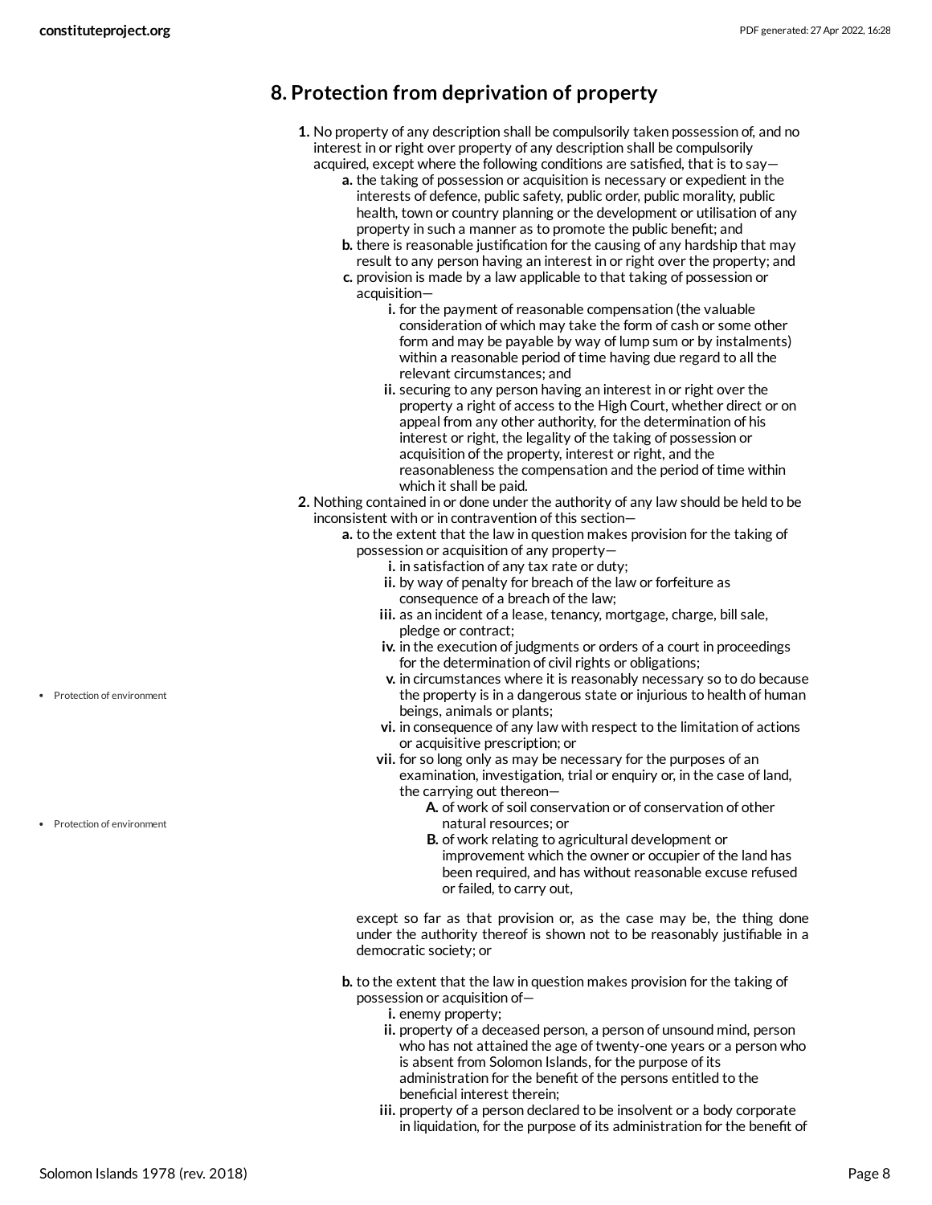## 8. Protection from deprivation of property

1. No property of any description shall be compulsorily taken possession of, and no interest in or right over property of any description shall be compulsorily acquired, except where the following conditions are satisfied, that is to say—
   a. the taking of possession or acquisition is necessary or expedient in the interests of defence, public safety, public order, public morality, public health, town or country planning or the development or utilisation of any property in such a manner as to promote the public benefit; and
   b. there is reasonable justification for the causing of any hardship that may result to any person having an interest in or right over the property; and
   c. provision is made by a law applicable to that taking of possession or acquisition—
      i. for the payment of reasonable compensation (the valuable consideration of which may take the form of cash or some other form and may be payable by way of lump sum or by instalments) within a reasonable period of time having due regard to all the relevant circumstances; and
      ii. securing to any person having an interest in or right over the property a right of access to the High Court, whether direct or on appeal from any other authority, for the determination of his interest or right, the legality of the taking of possession or acquisition of the property, interest or right, and the reasonableness the compensation and the period of time within which it shall be paid.
2. Nothing contained in or done under the authority of any law should be held to be inconsistent with or in contravention of this section—
   a. to the extent that the law in question makes provision for the taking of possession or acquisition of any property—
      i. in satisfaction of any tax rate or duty;
      ii. by way of penalty for breach of the law or forfeiture as consequence of a breach of the law;
      iii. as an incident of a lease, tenancy, mortgage, charge, bill sale, pledge or contract;
      iv. in the execution of judgments or orders of a court in proceedings for the determination of civil rights or obligations;
      v. in circumstances where it is reasonably necessary so to do because the property is in a dangerous state or injurious to health of human beings, animals or plants;
      vi. in consequence of any law with respect to the limitation of actions or acquisitive prescription; or
      vii. for so long only as may be necessary for the purposes of an examination, investigation, trial or enquiry or, in the case of land, the carrying out thereon—
         A. of work of soil conservation or of conservation of other natural resources; or
         B. of work relating to agricultural development or improvement which the owner or occupier of the land has been required, and has without reasonable excuse refused or failed, to carry out,

      except so far as that provision or, as the case may be, the thing done under the authority thereof is shown not to be reasonably justifiable in a democratic society; or

   b. to the extent that the law in question makes provision for the taking of possession or acquisition of—
      i. enemy property;
      ii. property of a deceased person, a person of unsound mind, person who has not attained the age of twenty-one years or a person who is absent from Solomon Islands, for the purpose of its administration for the benefit of the persons entitled to the beneficial interest therein;
      iii. property of a person declared to be insolvent or a body corporate in liquidation, for the purpose of its administration for the benefit of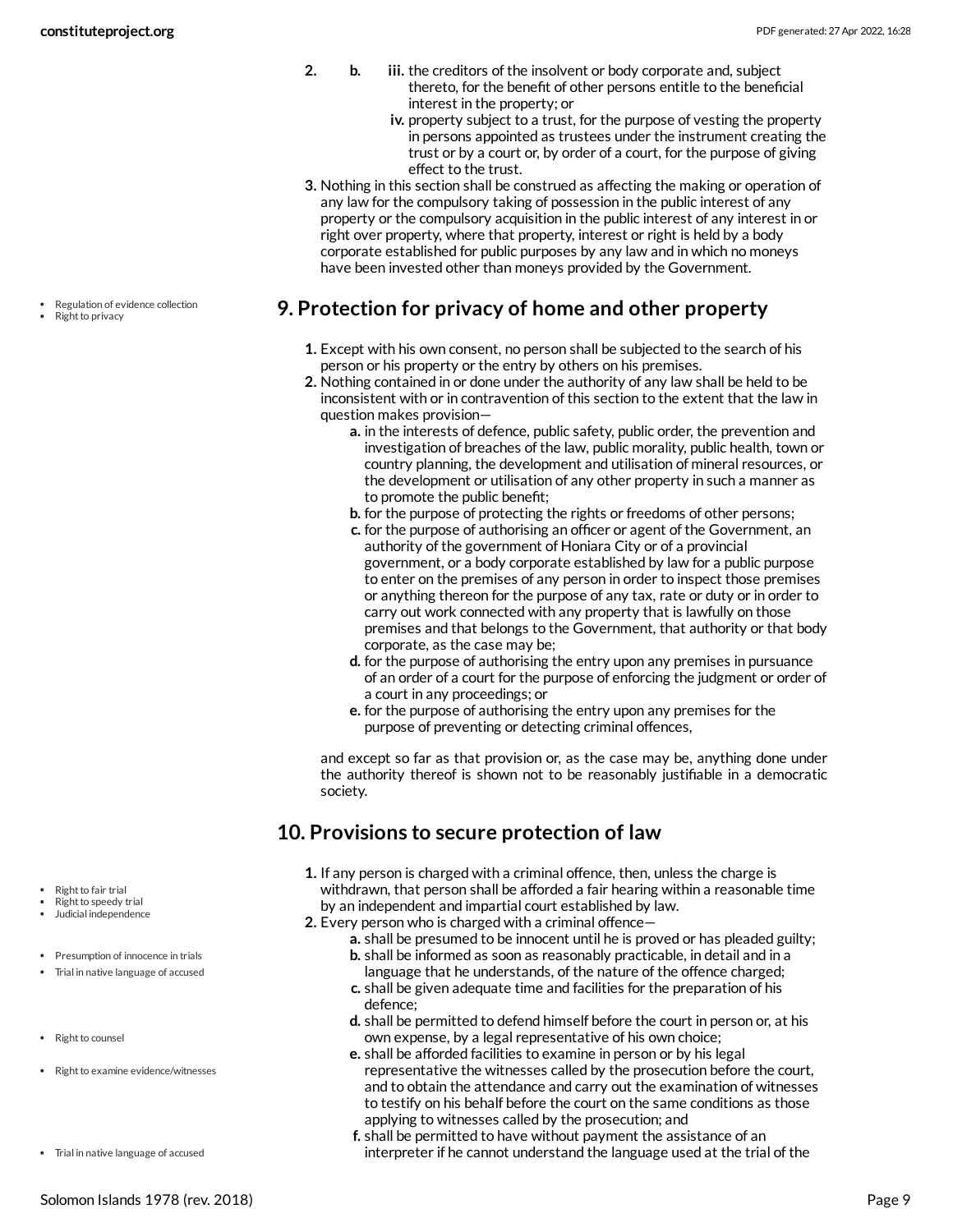2.
b.
iii. the creditors of the insolvent or body corporate and, subject thereto, for the benefit of other persons entitle to the beneficial interest in the property; or
iv. property subject to a trust, for the purpose of vesting the property in persons appointed as trustees under the instrument creating the trust or by a court or, by order of a court, for the purpose of giving effect to the trust.

3. Nothing in this section shall be construed as affecting the making or operation of any law for the compulsory taking of possession in the public interest of any property or the compulsory acquisition in the public interest of any interest in or right over property, where that property, interest or right is held by a body corporate established for public purposes by any law and in which no moneys have been invested other than moneys provided by the Government.

- Regulation of evidence collection
- Right to privacy

## 9. Protection for privacy of home and other property

1. Except with his own consent, no person shall be subjected to the search of his person or his property or the entry by others on his premises.
2. Nothing contained in or done under the authority of any law shall be held to be inconsistent with or in contravention of this section to the extent that the law in question makes provision—
   a. in the interests of defence, public safety, public order, the prevention and investigation of breaches of the law, public morality, public health, town or country planning, the development and utilisation of mineral resources, or the development or utilisation of any other property in such a manner as to promote the public benefit;
   b. for the purpose of protecting the rights or freedoms of other persons;
   c. for the purpose of authorising an officer or agent of the Government, an authority of the government of Honiara City or of a provincial government, or a body corporate established by law for a public purpose to enter on the premises of any person in order to inspect those premises or anything thereon for the purpose of any tax, rate or duty or in order to carry out work connected with any property that is lawfully on those premises and that belongs to the Government, that authority or that body corporate, as the case may be;
   d. for the purpose of authorising the entry upon any premises in pursuance of an order of a court for the purpose of enforcing the judgment or order of a court in any proceedings; or
   e. for the purpose of authorising the entry upon any premises for the purpose of preventing or detecting criminal offences,

   and except so far as that provision or, as the case may be, anything done under the authority thereof is shown not to be reasonably justifiable in a democratic society.

## 10. Provisions to secure protection of law

- Right to fair trial
- Right to speedy trial
- Judicial independence

1. If any person is charged with a criminal offence, then, unless the charge is withdrawn, that person shall be afforded a fair hearing within a reasonable time by an independent and impartial court established by law.

- Presumption of innocence in trials
- Trial in native language of accused
- Right to counsel
- Right to examine evidence/witnesses
- Trial in native language of accused

2. Every person who is charged with a criminal offence—
   a. shall be presumed to be innocent until he is proved or has pleaded guilty;
   b. shall be informed as soon as reasonably practicable, in detail and in a language that he understands, of the nature of the offence charged;
   c. shall be given adequate time and facilities for the preparation of his defence;
   d. shall be permitted to defend himself before the court in person or, at his own expense, by a legal representative of his own choice;
   e. shall be afforded facilities to examine in person or by his legal representative the witnesses called by the prosecution before the court, and to obtain the attendance and carry out the examination of witnesses to testify on his behalf before the court on the same conditions as those applying to witnesses called by the prosecution; and
   f. shall be permitted to have without payment the assistance of an interpreter if he cannot understand the language used at the trial of the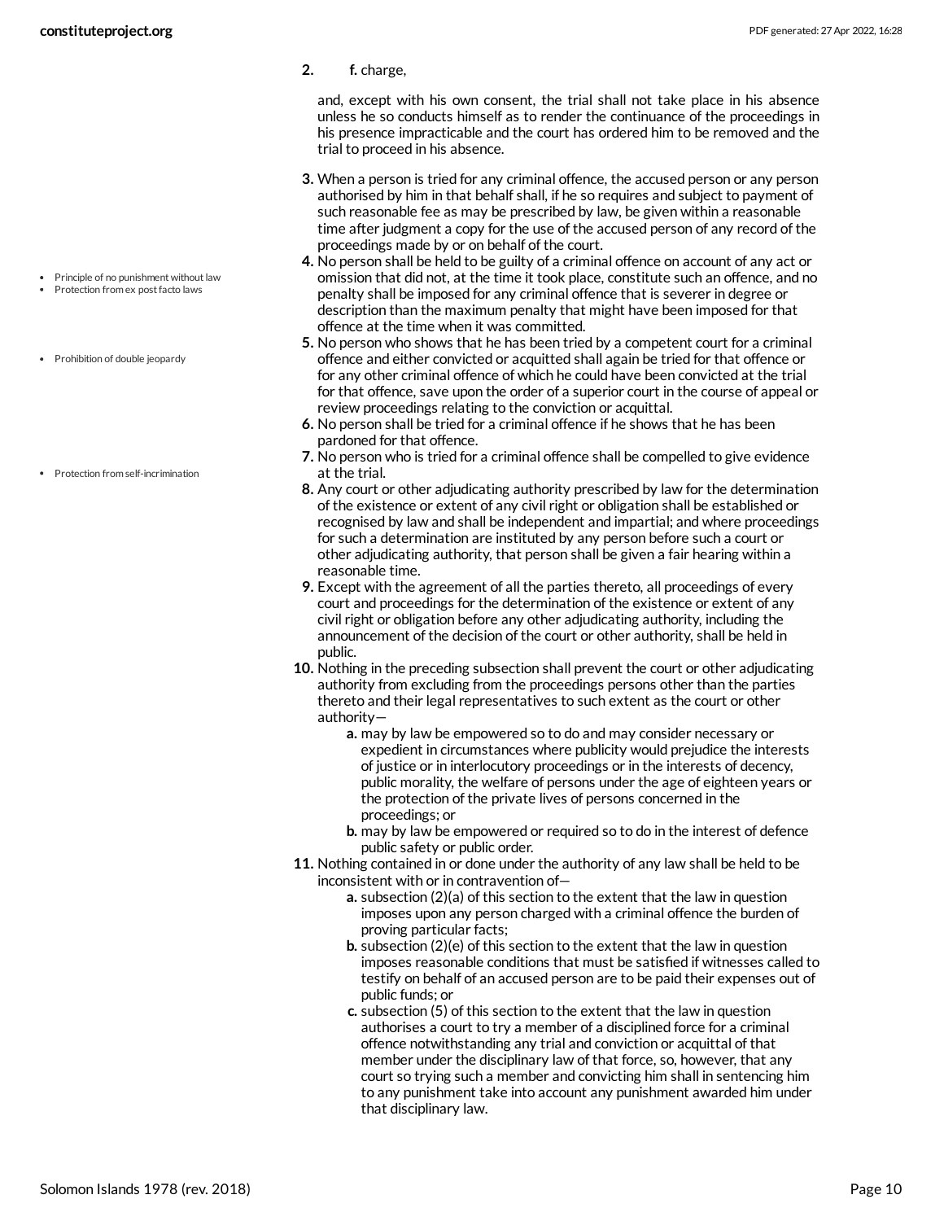2. f. charge,

and, except with his own consent, the trial shall not take place in his absence unless he so conducts himself as to render the continuance of the proceedings in his presence impracticable and the court has ordered him to be removed and the trial to proceed in his absence.

3. When a person is tried for any criminal offence, the accused person or any person authorised by him in that behalf shall, if he so requires and subject to payment of such reasonable fee as may be prescribed by law, be given within a reasonable time after judgment a copy for the use of the accused person of any record of the proceedings made by or on behalf of the court.

- Principle of no punishment without law
- Protection from ex post facto laws

4. No person shall be held to be guilty of a criminal offence on account of any act or omission that did not, at the time it took place, constitute such an offence, and no penalty shall be imposed for any criminal offence that is severer in degree or description than the maximum penalty that might have been imposed for that offence at the time when it was committed.

- Prohibition of double jeopardy

5. No person who shows that he has been tried by a competent court for a criminal offence and either convicted or acquitted shall again be tried for that offence or for any other criminal offence of which he could have been convicted at the trial for that offence, save upon the order of a superior court in the course of appeal or review proceedings relating to the conviction or acquittal.
6. No person shall be tried for a criminal offence if he shows that he has been pardoned for that offence.

- Protection from self-incrimination

7. No person who is tried for a criminal offence shall be compelled to give evidence at the trial.
8. Any court or other adjudicating authority prescribed by law for the determination of the existence or extent of any civil right or obligation shall be established or recognised by law and shall be independent and impartial; and where proceedings for such a determination are instituted by any person before such a court or other adjudicating authority, that person shall be given a fair hearing within a reasonable time.
9. Except with the agreement of all the parties thereto, all proceedings of every court and proceedings for the determination of the existence or extent of any civil right or obligation before any other adjudicating authority, including the announcement of the decision of the court or other authority, shall be held in public.
10. Nothing in the preceding subsection shall prevent the court or other adjudicating authority from excluding from the proceedings persons other than the parties thereto and their legal representatives to such extent as the court or other authority—
    a. may by law be empowered so to do and may consider necessary or expedient in circumstances where publicity would prejudice the interests of justice or in interlocutory proceedings or in the interests of decency, public morality, the welfare of persons under the age of eighteen years or the protection of the private lives of persons concerned in the proceedings; or
    b. may by law be empowered or required so to do in the interest of defence public safety or public order.
11. Nothing contained in or done under the authority of any law shall be held to be inconsistent with or in contravention of—
    a. subsection (2)(a) of this section to the extent that the law in question imposes upon any person charged with a criminal offence the burden of proving particular facts;
    b. subsection (2)(e) of this section to the extent that the law in question imposes reasonable conditions that must be satisfied if witnesses called to testify on behalf of an accused person are to be paid their expenses out of public funds; or
    c. subsection (5) of this section to the extent that the law in question authorises a court to try a member of a disciplined force for a criminal offence notwithstanding any trial and conviction or acquittal of that member under the disciplinary law of that force, so, however, that any court so trying such a member and convicting him shall in sentencing him to any punishment take into account any punishment awarded him under that disciplinary law.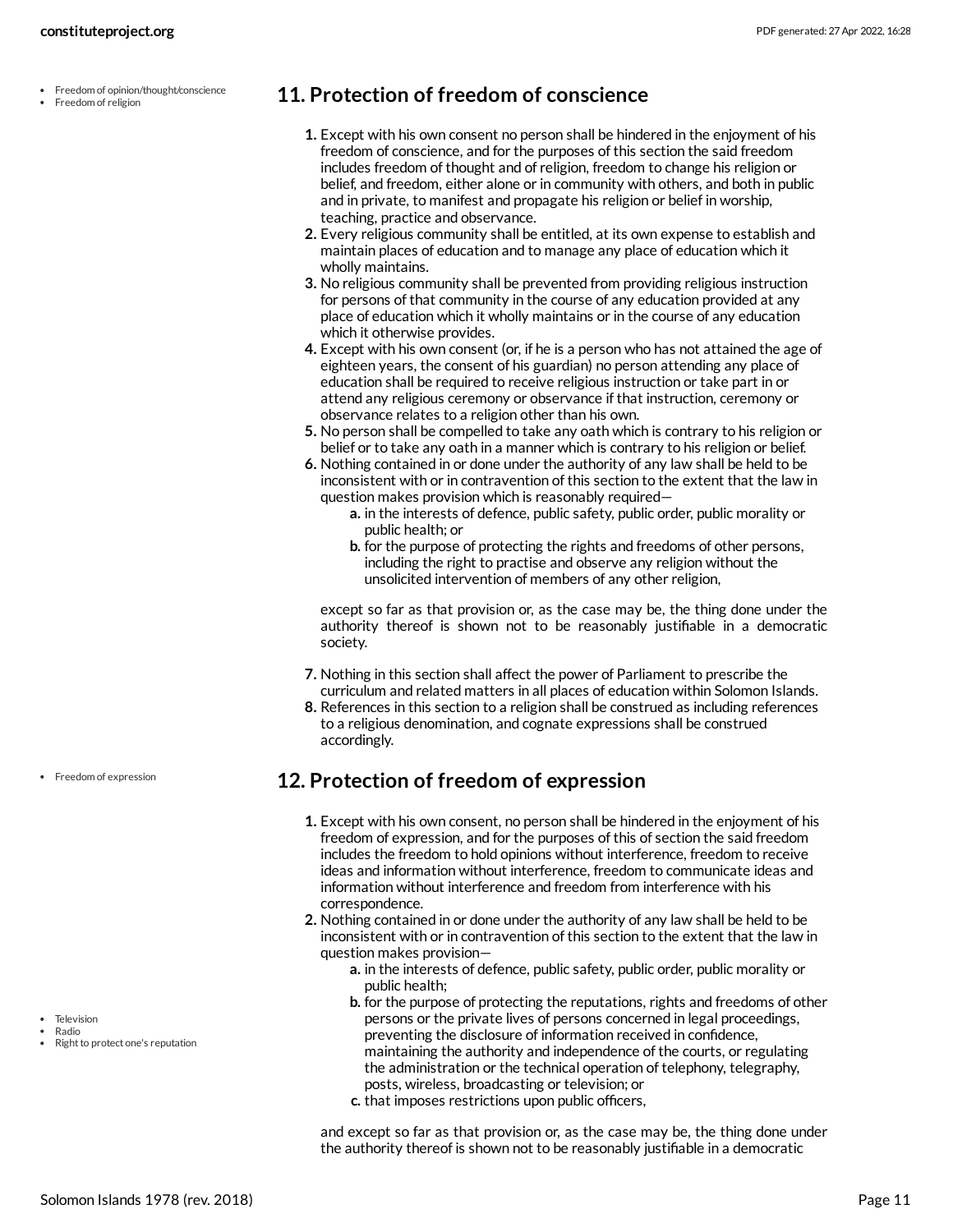- Freedom of opinion/thought/conscience
- Freedom of religion

## 11. Protection of freedom of conscience

1. Except with his own consent no person shall be hindered in the enjoyment of his freedom of conscience, and for the purposes of this section the said freedom includes freedom of thought and of religion, freedom to change his religion or belief, and freedom, either alone or in community with others, and both in public and in private, to manifest and propagate his religion or belief in worship, teaching, practice and observance.
2. Every religious community shall be entitled, at its own expense to establish and maintain places of education and to manage any place of education which it wholly maintains.
3. No religious community shall be prevented from providing religious instruction for persons of that community in the course of any education provided at any place of education which it wholly maintains or in the course of any education which it otherwise provides.
4. Except with his own consent (or, if he is a person who has not attained the age of eighteen years, the consent of his guardian) no person attending any place of education shall be required to receive religious instruction or take part in or attend any religious ceremony or observance if that instruction, ceremony or observance relates to a religion other than his own.
5. No person shall be compelled to take any oath which is contrary to his religion or belief or to take any oath in a manner which is contrary to his religion or belief.
6. Nothing contained in or done under the authority of any law shall be held to be inconsistent with or in contravention of this section to the extent that the law in question makes provision which is reasonably required—
    a. in the interests of defence, public safety, public order, public morality or public health; or
    b. for the purpose of protecting the rights and freedoms of other persons, including the right to practise and observe any religion without the unsolicited intervention of members of any other religion,

    except so far as that provision or, as the case may be, the thing done under the authority thereof is shown not to be reasonably justifiable in a democratic society.
7. Nothing in this section shall affect the power of Parliament to prescribe the curriculum and related matters in all places of education within Solomon Islands.
8. References in this section to a religion shall be construed as including references to a religious denomination, and cognate expressions shall be construed accordingly.

- Freedom of expression

## 12. Protection of freedom of expression

1. Except with his own consent, no person shall be hindered in the enjoyment of his freedom of expression, and for the purposes of this of section the said freedom includes the freedom to hold opinions without interference, freedom to receive ideas and information without interference, freedom to communicate ideas and information without interference and freedom from interference with his correspondence.
2. Nothing contained in or done under the authority of any law shall be held to be inconsistent with or in contravention of this section to the extent that the law in question makes provision—
    a. in the interests of defence, public safety, public order, public morality or public health;
    b. for the purpose of protecting the reputations, rights and freedoms of other persons or the private lives of persons concerned in legal proceedings, preventing the disclosure of information received in confidence, maintaining the authority and independence of the courts, or regulating the administration or the technical operation of telephony, telegraphy, posts, wireless, broadcasting or television; or
    c. that imposes restrictions upon public officers,

    and except so far as that provision or, as the case may be, the thing done under the authority thereof is shown not to be reasonably justifiable in a democratic

- Television
- Radio
- Right to protect one's reputation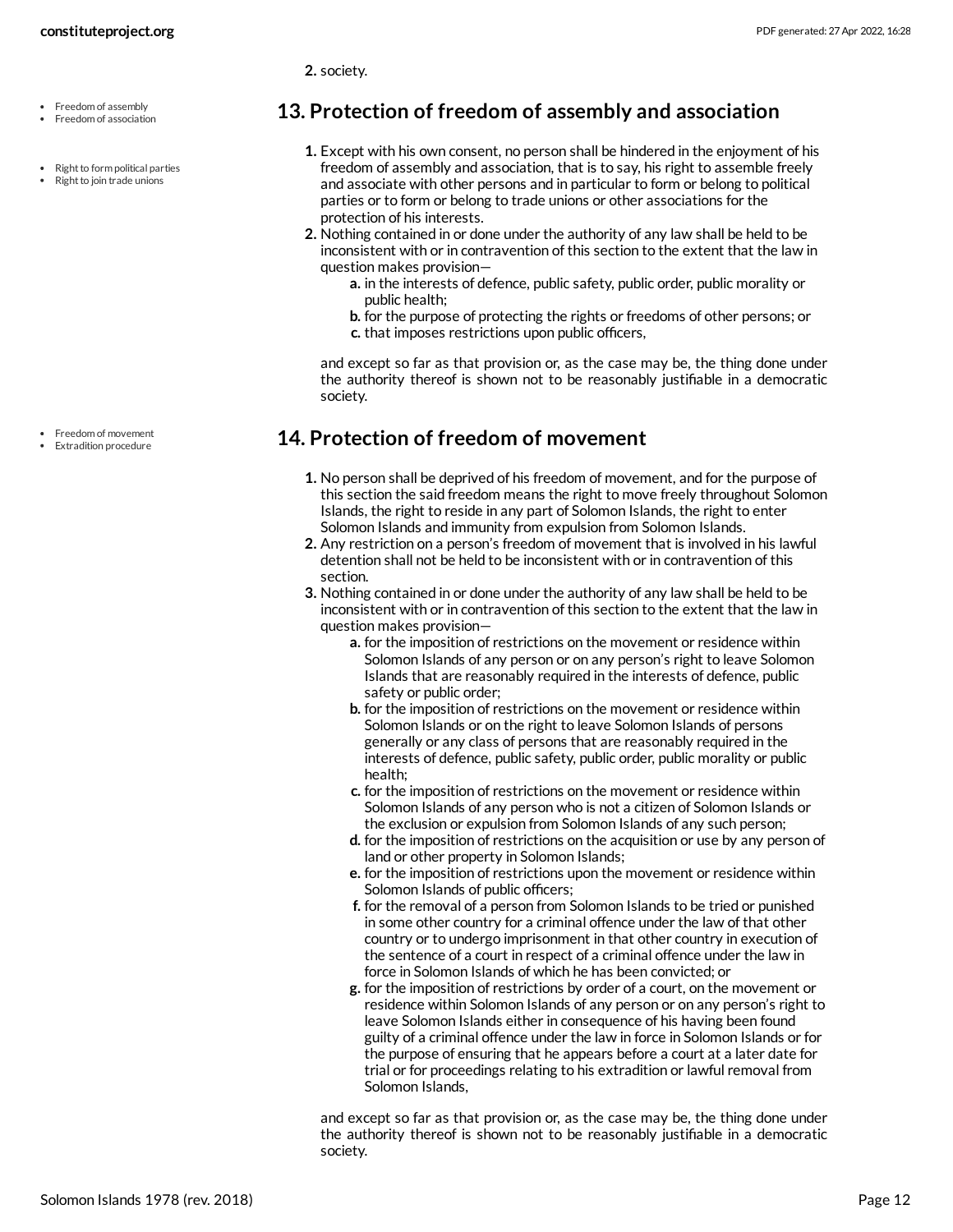2. society.

- Freedom of assembly
- Freedom of association

## 13. Protection of freedom of assembly and association

- Right to form political parties
- Right to join trade unions

1. Except with his own consent, no person shall be hindered in the enjoyment of his freedom of assembly and association, that is to say, his right to assemble freely and associate with other persons and in particular to form or belong to political parties or to form or belong to trade unions or other associations for the protection of his interests.
2. Nothing contained in or done under the authority of any law shall be held to be inconsistent with or in contravention of this section to the extent that the law in question makes provision—
   a. in the interests of defence, public safety, public order, public morality or public health;
   b. for the purpose of protecting the rights or freedoms of other persons; or
   c. that imposes restrictions upon public officers,

   and except so far as that provision or, as the case may be, the thing done under the authority thereof is shown not to be reasonably justifiable in a democratic society.

- Freedom of movement
- Extradition procedure

## 14. Protection of freedom of movement

1. No person shall be deprived of his freedom of movement, and for the purpose of this section the said freedom means the right to move freely throughout Solomon Islands, the right to reside in any part of Solomon Islands, the right to enter Solomon Islands and immunity from expulsion from Solomon Islands.
2. Any restriction on a person's freedom of movement that is involved in his lawful detention shall not be held to be inconsistent with or in contravention of this section.
3. Nothing contained in or done under the authority of any law shall be held to be inconsistent with or in contravention of this section to the extent that the law in question makes provision—
   a. for the imposition of restrictions on the movement or residence within Solomon Islands of any person or on any person's right to leave Solomon Islands that are reasonably required in the interests of defence, public safety or public order;
   b. for the imposition of restrictions on the movement or residence within Solomon Islands or on the right to leave Solomon Islands of persons generally or any class of persons that are reasonably required in the interests of defence, public safety, public order, public morality or public health;
   c. for the imposition of restrictions on the movement or residence within Solomon Islands of any person who is not a citizen of Solomon Islands or the exclusion or expulsion from Solomon Islands of any such person;
   d. for the imposition of restrictions on the acquisition or use by any person of land or other property in Solomon Islands;
   e. for the imposition of restrictions upon the movement or residence within Solomon Islands of public officers;
   f. for the removal of a person from Solomon Islands to be tried or punished in some other country for a criminal offence under the law of that other country or to undergo imprisonment in that other country in execution of the sentence of a court in respect of a criminal offence under the law in force in Solomon Islands of which he has been convicted; or
   g. for the imposition of restrictions by order of a court, on the movement or residence within Solomon Islands of any person or on any person's right to leave Solomon Islands either in consequence of his having been found guilty of a criminal offence under the law in force in Solomon Islands or for the purpose of ensuring that he appears before a court at a later date for trial or for proceedings relating to his extradition or lawful removal from Solomon Islands,

   and except so far as that provision or, as the case may be, the thing done under the authority thereof is shown not to be reasonably justifiable in a democratic society.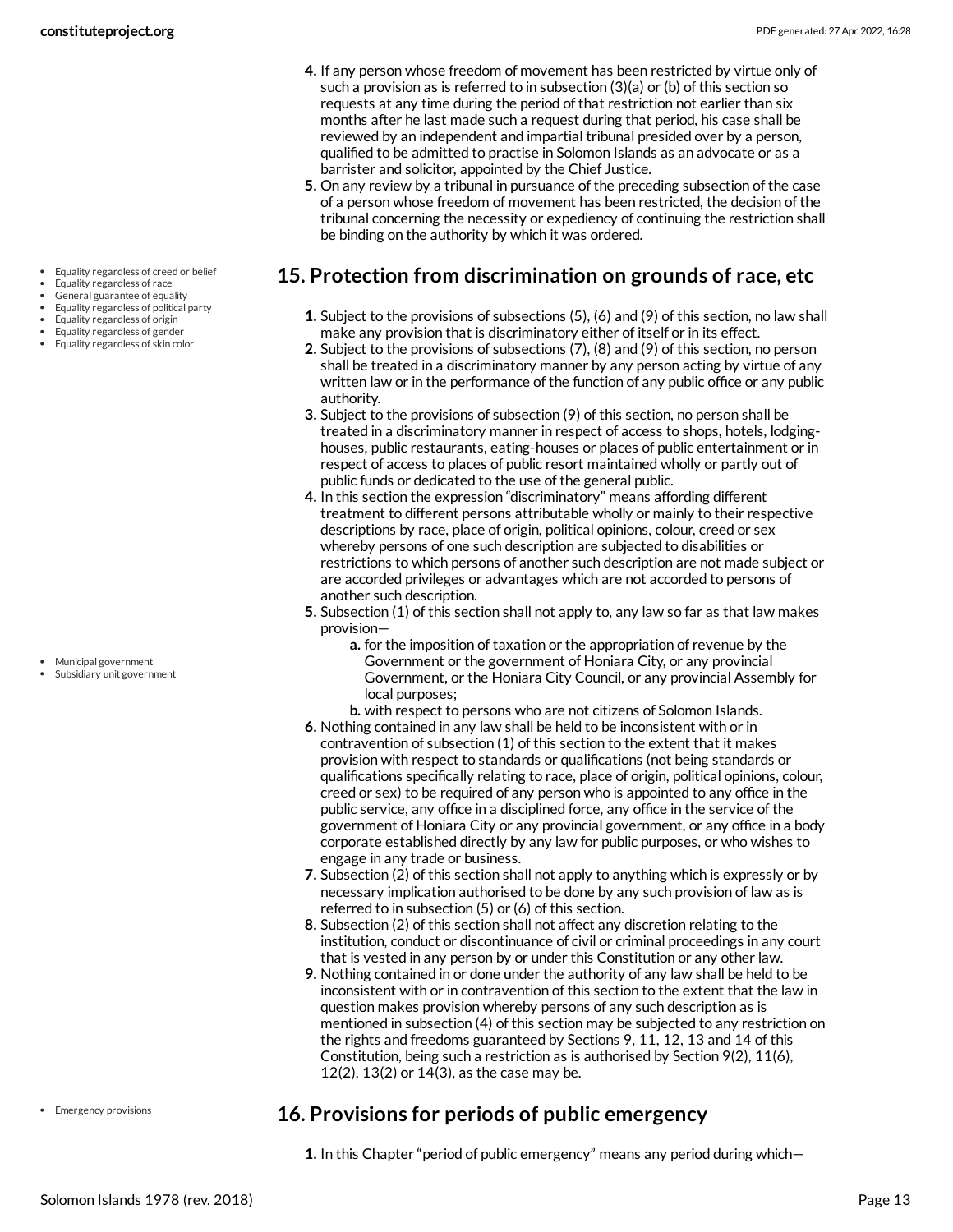4. If any person whose freedom of movement has been restricted by virtue only of such a provision as is referred to in subsection (3)(a) or (b) of this section so requests at any time during the period of that restriction not earlier than six months after he last made such a request during that period, his case shall be reviewed by an independent and impartial tribunal presided over by a person, qualified to be admitted to practise in Solomon Islands as an advocate or as a barrister and solicitor, appointed by the Chief Justice.
5. On any review by a tribunal in pursuance of the preceding subsection of the case of a person whose freedom of movement has been restricted, the decision of the tribunal concerning the necessity or expediency of continuing the restriction shall be binding on the authority by which it was ordered.

- Equality regardless of creed or belief
- Equality regardless of race
- General guarantee of equality
- Equality regardless of political party
- Equality regardless of origin
- Equality regardless of gender
- Equality regardless of skin color

## 15. Protection from discrimination on grounds of race, etc

1. Subject to the provisions of subsections (5), (6) and (9) of this section, no law shall make any provision that is discriminatory either of itself or in its effect.
2. Subject to the provisions of subsections (7), (8) and (9) of this section, no person shall be treated in a discriminatory manner by any person acting by virtue of any written law or in the performance of the function of any public office or any public authority.
3. Subject to the provisions of subsection (9) of this section, no person shall be treated in a discriminatory manner in respect of access to shops, hotels, lodging-houses, public restaurants, eating-houses or places of public entertainment or in respect of access to places of public resort maintained wholly or partly out of public funds or dedicated to the use of the general public.
4. In this section the expression "discriminatory" means affording different treatment to different persons attributable wholly or mainly to their respective descriptions by race, place of origin, political opinions, colour, creed or sex whereby persons of one such description are subjected to disabilities or restrictions to which persons of another such description are not made subject or are accorded privileges or advantages which are not accorded to persons of another such description.
5. Subsection (1) of this section shall not apply to, any law so far as that law makes provision—
   - Municipal government
   - Subsidiary unit government

   a. for the imposition of taxation or the appropriation of revenue by the Government or the government of Honiara City, or any provincial Government, or the Honiara City Council, or any provincial Assembly for local purposes;
   b. with respect to persons who are not citizens of Solomon Islands.
6. Nothing contained in any law shall be held to be inconsistent with or in contravention of subsection (1) of this section to the extent that it makes provision with respect to standards or qualifications (not being standards or qualifications specifically relating to race, place of origin, political opinions, colour, creed or sex) to be required of any person who is appointed to any office in the public service, any office in a disciplined force, any office in the service of the government of Honiara City or any provincial government, or any office in a body corporate established directly by any law for public purposes, or who wishes to engage in any trade or business.
7. Subsection (2) of this section shall not apply to anything which is expressly or by necessary implication authorised to be done by any such provision of law as is referred to in subsection (5) or (6) of this section.
8. Subsection (2) of this section shall not affect any discretion relating to the institution, conduct or discontinuance of civil or criminal proceedings in any court that is vested in any person by or under this Constitution or any other law.
9. Nothing contained in or done under the authority of any law shall be held to be inconsistent with or in contravention of this section to the extent that the law in question makes provision whereby persons of any such description as is mentioned in subsection (4) of this section may be subjected to any restriction on the rights and freedoms guaranteed by Sections 9, 11, 12, 13 and 14 of this Constitution, being such a restriction as is authorised by Section 9(2), 11(6), 12(2), 13(2) or 14(3), as the case may be.

- Emergency provisions

## 16. Provisions for periods of public emergency

1. In this Chapter "period of public emergency" means any period during which—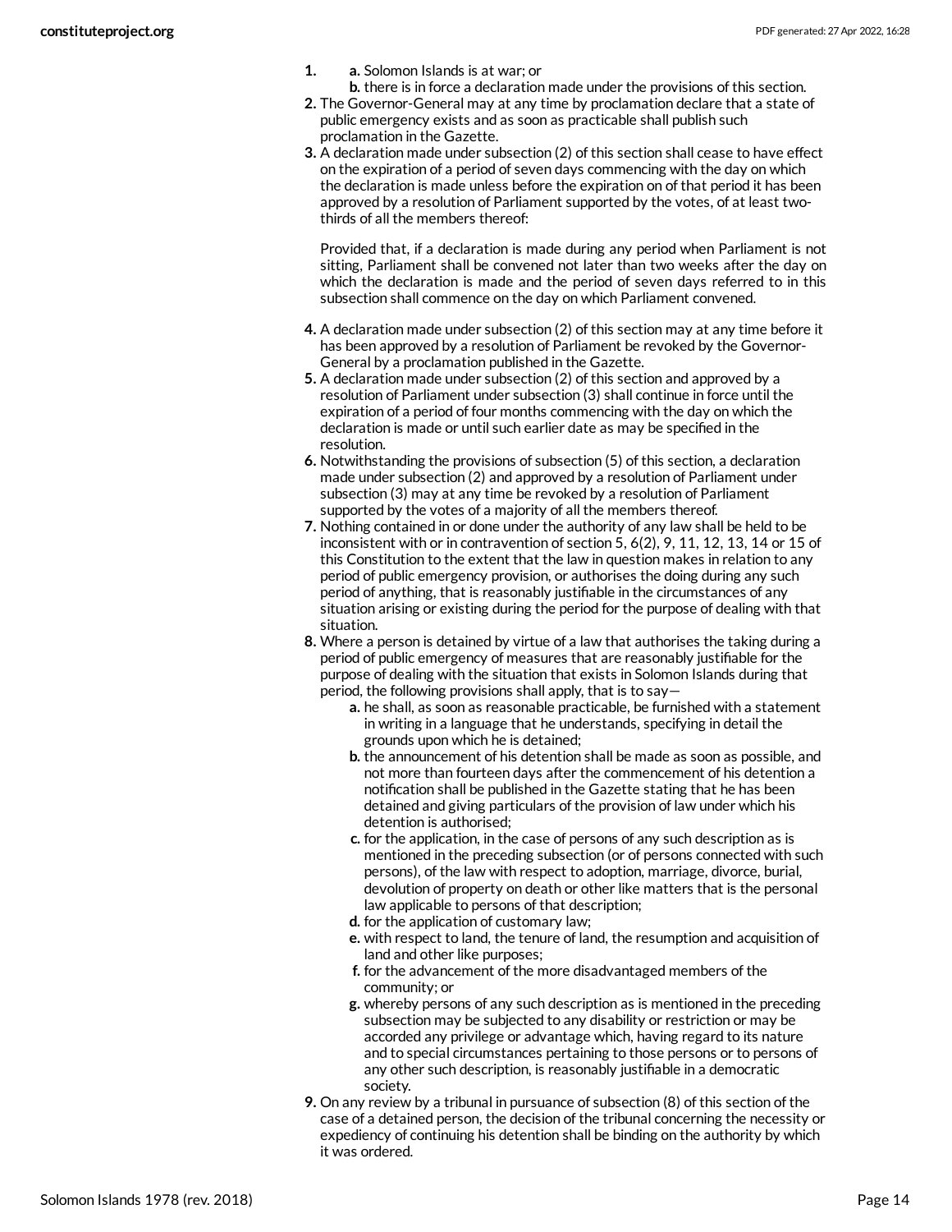1. a. Solomon Islands is at war; or
   b. there is in force a declaration made under the provisions of this section.
2. The Governor-General may at any time by proclamation declare that a state of public emergency exists and as soon as practicable shall publish such proclamation in the Gazette.
3. A declaration made under subsection (2) of this section shall cease to have effect on the expiration of a period of seven days commencing with the day on which the declaration is made unless before the expiration on of that period it has been approved by a resolution of Parliament supported by the votes, of at least two-thirds of all the members thereof:

   Provided that, if a declaration is made during any period when Parliament is not sitting, Parliament shall be convened not later than two weeks after the day on which the declaration is made and the period of seven days referred to in this subsection shall commence on the day on which Parliament convened.

4. A declaration made under subsection (2) of this section may at any time before it has been approved by a resolution of Parliament be revoked by the Governor-General by a proclamation published in the Gazette.
5. A declaration made under subsection (2) of this section and approved by a resolution of Parliament under subsection (3) shall continue in force until the expiration of a period of four months commencing with the day on which the declaration is made or until such earlier date as may be specified in the resolution.
6. Notwithstanding the provisions of subsection (5) of this section, a declaration made under subsection (2) and approved by a resolution of Parliament under subsection (3) may at any time be revoked by a resolution of Parliament supported by the votes of a majority of all the members thereof.
7. Nothing contained in or done under the authority of any law shall be held to be inconsistent with or in contravention of section 5, 6(2), 9, 11, 12, 13, 14 or 15 of this Constitution to the extent that the law in question makes in relation to any period of public emergency provision, or authorises the doing during any such period of anything, that is reasonably justifiable in the circumstances of any situation arising or existing during the period for the purpose of dealing with that situation.
8. Where a person is detained by virtue of a law that authorises the taking during a period of public emergency of measures that are reasonably justifiable for the purpose of dealing with the situation that exists in Solomon Islands during that period, the following provisions shall apply, that is to say—
   a. he shall, as soon as reasonable practicable, be furnished with a statement in writing in a language that he understands, specifying in detail the grounds upon which he is detained;
   b. the announcement of his detention shall be made as soon as possible, and not more than fourteen days after the commencement of his detention a notification shall be published in the Gazette stating that he has been detained and giving particulars of the provision of law under which his detention is authorised;
   c. for the application, in the case of persons of any such description as is mentioned in the preceding subsection (or of persons connected with such persons), of the law with respect to adoption, marriage, divorce, burial, devolution of property on death or other like matters that is the personal law applicable to persons of that description;
   d. for the application of customary law;
   e. with respect to land, the tenure of land, the resumption and acquisition of land and other like purposes;
   f. for the advancement of the more disadvantaged members of the community; or
   g. whereby persons of any such description as is mentioned in the preceding subsection may be subjected to any disability or restriction or may be accorded any privilege or advantage which, having regard to its nature and to special circumstances pertaining to those persons or to persons of any other such description, is reasonably justifiable in a democratic society.
9. On any review by a tribunal in pursuance of subsection (8) of this section of the case of a detained person, the decision of the tribunal concerning the necessity or expediency of continuing his detention shall be binding on the authority by which it was ordered.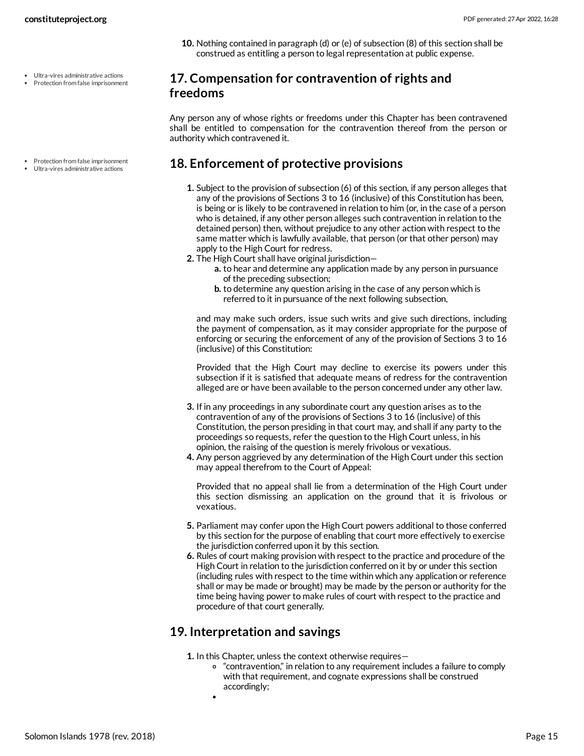10. Nothing contained in paragraph (d) or (e) of subsection (8) of this section shall be construed as entitling a person to legal representation at public expense.

- Ultra-vires administrative actions
- Protection from false imprisonment

## 17. Compensation for contravention of rights and freedoms

Any person any of whose rights or freedoms under this Chapter has been contravened shall be entitled to compensation for the contravention thereof from the person or authority which contravened it.

- Protection from false imprisonment
- Ultra-vires administrative actions

## 18. Enforcement of protective provisions

1. Subject to the provision of subsection (6) of this section, if any person alleges that any of the provisions of Sections 3 to 16 (inclusive) of this Constitution has been, is being or is likely to be contravened in relation to him (or, in the case of a person who is detained, if any other person alleges such contravention in relation to the detained person) then, without prejudice to any other action with respect to the same matter which is lawfully available, that person (or that other person) may apply to the High Court for redress.
2. The High Court shall have original jurisdiction—
   a. to hear and determine any application made by any person in pursuance of the preceding subsection;
   b. to determine any question arising in the case of any person which is referred to it in pursuance of the next following subsection,

   and may make such orders, issue such writs and give such directions, including the payment of compensation, as it may consider appropriate for the purpose of enforcing or securing the enforcement of any of the provision of Sections 3 to 16 (inclusive) of this Constitution:

   Provided that the High Court may decline to exercise its powers under this subsection if it is satisfied that adequate means of redress for the contravention alleged are or have been available to the person concerned under any other law.
3. If in any proceedings in any subordinate court any question arises as to the contravention of any of the provisions of Sections 3 to 16 (inclusive) of this Constitution, the person presiding in that court may, and shall if any party to the proceedings so requests, refer the question to the High Court unless, in his opinion, the raising of the question is merely frivolous or vexatious.
4. Any person aggrieved by any determination of the High Court under this section may appeal therefrom to the Court of Appeal:

   Provided that no appeal shall lie from a determination of the High Court under this section dismissing an application on the ground that it is frivolous or vexatious.
5. Parliament may confer upon the High Court powers additional to those conferred by this section for the purpose of enabling that court more effectively to exercise the jurisdiction conferred upon it by this section.
6. Rules of court making provision with respect to the practice and procedure of the High Court in relation to the jurisdiction conferred on it by or under this section (including rules with respect to the time within which any application or reference shall or may be made or brought) may be made by the person or authority for the time being having power to make rules of court with respect to the practice and procedure of that court generally.

## 19. Interpretation and savings

1. In this Chapter, unless the context otherwise requires—
   - "contravention," in relation to any requirement includes a failure to comply with that requirement, and cognate expressions shall be construed accordingly;
   -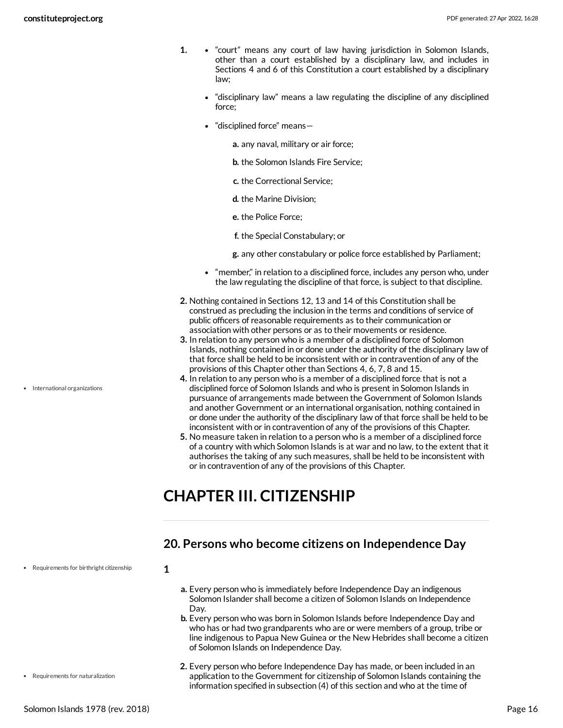1.
- "court" means any court of law having jurisdiction in Solomon Islands, other than a court established by a disciplinary law, and includes in Sections 4 and 6 of this Constitution a court established by a disciplinary law;
- "disciplinary law" means a law regulating the discipline of any disciplined force;
- "disciplined force" means—
  - **a.** any naval, military or air force;
  - **b.** the Solomon Islands Fire Service;
  - **c.** the Correctional Service;
  - **d.** the Marine Division;
  - **e.** the Police Force;
  - **f.** the Special Constabulary; or
  - **g.** any other constabulary or police force established by Parliament;
- "member," in relation to a disciplined force, includes any person who, under the law regulating the discipline of that force, is subject to that discipline.

2. Nothing contained in Sections 12, 13 and 14 of this Constitution shall be construed as precluding the inclusion in the terms and conditions of service of public officers of reasonable requirements as to their communication or association with other persons or as to their movements or residence.
3. In relation to any person who is a member of a disciplined force of Solomon Islands, nothing contained in or done under the authority of the disciplinary law of that force shall be held to be inconsistent with or in contravention of any of the provisions of this Chapter other than Sections 4, 6, 7, 8 and 15.
4. In relation to any person who is a member of a disciplined force that is not a disciplined force of Solomon Islands and who is present in Solomon Islands in pursuance of arrangements made between the Government of Solomon Islands and another Government or an international organisation, nothing contained in or done under the authority of the disciplinary law of that force shall be held to be inconsistent with or in contravention of any of the provisions of this Chapter.
5. No measure taken in relation to a person who is a member of a disciplined force of a country with which Solomon Islands is at war and no law, to the extent that it authorises the taking of any such measures, shall be held to be inconsistent with or in contravention of any of the provisions of this Chapter.

- International organizations

# CHAPTER III. CITIZENSHIP

## 20. Persons who become citizens on Independence Day

- Requirements for birthright citizenship

**1**

- **a.** Every person who is immediately before Independence Day an indigenous Solomon Islander shall become a citizen of Solomon Islands on Independence Day.
- **b.** Every person who was born in Solomon Islands before Independence Day and who has or had two grandparents who are or were members of a group, tribe or line indigenous to Papua New Guinea or the New Hebrides shall become a citizen of Solomon Islands on Independence Day.

- Requirements for naturalization

**2.** Every person who before Independence Day has made, or been included in an application to the Government for citizenship of Solomon Islands containing the information specified in subsection (4) of this section and who at the time of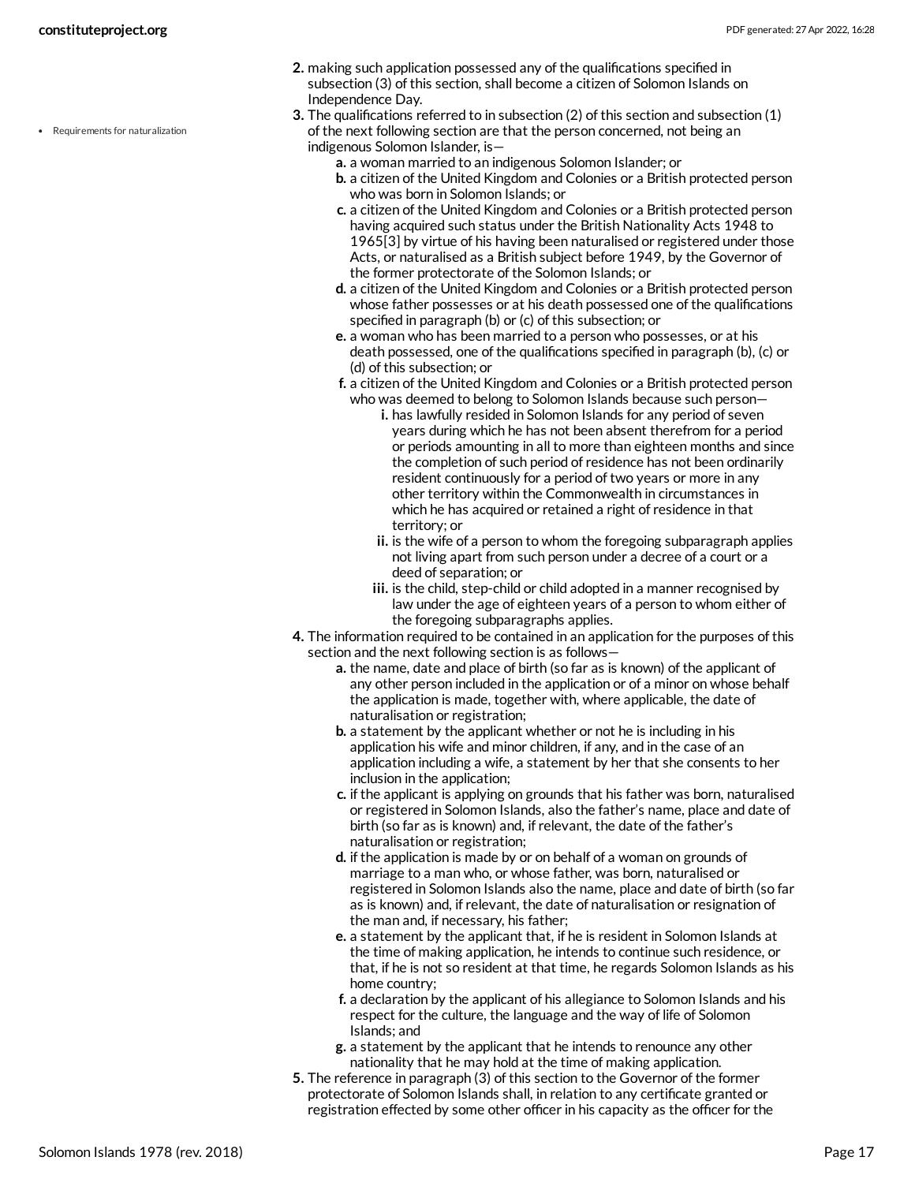2. making such application possessed any of the qualifications specified in subsection (3) of this section, shall become a citizen of Solomon Islands on Independence Day.
3. The qualifications referred to in subsection (2) of this section and subsection (1) of the next following section are that the person concerned, not being an indigenous Solomon Islander, is—

- Requirements for naturalization

    a. a woman married to an indigenous Solomon Islander; or
    b. a citizen of the United Kingdom and Colonies or a British protected person who was born in Solomon Islands; or
    c. a citizen of the United Kingdom and Colonies or a British protected person having acquired such status under the British Nationality Acts 1948 to 1965[3] by virtue of his having been naturalised or registered under those Acts, or naturalised as a British subject before 1949, by the Governor of the former protectorate of the Solomon Islands; or
    d. a citizen of the United Kingdom and Colonies or a British protected person whose father possesses or at his death possessed one of the qualifications specified in paragraph (b) or (c) of this subsection; or
    e. a woman who has been married to a person who possesses, or at his death possessed, one of the qualifications specified in paragraph (b), (c) or (d) of this subsection; or
    f. a citizen of the United Kingdom and Colonies or a British protected person who was deemed to belong to Solomon Islands because such person—
        i. has lawfully resided in Solomon Islands for any period of seven years during which he has not been absent therefrom for a period or periods amounting in all to more than eighteen months and since the completion of such period of residence has not been ordinarily resident continuously for a period of two years or more in any other territory within the Commonwealth in circumstances in which he has acquired or retained a right of residence in that territory; or
        ii. is the wife of a person to whom the foregoing subparagraph applies not living apart from such person under a decree of a court or a deed of separation; or
        iii. is the child, step-child or child adopted in a manner recognised by law under the age of eighteen years of a person to whom either of the foregoing subparagraphs applies.
4. The information required to be contained in an application for the purposes of this section and the next following section is as follows—
    a. the name, date and place of birth (so far as is known) of the applicant of any other person included in the application or of a minor on whose behalf the application is made, together with, where applicable, the date of naturalisation or registration;
    b. a statement by the applicant whether or not he is including in his application his wife and minor children, if any, and in the case of an application including a wife, a statement by her that she consents to her inclusion in the application;
    c. if the applicant is applying on grounds that his father was born, naturalised or registered in Solomon Islands, also the father's name, place and date of birth (so far as is known) and, if relevant, the date of the father's naturalisation or registration;
    d. if the application is made by or on behalf of a woman on grounds of marriage to a man who, or whose father, was born, naturalised or registered in Solomon Islands also the name, place and date of birth (so far as is known) and, if relevant, the date of naturalisation or resignation of the man and, if necessary, his father;
    e. a statement by the applicant that, if he is resident in Solomon Islands at the time of making application, he intends to continue such residence, or that, if he is not so resident at that time, he regards Solomon Islands as his home country;
    f. a declaration by the applicant of his allegiance to Solomon Islands and his respect for the culture, the language and the way of life of Solomon Islands; and
    g. a statement by the applicant that he intends to renounce any other nationality that he may hold at the time of making application.
5. The reference in paragraph (3) of this section to the Governor of the former protectorate of Solomon Islands shall, in relation to any certificate granted or registration effected by some other officer in his capacity as the officer for the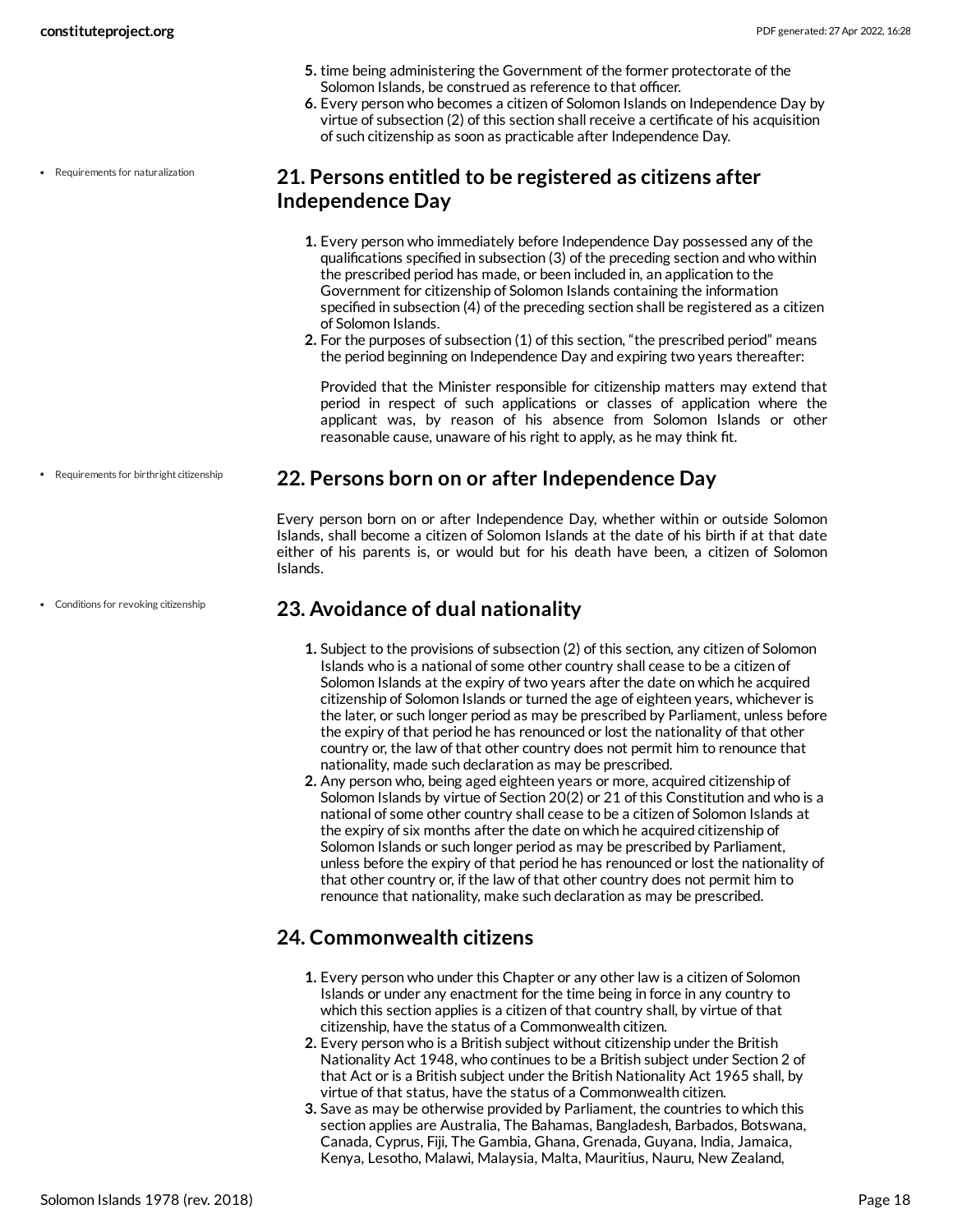5. time being administering the Government of the former protectorate of the Solomon Islands, be construed as reference to that officer.
6. Every person who becomes a citizen of Solomon Islands on Independence Day by virtue of subsection (2) of this section shall receive a certificate of his acquisition of such citizenship as soon as practicable after Independence Day.

• Requirements for naturalization

## 21. Persons entitled to be registered as citizens after Independence Day

1. Every person who immediately before Independence Day possessed any of the qualifications specified in subsection (3) of the preceding section and who within the prescribed period has made, or been included in, an application to the Government for citizenship of Solomon Islands containing the information specified in subsection (4) of the preceding section shall be registered as a citizen of Solomon Islands.
2. For the purposes of subsection (1) of this section, "the prescribed period" means the period beginning on Independence Day and expiring two years thereafter:

   Provided that the Minister responsible for citizenship matters may extend that period in respect of such applications or classes of application where the applicant was, by reason of his absence from Solomon Islands or other reasonable cause, unaware of his right to apply, as he may think fit.

• Requirements for birthright citizenship

## 22. Persons born on or after Independence Day

Every person born on or after Independence Day, whether within or outside Solomon Islands, shall become a citizen of Solomon Islands at the date of his birth if at that date either of his parents is, or would but for his death have been, a citizen of Solomon Islands.

• Conditions for revoking citizenship

## 23. Avoidance of dual nationality

1. Subject to the provisions of subsection (2) of this section, any citizen of Solomon Islands who is a national of some other country shall cease to be a citizen of Solomon Islands at the expiry of two years after the date on which he acquired citizenship of Solomon Islands or turned the age of eighteen years, whichever is the later, or such longer period as may be prescribed by Parliament, unless before the expiry of that period he has renounced or lost the nationality of that other country or, the law of that other country does not permit him to renounce that nationality, made such declaration as may be prescribed.
2. Any person who, being aged eighteen years or more, acquired citizenship of Solomon Islands by virtue of Section 20(2) or 21 of this Constitution and who is a national of some other country shall cease to be a citizen of Solomon Islands at the expiry of six months after the date on which he acquired citizenship of Solomon Islands or such longer period as may be prescribed by Parliament, unless before the expiry of that period he has renounced or lost the nationality of that other country or, if the law of that other country does not permit him to renounce that nationality, make such declaration as may be prescribed.

## 24. Commonwealth citizens

1. Every person who under this Chapter or any other law is a citizen of Solomon Islands or under any enactment for the time being in force in any country to which this section applies is a citizen of that country shall, by virtue of that citizenship, have the status of a Commonwealth citizen.
2. Every person who is a British subject without citizenship under the British Nationality Act 1948, who continues to be a British subject under Section 2 of that Act or is a British subject under the British Nationality Act 1965 shall, by virtue of that status, have the status of a Commonwealth citizen.
3. Save as may be otherwise provided by Parliament, the countries to which this section applies are Australia, The Bahamas, Bangladesh, Barbados, Botswana, Canada, Cyprus, Fiji, The Gambia, Ghana, Grenada, Guyana, India, Jamaica, Kenya, Lesotho, Malawi, Malaysia, Malta, Mauritius, Nauru, New Zealand,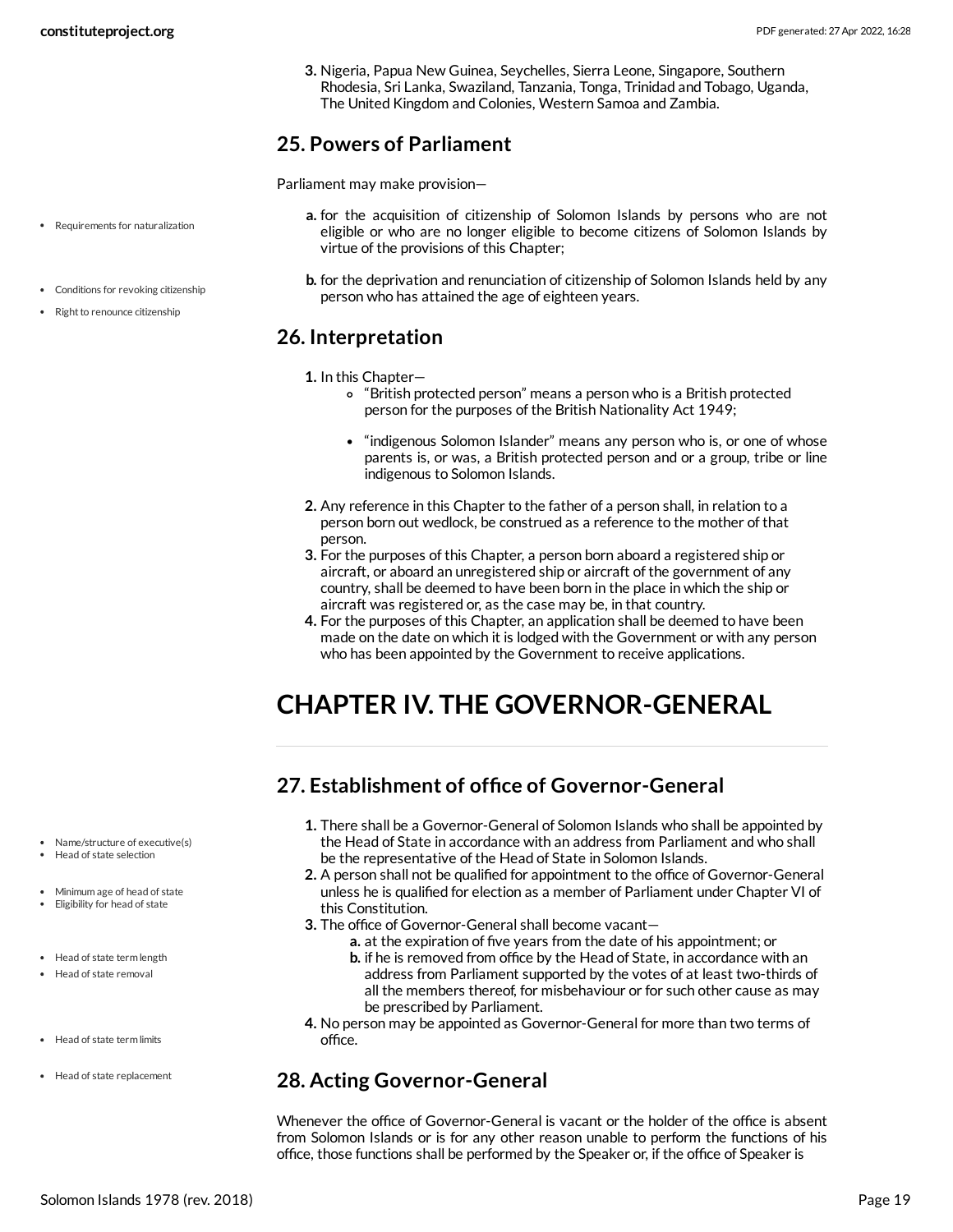3. Nigeria, Papua New Guinea, Seychelles, Sierra Leone, Singapore, Southern Rhodesia, Sri Lanka, Swaziland, Tanzania, Tonga, Trinidad and Tobago, Uganda, The United Kingdom and Colonies, Western Samoa and Zambia.

## 25. Powers of Parliament

Parliament may make provision—

- Requirements for naturalization

a. for the acquisition of citizenship of Solomon Islands by persons who are not eligible or who are no longer eligible to become citizens of Solomon Islands by virtue of the provisions of this Chapter;

- Conditions for revoking citizenship
- Right to renounce citizenship

b. for the deprivation and renunciation of citizenship of Solomon Islands held by any person who has attained the age of eighteen years.

## 26. Interpretation

1. In this Chapter—
   - "British protected person" means a person who is a British protected person for the purposes of the British Nationality Act 1949;
   - "indigenous Solomon Islander" means any person who is, or one of whose parents is, or was, a British protected person and or a group, tribe or line indigenous to Solomon Islands.
2. Any reference in this Chapter to the father of a person shall, in relation to a person born out wedlock, be construed as a reference to the mother of that person.
3. For the purposes of this Chapter, a person born aboard a registered ship or aircraft, or aboard an unregistered ship or aircraft of the government of any country, shall be deemed to have been born in the place in which the ship or aircraft was registered or, as the case may be, in that country.
4. For the purposes of this Chapter, an application shall be deemed to have been made on the date on which it is lodged with the Government or with any person who has been appointed by the Government to receive applications.

# CHAPTER IV. THE GOVERNOR-GENERAL

## 27. Establishment of office of Governor-General

- Name/structure of executive(s)
- Head of state selection

1. There shall be a Governor-General of Solomon Islands who shall be appointed by the Head of State in accordance with an address from Parliament and who shall be the representative of the Head of State in Solomon Islands.

- Minimum age of head of state
- Eligibility for head of state

2. A person shall not be qualified for appointment to the office of Governor-General unless he is qualified for election as a member of Parliament under Chapter VI of this Constitution.

- Head of state term length
- Head of state removal

3. The office of Governor-General shall become vacant—
   a. at the expiration of five years from the date of his appointment; or
   b. if he is removed from office by the Head of State, in accordance with an address from Parliament supported by the votes of at least two-thirds of all the members thereof, for misbehaviour or for such other cause as may be prescribed by Parliament.

- Head of state term limits

4. No person may be appointed as Governor-General for more than two terms of office.

## 28. Acting Governor-General

- Head of state replacement

Whenever the office of Governor-General is vacant or the holder of the office is absent from Solomon Islands or is for any other reason unable to perform the functions of his office, those functions shall be performed by the Speaker or, if the office of Speaker is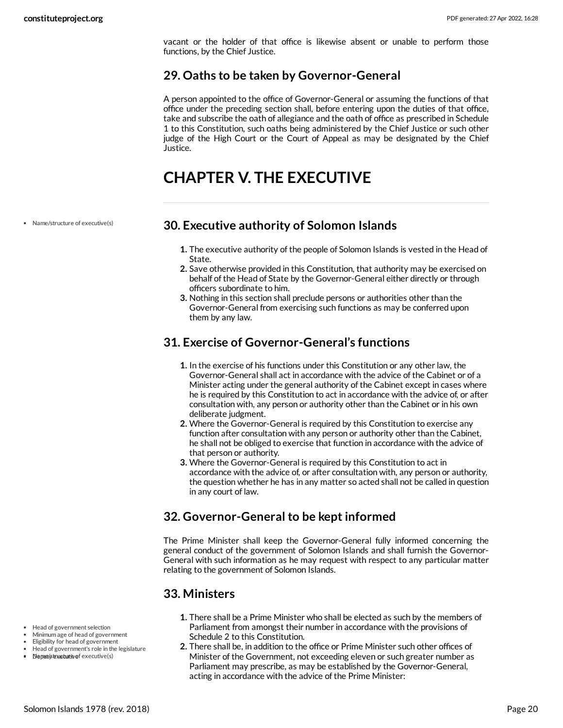vacant or the holder of that office is likewise absent or unable to perform those functions, by the Chief Justice.

## 29. Oaths to be taken by Governor-General

A person appointed to the office of Governor-General or assuming the functions of that office under the preceding section shall, before entering upon the duties of that office, take and subscribe the oath of allegiance and the oath of office as prescribed in Schedule 1 to this Constitution, such oaths being administered by the Chief Justice or such other judge of the High Court or the Court of Appeal as may be designated by the Chief Justice.

# CHAPTER V. THE EXECUTIVE

- Name/structure of executive(s)

## 30. Executive authority of Solomon Islands

1. The executive authority of the people of Solomon Islands is vested in the Head of State.
2. Save otherwise provided in this Constitution, that authority may be exercised on behalf of the Head of State by the Governor-General either directly or through officers subordinate to him.
3. Nothing in this section shall preclude persons or authorities other than the Governor-General from exercising such functions as may be conferred upon them by any law.

## 31. Exercise of Governor-General's functions

1. In the exercise of his functions under this Constitution or any other law, the Governor-General shall act in accordance with the advice of the Cabinet or of a Minister acting under the general authority of the Cabinet except in cases where he is required by this Constitution to act in accordance with the advice of, or after consultation with, any person or authority other than the Cabinet or in his own deliberate judgment.
2. Where the Governor-General is required by this Constitution to exercise any function after consultation with any person or authority other than the Cabinet, he shall not be obliged to exercise that function in accordance with the advice of that person or authority.
3. Where the Governor-General is required by this Constitution to act in accordance with the advice of, or after consultation with, any person or authority, the question whether he has in any matter so acted shall not be called in question in any court of law.

## 32. Governor-General to be kept informed

The Prime Minister shall keep the Governor-General fully informed concerning the general conduct of the government of Solomon Islands and shall furnish the Governor-General with such information as he may request with respect to any particular matter relating to the government of Solomon Islands.

## 33. Ministers

- Head of government selection
- Minimum age of head of government
- Eligibility for head of government
- Head of government's role in the legislature
- Name/structure of executive(s)
- Deputy executive

1. There shall be a Prime Minister who shall be elected as such by the members of Parliament from amongst their number in accordance with the provisions of Schedule 2 to this Constitution.
2. There shall be, in addition to the office or Prime Minister such other offices of Minister of the Government, not exceeding eleven or such greater number as Parliament may prescribe, as may be established by the Governor-General, acting in accordance with the advice of the Prime Minister: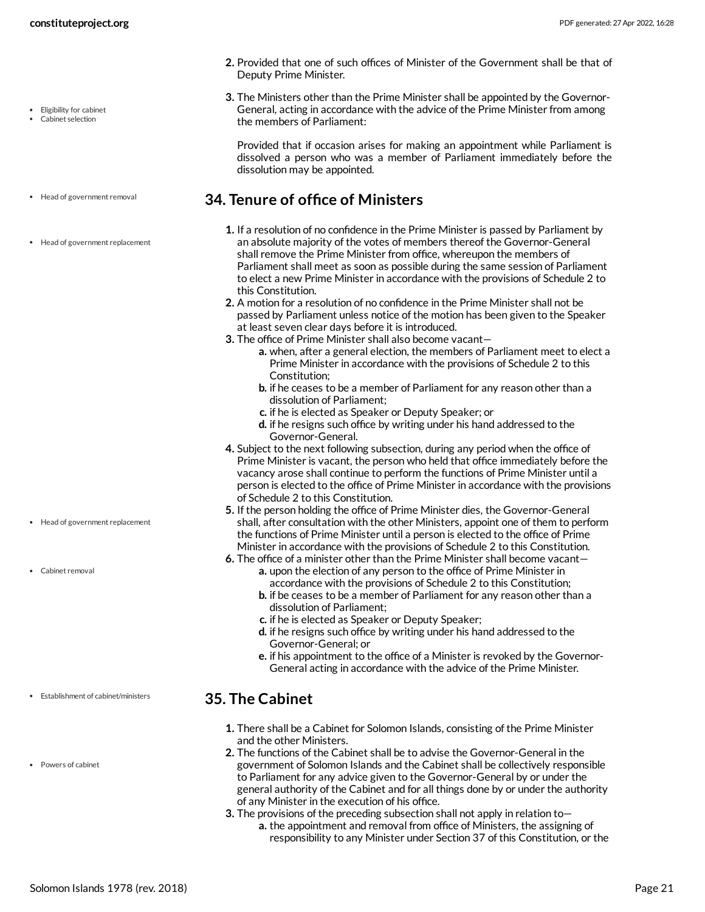2. Provided that one of such offices of Minister of the Government shall be that of Deputy Prime Minister.

3. The Ministers other than the Prime Minister shall be appointed by the Governor-General, acting in accordance with the advice of the Prime Minister from among the members of Parliament:

   Provided that if occasion arises for making an appointment while Parliament is dissolved a person who was a member of Parliament immediately before the dissolution may be appointed.

## 34. Tenure of office of Ministers

1. If a resolution of no confidence in the Prime Minister is passed by Parliament by an absolute majority of the votes of members thereof the Governor-General shall remove the Prime Minister from office, whereupon the members of Parliament shall meet as soon as possible during the same session of Parliament to elect a new Prime Minister in accordance with the provisions of Schedule 2 to this Constitution.
2. A motion for a resolution of no confidence in the Prime Minister shall not be passed by Parliament unless notice of the motion has been given to the Speaker at least seven clear days before it is introduced.
3. The office of Prime Minister shall also become vacant—
   a. when, after a general election, the members of Parliament meet to elect a Prime Minister in accordance with the provisions of Schedule 2 to this Constitution;
   b. if he ceases to be a member of Parliament for any reason other than a dissolution of Parliament;
   c. if he is elected as Speaker or Deputy Speaker; or
   d. if he resigns such office by writing under his hand addressed to the Governor-General.
4. Subject to the next following subsection, during any period when the office of Prime Minister is vacant, the person who held that office immediately before the vacancy arose shall continue to perform the functions of Prime Minister until a person is elected to the office of Prime Minister in accordance with the provisions of Schedule 2 to this Constitution.
5. If the person holding the office of Prime Minister dies, the Governor-General shall, after consultation with the other Ministers, appoint one of them to perform the functions of Prime Minister until a person is elected to the office of Prime Minister in accordance with the provisions of Schedule 2 to this Constitution.
6. The office of a minister other than the Prime Minister shall become vacant—
   a. upon the election of any person to the office of Prime Minister in accordance with the provisions of Schedule 2 to this Constitution;
   b. if be ceases to be a member of Parliament for any reason other than a dissolution of Parliament;
   c. if he is elected as Speaker or Deputy Speaker;
   d. if he resigns such office by writing under his hand addressed to the Governor-General; or
   e. if his appointment to the office of a Minister is revoked by the Governor-General acting in accordance with the advice of the Prime Minister.

## 35. The Cabinet

1. There shall be a Cabinet for Solomon Islands, consisting of the Prime Minister and the other Ministers.
2. The functions of the Cabinet shall be to advise the Governor-General in the government of Solomon Islands and the Cabinet shall be collectively responsible to Parliament for any advice given to the Governor-General by or under the general authority of the Cabinet and for all things done by or under the authority of any Minister in the execution of his office.
3. The provisions of the preceding subsection shall not apply in relation to—
   a. the appointment and removal from office of Ministers, the assigning of responsibility to any Minister under Section 37 of this Constitution, or the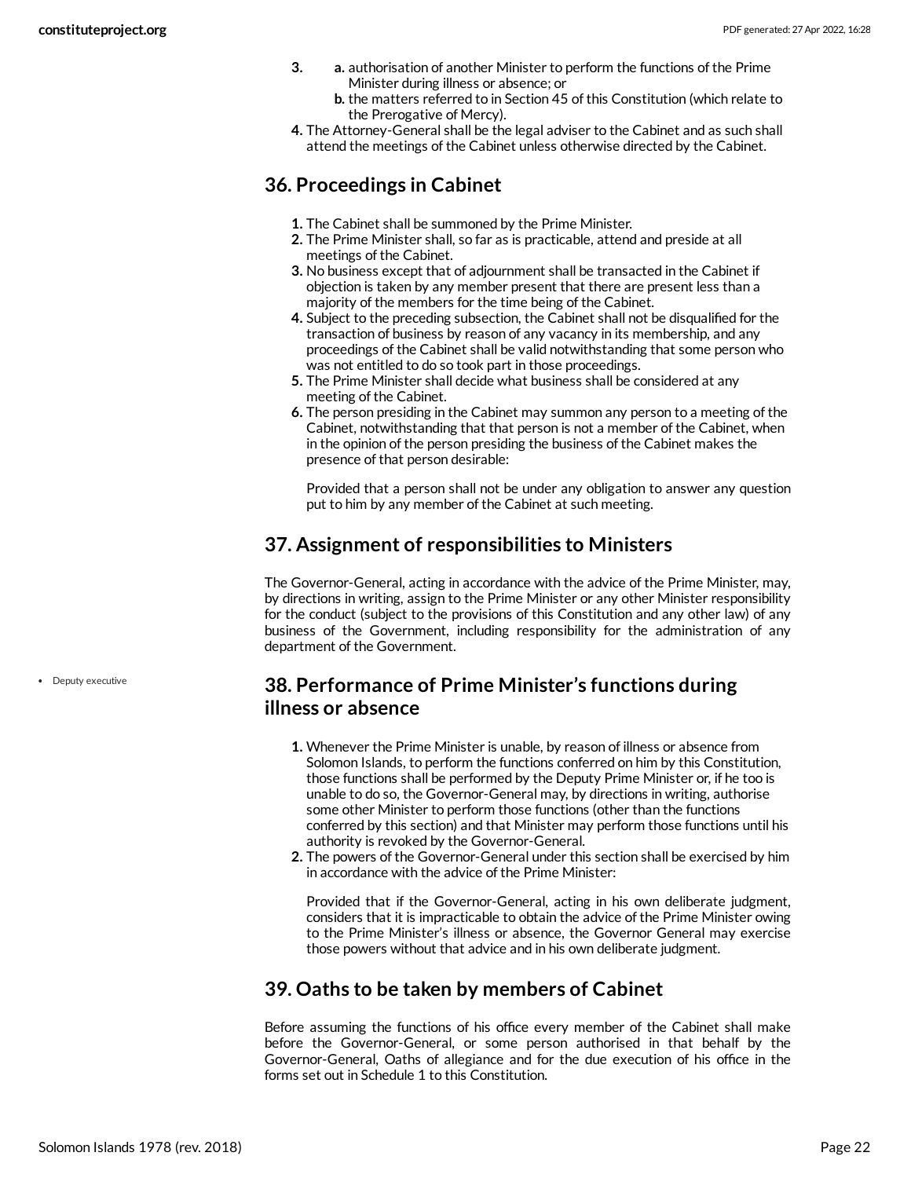3. a. authorisation of another Minister to perform the functions of the Prime Minister during illness or absence; or
   b. the matters referred to in Section 45 of this Constitution (which relate to the Prerogative of Mercy).
4. The Attorney-General shall be the legal adviser to the Cabinet and as such shall attend the meetings of the Cabinet unless otherwise directed by the Cabinet.

## 36. Proceedings in Cabinet

1. The Cabinet shall be summoned by the Prime Minister.
2. The Prime Minister shall, so far as is practicable, attend and preside at all meetings of the Cabinet.
3. No business except that of adjournment shall be transacted in the Cabinet if objection is taken by any member present that there are present less than a majority of the members for the time being of the Cabinet.
4. Subject to the preceding subsection, the Cabinet shall not be disqualified for the transaction of business by reason of any vacancy in its membership, and any proceedings of the Cabinet shall be valid notwithstanding that some person who was not entitled to do so took part in those proceedings.
5. The Prime Minister shall decide what business shall be considered at any meeting of the Cabinet.
6. The person presiding in the Cabinet may summon any person to a meeting of the Cabinet, notwithstanding that that person is not a member of the Cabinet, when in the opinion of the person presiding the business of the Cabinet makes the presence of that person desirable:

   Provided that a person shall not be under any obligation to answer any question put to him by any member of the Cabinet at such meeting.

## 37. Assignment of responsibilities to Ministers

The Governor-General, acting in accordance with the advice of the Prime Minister, may, by directions in writing, assign to the Prime Minister or any other Minister responsibility for the conduct (subject to the provisions of this Constitution and any other law) of any business of the Government, including responsibility for the administration of any department of the Government.

- Deputy executive

## 38. Performance of Prime Minister's functions during illness or absence

1. Whenever the Prime Minister is unable, by reason of illness or absence from Solomon Islands, to perform the functions conferred on him by this Constitution, those functions shall be performed by the Deputy Prime Minister or, if he too is unable to do so, the Governor-General may, by directions in writing, authorise some other Minister to perform those functions (other than the functions conferred by this section) and that Minister may perform those functions until his authority is revoked by the Governor-General.
2. The powers of the Governor-General under this section shall be exercised by him in accordance with the advice of the Prime Minister:

   Provided that if the Governor-General, acting in his own deliberate judgment, considers that it is impracticable to obtain the advice of the Prime Minister owing to the Prime Minister's illness or absence, the Governor General may exercise those powers without that advice and in his own deliberate judgment.

## 39. Oaths to be taken by members of Cabinet

Before assuming the functions of his office every member of the Cabinet shall make before the Governor-General, or some person authorised in that behalf by the Governor-General, Oaths of allegiance and for the due execution of his office in the forms set out in Schedule 1 to this Constitution.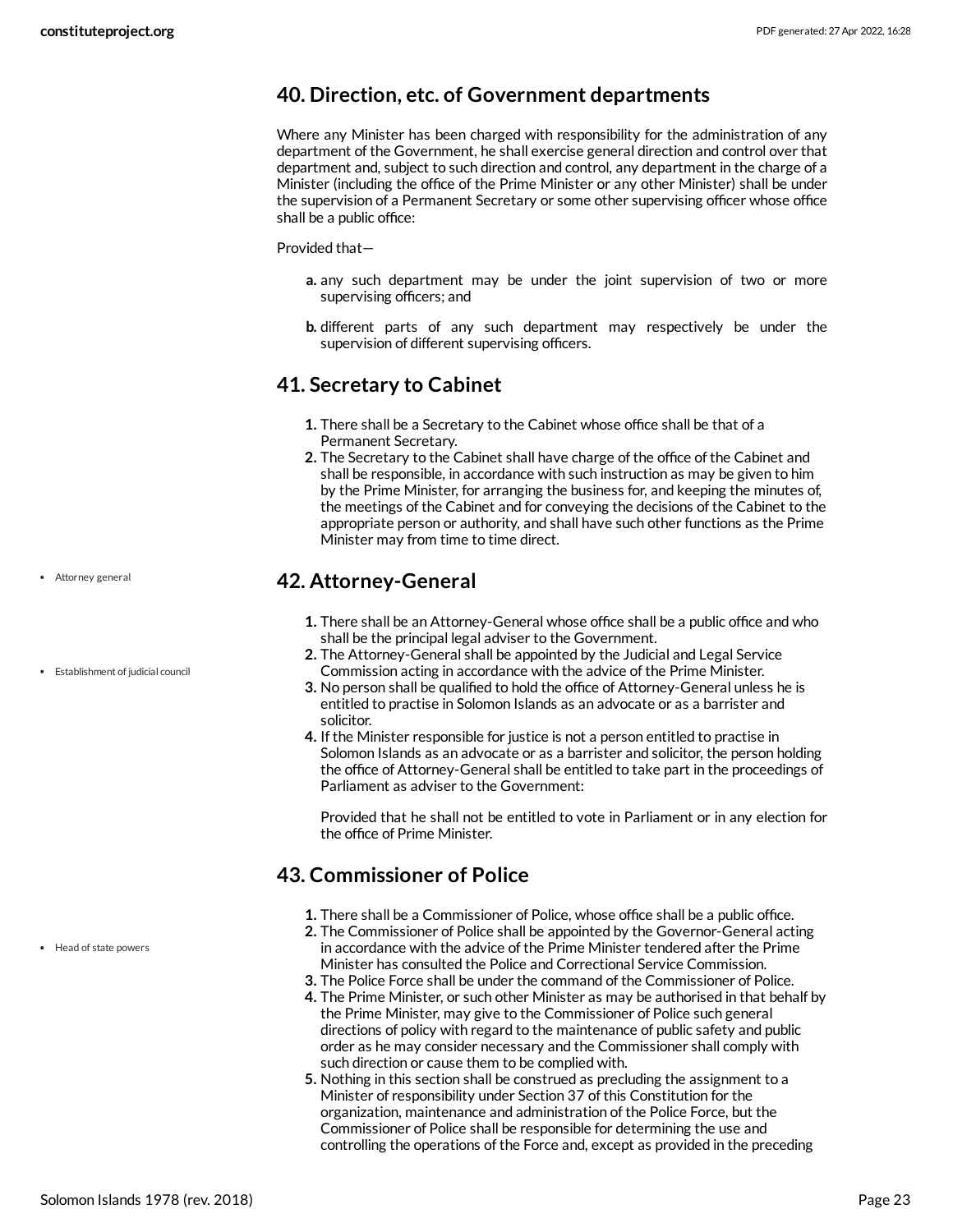## 40. Direction, etc. of Government departments

Where any Minister has been charged with responsibility for the administration of any department of the Government, he shall exercise general direction and control over that department and, subject to such direction and control, any department in the charge of a Minister (including the office of the Prime Minister or any other Minister) shall be under the supervision of a Permanent Secretary or some other supervising officer whose office shall be a public office:

Provided that—

- **a.** any such department may be under the joint supervision of two or more supervising officers; and
- **b.** different parts of any such department may respectively be under the supervision of different supervising officers.

## 41. Secretary to Cabinet

1. There shall be a Secretary to the Cabinet whose office shall be that of a Permanent Secretary.
2. The Secretary to the Cabinet shall have charge of the office of the Cabinet and shall be responsible, in accordance with such instruction as may be given to him by the Prime Minister, for arranging the business for, and keeping the minutes of, the meetings of the Cabinet and for conveying the decisions of the Cabinet to the appropriate person or authority, and shall have such other functions as the Prime Minister may from time to time direct.

- Attorney general

## 42. Attorney-General

- Establishment of judicial council

1. There shall be an Attorney-General whose office shall be a public office and who shall be the principal legal adviser to the Government.
2. The Attorney-General shall be appointed by the Judicial and Legal Service Commission acting in accordance with the advice of the Prime Minister.
3. No person shall be qualified to hold the office of Attorney-General unless he is entitled to practise in Solomon Islands as an advocate or as a barrister and solicitor.
4. If the Minister responsible for justice is not a person entitled to practise in Solomon Islands as an advocate or as a barrister and solicitor, the person holding the office of Attorney-General shall be entitled to take part in the proceedings of Parliament as adviser to the Government:

   Provided that he shall not be entitled to vote in Parliament or in any election for the office of Prime Minister.

## 43. Commissioner of Police

- Head of state powers

1. There shall be a Commissioner of Police, whose office shall be a public office.
2. The Commissioner of Police shall be appointed by the Governor-General acting in accordance with the advice of the Prime Minister tendered after the Prime Minister has consulted the Police and Correctional Service Commission.
3. The Police Force shall be under the command of the Commissioner of Police.
4. The Prime Minister, or such other Minister as may be authorised in that behalf by the Prime Minister, may give to the Commissioner of Police such general directions of policy with regard to the maintenance of public safety and public order as he may consider necessary and the Commissioner shall comply with such direction or cause them to be complied with.
5. Nothing in this section shall be construed as precluding the assignment to a Minister of responsibility under Section 37 of this Constitution for the organization, maintenance and administration of the Police Force, but the Commissioner of Police shall be responsible for determining the use and controlling the operations of the Force and, except as provided in the preceding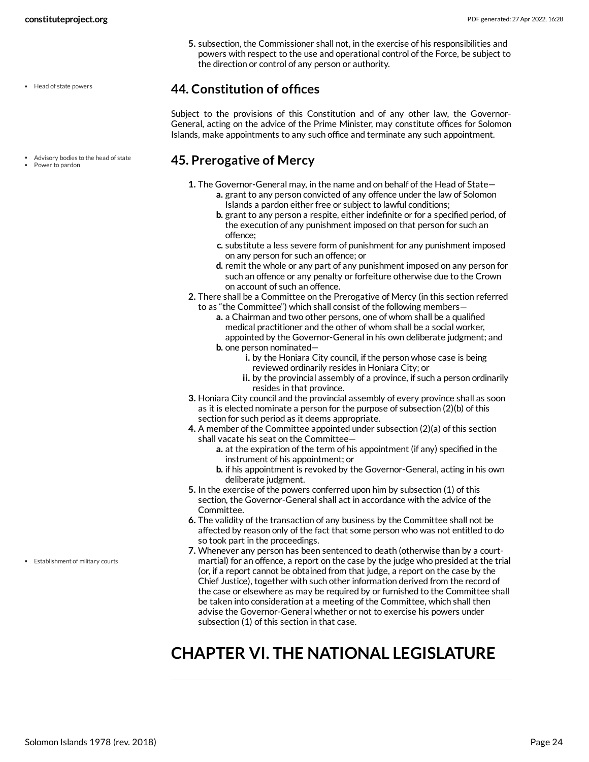5. subsection, the Commissioner shall not, in the exercise of his responsibilities and powers with respect to the use and operational control of the Force, be subject to the direction or control of any person or authority.

- Head of state powers

## 44. Constitution of offices

Subject to the provisions of this Constitution and of any other law, the Governor-General, acting on the advice of the Prime Minister, may constitute offices for Solomon Islands, make appointments to any such office and terminate any such appointment.

- Advisory bodies to the head of state
- Power to pardon

## 45. Prerogative of Mercy

1. The Governor-General may, in the name and on behalf of the Head of State—
   a. grant to any person convicted of any offence under the law of Solomon Islands a pardon either free or subject to lawful conditions;
   b. grant to any person a respite, either indefinite or for a specified period, of the execution of any punishment imposed on that person for such an offence;
   c. substitute a less severe form of punishment for any punishment imposed on any person for such an offence; or
   d. remit the whole or any part of any punishment imposed on any person for such an offence or any penalty or forfeiture otherwise due to the Crown on account of such an offence.
2. There shall be a Committee on the Prerogative of Mercy (in this section referred to as "the Committee") which shall consist of the following members—
   a. a Chairman and two other persons, one of whom shall be a qualified medical practitioner and the other of whom shall be a social worker, appointed by the Governor-General in his own deliberate judgment; and
   b. one person nominated—
      i. by the Honiara City council, if the person whose case is being reviewed ordinarily resides in Honiara City; or
      ii. by the provincial assembly of a province, if such a person ordinarily resides in that province.
3. Honiara City council and the provincial assembly of every province shall as soon as it is elected nominate a person for the purpose of subsection (2)(b) of this section for such period as it deems appropriate.
4. A member of the Committee appointed under subsection (2)(a) of this section shall vacate his seat on the Committee—
   a. at the expiration of the term of his appointment (if any) specified in the instrument of his appointment; or
   b. if his appointment is revoked by the Governor-General, acting in his own deliberate judgment.
5. In the exercise of the powers conferred upon him by subsection (1) of this section, the Governor-General shall act in accordance with the advice of the Committee.
6. The validity of the transaction of any business by the Committee shall not be affected by reason only of the fact that some person who was not entitled to do so took part in the proceedings.
7. Whenever any person has been sentenced to death (otherwise than by a court-martial) for an offence, a report on the case by the judge who presided at the trial (or, if a report cannot be obtained from that judge, a report on the case by the Chief Justice), together with such other information derived from the record of the case or elsewhere as may be required by or furnished to the Committee shall be taken into consideration at a meeting of the Committee, which shall then advise the Governor-General whether or not to exercise his powers under subsection (1) of this section in that case.

- Establishment of military courts

# CHAPTER VI. THE NATIONAL LEGISLATURE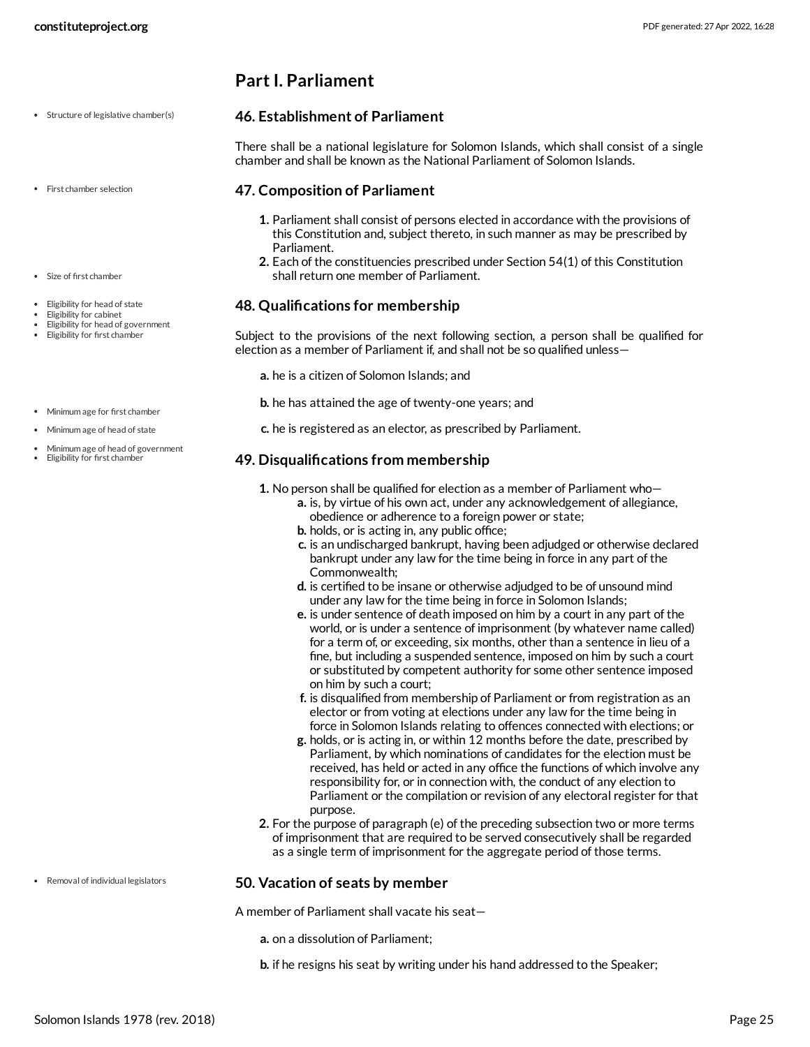## Part I. Parliament

- Structure of legislative chamber(s)

### 46. Establishment of Parliament

There shall be a national legislature for Solomon Islands, which shall consist of a single chamber and shall be known as the National Parliament of Solomon Islands.

- First chamber selection

### 47. Composition of Parliament

1. Parliament shall consist of persons elected in accordance with the provisions of this Constitution and, subject thereto, in such manner as may be prescribed by Parliament.
2. Each of the constituencies prescribed under Section 54(1) of this Constitution shall return one member of Parliament.

- Size of first chamber

- Eligibility for head of state
- Eligibility for cabinet
- Eligibility for head of government
- Eligibility for first chamber

### 48. Qualifications for membership

Subject to the provisions of the next following section, a person shall be qualified for election as a member of Parliament if, and shall not be so qualified unless—

a. he is a citizen of Solomon Islands; and

b. he has attained the age of twenty-one years; and

c. he is registered as an elector, as prescribed by Parliament.

- Minimum age for first chamber
- Minimum age of head of state
- Minimum age of head of government
- Eligibility for first chamber

### 49. Disqualifications from membership

1. No person shall be qualified for election as a member of Parliament who—
   a. is, by virtue of his own act, under any acknowledgement of allegiance, obedience or adherence to a foreign power or state;
   b. holds, or is acting in, any public office;
   c. is an undischarged bankrupt, having been adjudged or otherwise declared bankrupt under any law for the time being in force in any part of the Commonwealth;
   d. is certified to be insane or otherwise adjudged to be of unsound mind under any law for the time being in force in Solomon Islands;
   e. is under sentence of death imposed on him by a court in any part of the world, or is under a sentence of imprisonment (by whatever name called) for a term of, or exceeding, six months, other than a sentence in lieu of a fine, but including a suspended sentence, imposed on him by such a court or substituted by competent authority for some other sentence imposed on him by such a court;
   f. is disqualified from membership of Parliament or from registration as an elector or from voting at elections under any law for the time being in force in Solomon Islands relating to offences connected with elections; or
   g. holds, or is acting in, or within 12 months before the date, prescribed by Parliament, by which nominations of candidates for the election must be received, has held or acted in any office the functions of which involve any responsibility for, or in connection with, the conduct of any election to Parliament or the compilation or revision of any electoral register for that purpose.
2. For the purpose of paragraph (e) of the preceding subsection two or more terms of imprisonment that are required to be served consecutively shall be regarded as a single term of imprisonment for the aggregate period of those terms.

- Removal of individual legislators

### 50. Vacation of seats by member

A member of Parliament shall vacate his seat—

a. on a dissolution of Parliament;

b. if he resigns his seat by writing under his hand addressed to the Speaker;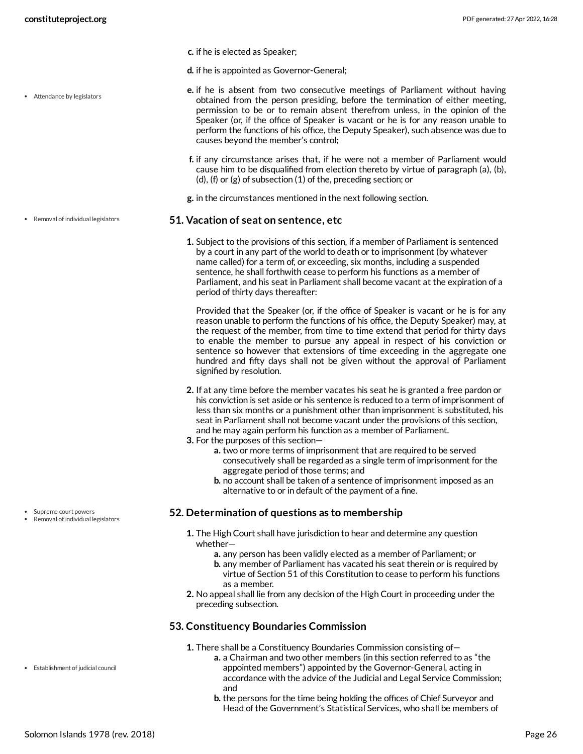c. if he is elected as Speaker;

d. if he is appointed as Governor-General;

- Attendance by legislators

e. if he is absent from two consecutive meetings of Parliament without having obtained from the person presiding, before the termination of either meeting, permission to be or to remain absent therefrom unless, in the opinion of the Speaker (or, if the office of Speaker is vacant or he is for any reason unable to perform the functions of his office, the Deputy Speaker), such absence was due to causes beyond the member's control;

f. if any circumstance arises that, if he were not a member of Parliament would cause him to be disqualified from election thereto by virtue of paragraph (a), (b), (d), (f) or (g) of subsection (1) of the, preceding section; or

g. in the circumstances mentioned in the next following section.

- Removal of individual legislators

## 51. Vacation of seat on sentence, etc

1. Subject to the provisions of this section, if a member of Parliament is sentenced by a court in any part of the world to death or to imprisonment (by whatever name called) for a term of, or exceeding, six months, including a suspended sentence, he shall forthwith cease to perform his functions as a member of Parliament, and his seat in Parliament shall become vacant at the expiration of a period of thirty days thereafter:

   Provided that the Speaker (or, if the office of Speaker is vacant or he is for any reason unable to perform the functions of his office, the Deputy Speaker) may, at the request of the member, from time to time extend that period for thirty days to enable the member to pursue any appeal in respect of his conviction or sentence so however that extensions of time exceeding in the aggregate one hundred and fifty days shall not be given without the approval of Parliament signified by resolution.

2. If at any time before the member vacates his seat he is granted a free pardon or his conviction is set aside or his sentence is reduced to a term of imprisonment of less than six months or a punishment other than imprisonment is substituted, his seat in Parliament shall not become vacant under the provisions of this section, and he may again perform his function as a member of Parliament.
3. For the purposes of this section—
   a. two or more terms of imprisonment that are required to be served consecutively shall be regarded as a single term of imprisonment for the aggregate period of those terms; and
   b. no account shall be taken of a sentence of imprisonment imposed as an alternative to or in default of the payment of a fine.

- Supreme court powers
- Removal of individual legislators

## 52. Determination of questions as to membership

1. The High Court shall have jurisdiction to hear and determine any question whether—
   a. any person has been validly elected as a member of Parliament; or
   b. any member of Parliament has vacated his seat therein or is required by virtue of Section 51 of this Constitution to cease to perform his functions as a member.
2. No appeal shall lie from any decision of the High Court in proceeding under the preceding subsection.

## 53. Constituency Boundaries Commission

- Establishment of judicial council

1. There shall be a Constituency Boundaries Commission consisting of—
   a. a Chairman and two other members (in this section referred to as "the appointed members") appointed by the Governor-General, acting in accordance with the advice of the Judicial and Legal Service Commission; and
   b. the persons for the time being holding the offices of Chief Surveyor and Head of the Government's Statistical Services, who shall be members of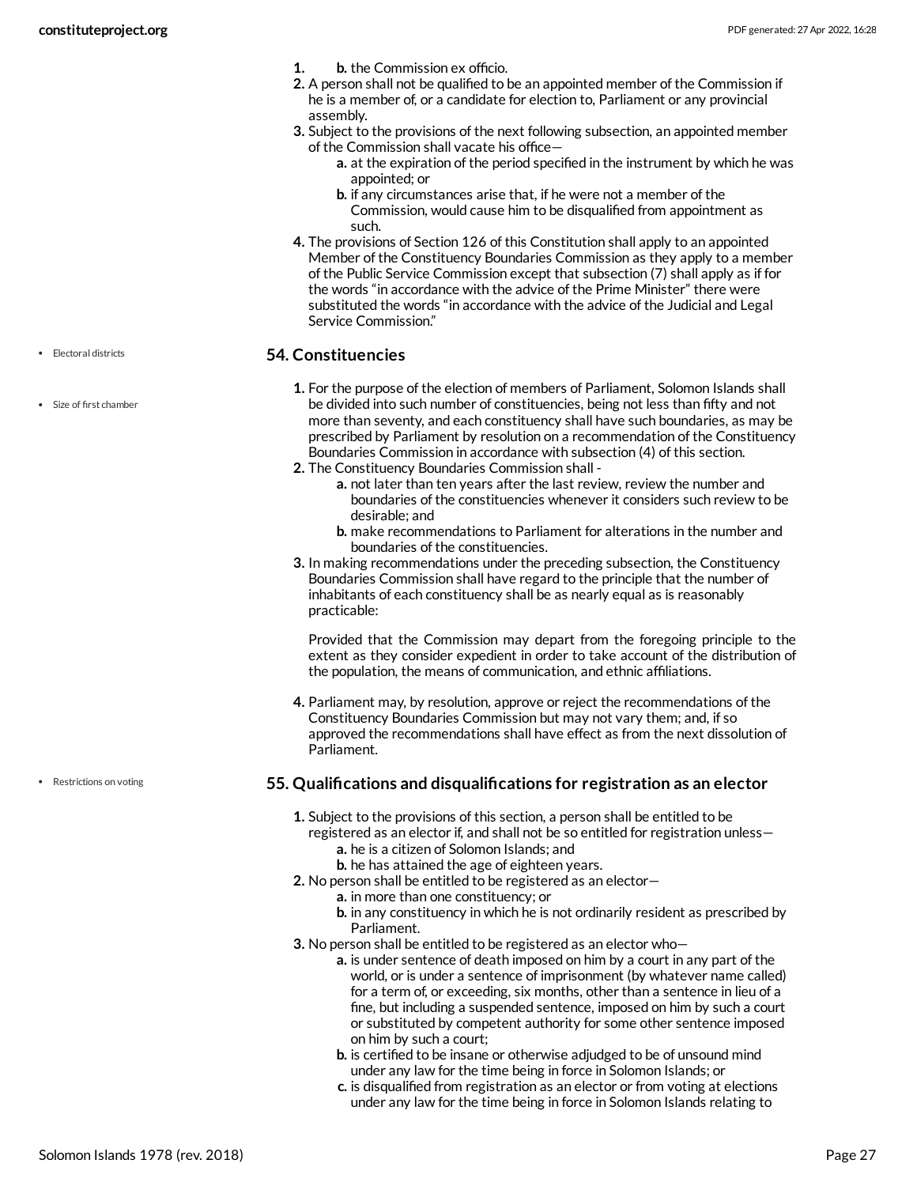1. b. the Commission ex officio.
2. A person shall not be qualified to be an appointed member of the Commission if he is a member of, or a candidate for election to, Parliament or any provincial assembly.
3. Subject to the provisions of the next following subsection, an appointed member of the Commission shall vacate his office—
   - a. at the expiration of the period specified in the instrument by which he was appointed; or
   - b. if any circumstances arise that, if he were not a member of the Commission, would cause him to be disqualified from appointment as such.
4. The provisions of Section 126 of this Constitution shall apply to an appointed Member of the Constituency Boundaries Commission as they apply to a member of the Public Service Commission except that subsection (7) shall apply as if for the words "in accordance with the advice of the Prime Minister" there were substituted the words "in accordance with the advice of the Judicial and Legal Service Commission."

- Electoral districts
- Size of first chamber

## 54. Constituencies

1. For the purpose of the election of members of Parliament, Solomon Islands shall be divided into such number of constituencies, being not less than fifty and not more than seventy, and each constituency shall have such boundaries, as may be prescribed by Parliament by resolution on a recommendation of the Constituency Boundaries Commission in accordance with subsection (4) of this section.
2. The Constituency Boundaries Commission shall -
   - a. not later than ten years after the last review, review the number and boundaries of the constituencies whenever it considers such review to be desirable; and
   - b. make recommendations to Parliament for alterations in the number and boundaries of the constituencies.
3. In making recommendations under the preceding subsection, the Constituency Boundaries Commission shall have regard to the principle that the number of inhabitants of each constituency shall be as nearly equal as is reasonably practicable:

   Provided that the Commission may depart from the foregoing principle to the extent as they consider expedient in order to take account of the distribution of the population, the means of communication, and ethnic affiliations.

4. Parliament may, by resolution, approve or reject the recommendations of the Constituency Boundaries Commission but may not vary them; and, if so approved the recommendations shall have effect as from the next dissolution of Parliament.

- Restrictions on voting

## 55. Qualifications and disqualifications for registration as an elector

1. Subject to the provisions of this section, a person shall be entitled to be registered as an elector if, and shall not be so entitled for registration unless—
   - a. he is a citizen of Solomon Islands; and
   - b. he has attained the age of eighteen years.
2. No person shall be entitled to be registered as an elector—
   - a. in more than one constituency; or
   - b. in any constituency in which he is not ordinarily resident as prescribed by Parliament.
3. No person shall be entitled to be registered as an elector who—
   - a. is under sentence of death imposed on him by a court in any part of the world, or is under a sentence of imprisonment (by whatever name called) for a term of, or exceeding, six months, other than a sentence in lieu of a fine, but including a suspended sentence, imposed on him by such a court or substituted by competent authority for some other sentence imposed on him by such a court;
   - b. is certified to be insane or otherwise adjudged to be of unsound mind under any law for the time being in force in Solomon Islands; or
   - c. is disqualified from registration as an elector or from voting at elections under any law for the time being in force in Solomon Islands relating to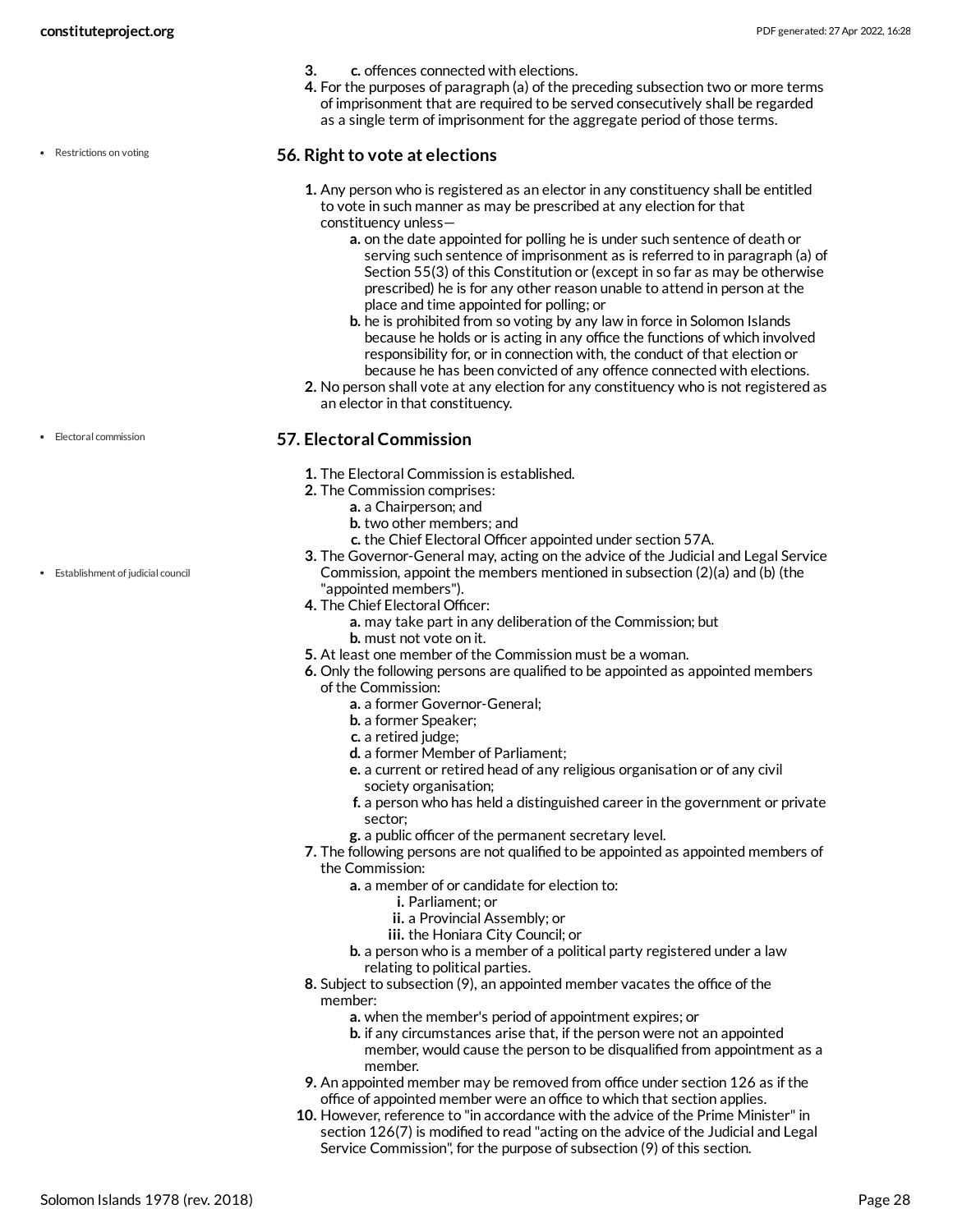3. c. offences connected with elections.
4. For the purposes of paragraph (a) of the preceding subsection two or more terms of imprisonment that are required to be served consecutively shall be regarded as a single term of imprisonment for the aggregate period of those terms.

- Restrictions on voting

## 56. Right to vote at elections

1. Any person who is registered as an elector in any constituency shall be entitled to vote in such manner as may be prescribed at any election for that constituency unless—
   a. on the date appointed for polling he is under such sentence of death or serving such sentence of imprisonment as is referred to in paragraph (a) of Section 55(3) of this Constitution or (except in so far as may be otherwise prescribed) he is for any other reason unable to attend in person at the place and time appointed for polling; or
   b. he is prohibited from so voting by any law in force in Solomon Islands because he holds or is acting in any office the functions of which involved responsibility for, or in connection with, the conduct of that election or because he has been convicted of any offence connected with elections.
2. No person shall vote at any election for any constituency who is not registered as an elector in that constituency.

- Electoral commission

## 57. Electoral Commission

1. The Electoral Commission is established.
2. The Commission comprises:
   a. a Chairperson; and
   b. two other members; and
   c. the Chief Electoral Officer appointed under section 57A.
3. The Governor-General may, acting on the advice of the Judicial and Legal Service Commission, appoint the members mentioned in subsection (2)(a) and (b) (the "appointed members").
4. The Chief Electoral Officer:
   a. may take part in any deliberation of the Commission; but
   b. must not vote on it.
5. At least one member of the Commission must be a woman.
6. Only the following persons are qualified to be appointed as appointed members of the Commission:
   a. a former Governor-General;
   b. a former Speaker;
   c. a retired judge;
   d. a former Member of Parliament;
   e. a current or retired head of any religious organisation or of any civil society organisation;
   f. a person who has held a distinguished career in the government or private sector;
   g. a public officer of the permanent secretary level.
7. The following persons are not qualified to be appointed as appointed members of the Commission:
   a. a member of or candidate for election to:
      i. Parliament; or
      ii. a Provincial Assembly; or
      iii. the Honiara City Council; or
   b. a person who is a member of a political party registered under a law relating to political parties.
8. Subject to subsection (9), an appointed member vacates the office of the member:
   a. when the member's period of appointment expires; or
   b. if any circumstances arise that, if the person were not an appointed member, would cause the person to be disqualified from appointment as a member.
9. An appointed member may be removed from office under section 126 as if the office of appointed member were an office to which that section applies.
10. However, reference to "in accordance with the advice of the Prime Minister" in section 126(7) is modified to read "acting on the advice of the Judicial and Legal Service Commission", for the purpose of subsection (9) of this section.

- Establishment of judicial council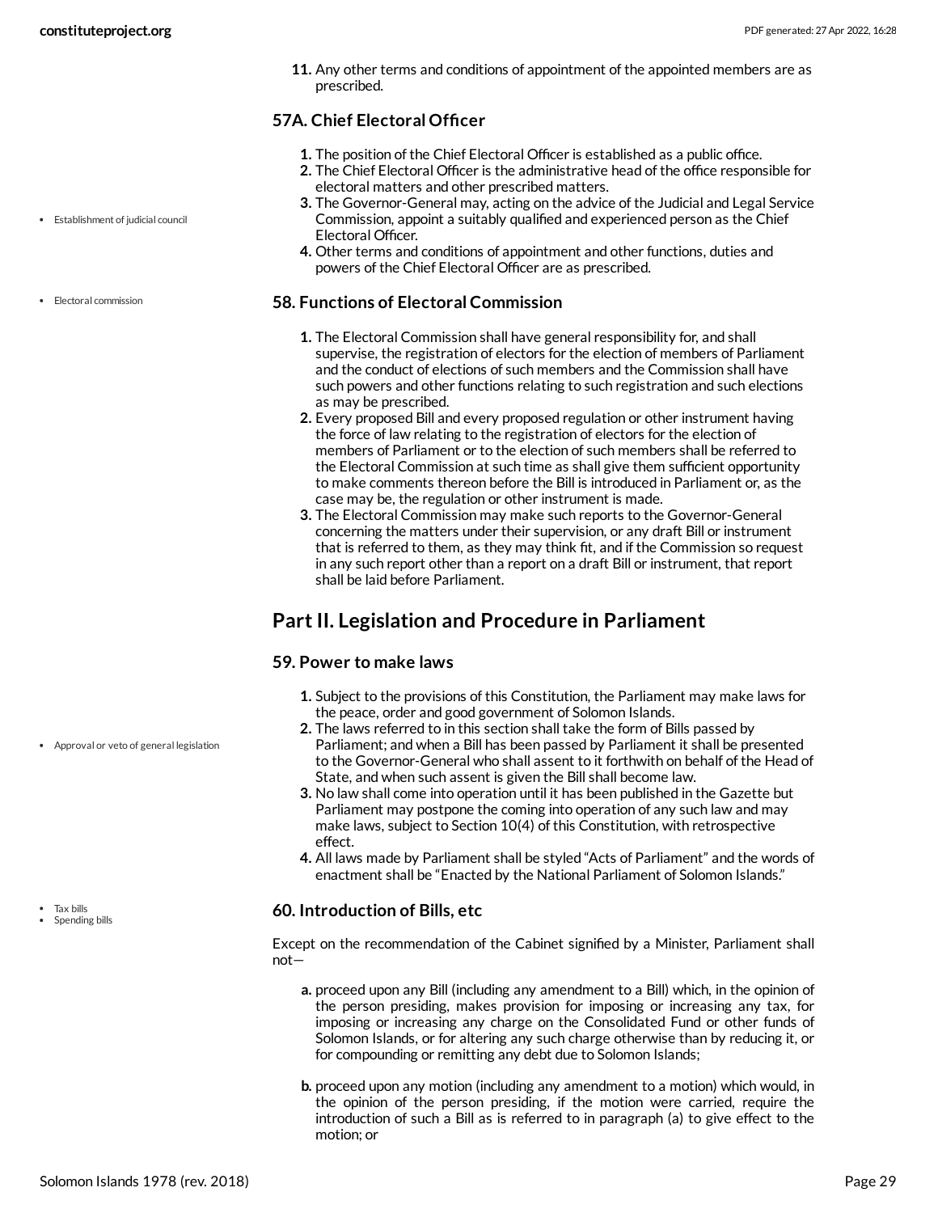11. Any other terms and conditions of appointment of the appointed members are as prescribed.

### 57A. Chief Electoral Officer

1. The position of the Chief Electoral Officer is established as a public office.
2. The Chief Electoral Officer is the administrative head of the office responsible for electoral matters and other prescribed matters.
3. The Governor-General may, acting on the advice of the Judicial and Legal Service Commission, appoint a suitably qualified and experienced person as the Chief Electoral Officer.
4. Other terms and conditions of appointment and other functions, duties and powers of the Chief Electoral Officer are as prescribed.

- Establishment of judicial council

- Electoral commission

### 58. Functions of Electoral Commission

1. The Electoral Commission shall have general responsibility for, and shall supervise, the registration of electors for the election of members of Parliament and the conduct of elections of such members and the Commission shall have such powers and other functions relating to such registration and such elections as may be prescribed.
2. Every proposed Bill and every proposed regulation or other instrument having the force of law relating to the registration of electors for the election of members of Parliament or to the election of such members shall be referred to the Electoral Commission at such time as shall give them sufficient opportunity to make comments thereon before the Bill is introduced in Parliament or, as the case may be, the regulation or other instrument is made.
3. The Electoral Commission may make such reports to the Governor-General concerning the matters under their supervision, or any draft Bill or instrument that is referred to them, as they may think fit, and if the Commission so request in any such report other than a report on a draft Bill or instrument, that report shall be laid before Parliament.

## Part II. Legislation and Procedure in Parliament

### 59. Power to make laws

1. Subject to the provisions of this Constitution, the Parliament may make laws for the peace, order and good government of Solomon Islands.
2. The laws referred to in this section shall take the form of Bills passed by Parliament; and when a Bill has been passed by Parliament it shall be presented to the Governor-General who shall assent to it forthwith on behalf of the Head of State, and when such assent is given the Bill shall become law.
3. No law shall come into operation until it has been published in the Gazette but Parliament may postpone the coming into operation of any such law and may make laws, subject to Section 10(4) of this Constitution, with retrospective effect.
4. All laws made by Parliament shall be styled "Acts of Parliament" and the words of enactment shall be "Enacted by the National Parliament of Solomon Islands."

- Approval or veto of general legislation

- Tax bills
- Spending bills

### 60. Introduction of Bills, etc

Except on the recommendation of the Cabinet signified by a Minister, Parliament shall not—

a. proceed upon any Bill (including any amendment to a Bill) which, in the opinion of the person presiding, makes provision for imposing or increasing any tax, for imposing or increasing any charge on the Consolidated Fund or other funds of Solomon Islands, or for altering any such charge otherwise than by reducing it, or for compounding or remitting any debt due to Solomon Islands;

b. proceed upon any motion (including any amendment to a motion) which would, in the opinion of the person presiding, if the motion were carried, require the introduction of such a Bill as is referred to in paragraph (a) to give effect to the motion; or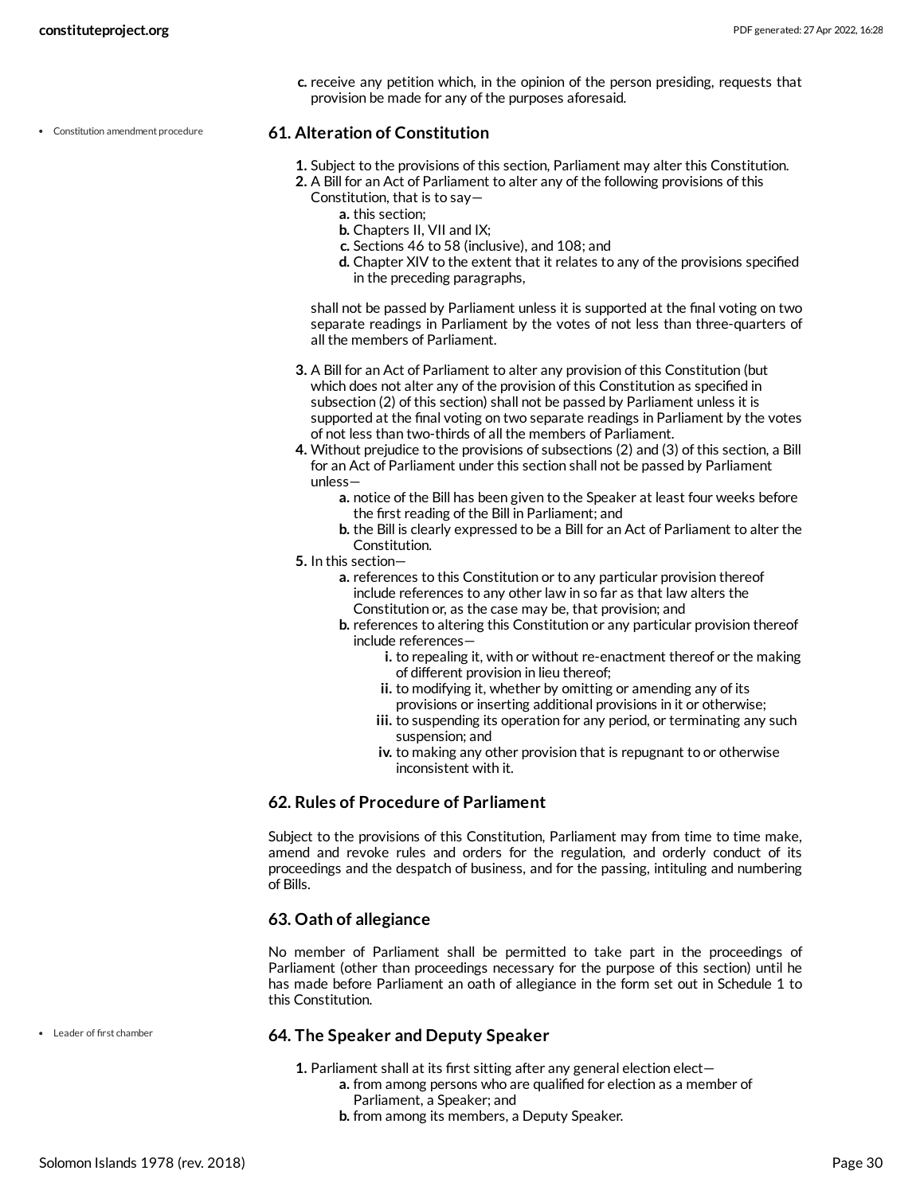c. receive any petition which, in the opinion of the person presiding, requests that provision be made for any of the purposes aforesaid.

- Constitution amendment procedure

### 61. Alteration of Constitution

1. Subject to the provisions of this section, Parliament may alter this Constitution.
2. A Bill for an Act of Parliament to alter any of the following provisions of this Constitution, that is to say—
    a. this section;
    b. Chapters II, VII and IX;
    c. Sections 46 to 58 (inclusive), and 108; and
    d. Chapter XIV to the extent that it relates to any of the provisions specified in the preceding paragraphs,

    shall not be passed by Parliament unless it is supported at the final voting on two separate readings in Parliament by the votes of not less than three-quarters of all the members of Parliament.

3. A Bill for an Act of Parliament to alter any provision of this Constitution (but which does not alter any of the provision of this Constitution as specified in subsection (2) of this section) shall not be passed by Parliament unless it is supported at the final voting on two separate readings in Parliament by the votes of not less than two-thirds of all the members of Parliament.
4. Without prejudice to the provisions of subsections (2) and (3) of this section, a Bill for an Act of Parliament under this section shall not be passed by Parliament unless—
    a. notice of the Bill has been given to the Speaker at least four weeks before the first reading of the Bill in Parliament; and
    b. the Bill is clearly expressed to be a Bill for an Act of Parliament to alter the Constitution.
5. In this section—
    a. references to this Constitution or to any particular provision thereof include references to any other law in so far as that law alters the Constitution or, as the case may be, that provision; and
    b. references to altering this Constitution or any particular provision thereof include references—
        i. to repealing it, with or without re-enactment thereof or the making of different provision in lieu thereof;
        ii. to modifying it, whether by omitting or amending any of its provisions or inserting additional provisions in it or otherwise;
        iii. to suspending its operation for any period, or terminating any such suspension; and
        iv. to making any other provision that is repugnant to or otherwise inconsistent with it.

### 62. Rules of Procedure of Parliament

Subject to the provisions of this Constitution, Parliament may from time to time make, amend and revoke rules and orders for the regulation, and orderly conduct of its proceedings and the despatch of business, and for the passing, intituling and numbering of Bills.

### 63. Oath of allegiance

No member of Parliament shall be permitted to take part in the proceedings of Parliament (other than proceedings necessary for the purpose of this section) until he has made before Parliament an oath of allegiance in the form set out in Schedule 1 to this Constitution.

- Leader of first chamber

### 64. The Speaker and Deputy Speaker

1. Parliament shall at its first sitting after any general election elect—
    a. from among persons who are qualified for election as a member of Parliament, a Speaker; and
    b. from among its members, a Deputy Speaker.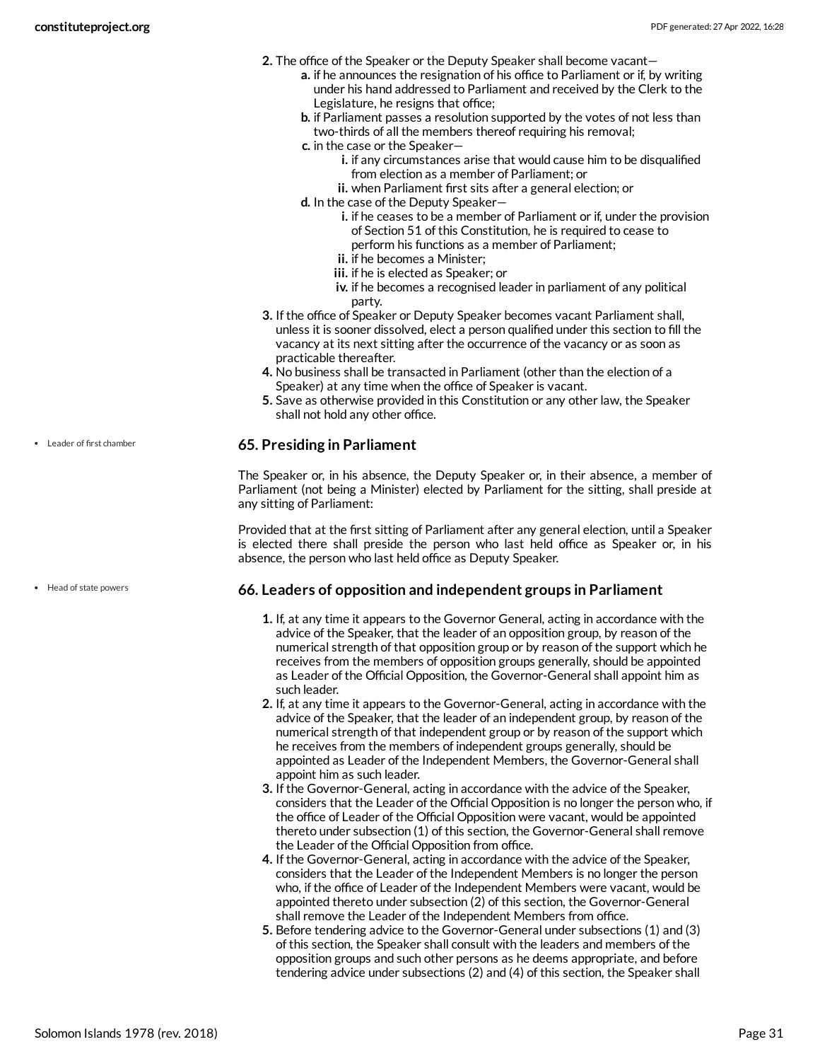2. The office of the Speaker or the Deputy Speaker shall become vacant—
    a. if he announces the resignation of his office to Parliament or if, by writing under his hand addressed to Parliament and received by the Clerk to the Legislature, he resigns that office;
    b. if Parliament passes a resolution supported by the votes of not less than two-thirds of all the members thereof requiring his removal;
    c. in the case or the Speaker—
        i. if any circumstances arise that would cause him to be disqualified from election as a member of Parliament; or
        ii. when Parliament first sits after a general election; or
    d. In the case of the Deputy Speaker—
        i. if he ceases to be a member of Parliament or if, under the provision of Section 51 of this Constitution, he is required to cease to perform his functions as a member of Parliament;
        ii. if he becomes a Minister;
        iii. if he is elected as Speaker; or
        iv. if he becomes a recognised leader in parliament of any political party.
3. If the office of Speaker or Deputy Speaker becomes vacant Parliament shall, unless it is sooner dissolved, elect a person qualified under this section to fill the vacancy at its next sitting after the occurrence of the vacancy or as soon as practicable thereafter.
4. No business shall be transacted in Parliament (other than the election of a Speaker) at any time when the office of Speaker is vacant.
5. Save as otherwise provided in this Constitution or any other law, the Speaker shall not hold any other office.

- Leader of first chamber

### 65. Presiding in Parliament

The Speaker or, in his absence, the Deputy Speaker or, in their absence, a member of Parliament (not being a Minister) elected by Parliament for the sitting, shall preside at any sitting of Parliament:

Provided that at the first sitting of Parliament after any general election, until a Speaker is elected there shall preside the person who last held office as Speaker or, in his absence, the person who last held office as Deputy Speaker.

- Head of state powers

### 66. Leaders of opposition and independent groups in Parliament

1. If, at any time it appears to the Governor General, acting in accordance with the advice of the Speaker, that the leader of an opposition group, by reason of the numerical strength of that opposition group or by reason of the support which he receives from the members of opposition groups generally, should be appointed as Leader of the Official Opposition, the Governor-General shall appoint him as such leader.
2. If, at any time it appears to the Governor-General, acting in accordance with the advice of the Speaker, that the leader of an independent group, by reason of the numerical strength of that independent group or by reason of the support which he receives from the members of independent groups generally, should be appointed as Leader of the Independent Members, the Governor-General shall appoint him as such leader.
3. If the Governor-General, acting in accordance with the advice of the Speaker, considers that the Leader of the Official Opposition is no longer the person who, if the office of Leader of the Official Opposition were vacant, would be appointed thereto under subsection (1) of this section, the Governor-General shall remove the Leader of the Official Opposition from office.
4. If the Governor-General, acting in accordance with the advice of the Speaker, considers that the Leader of the Independent Members is no longer the person who, if the office of Leader of the Independent Members were vacant, would be appointed thereto under subsection (2) of this section, the Governor-General shall remove the Leader of the Independent Members from office.
5. Before tendering advice to the Governor-General under subsections (1) and (3) of this section, the Speaker shall consult with the leaders and members of the opposition groups and such other persons as he deems appropriate, and before tendering advice under subsections (2) and (4) of this section, the Speaker shall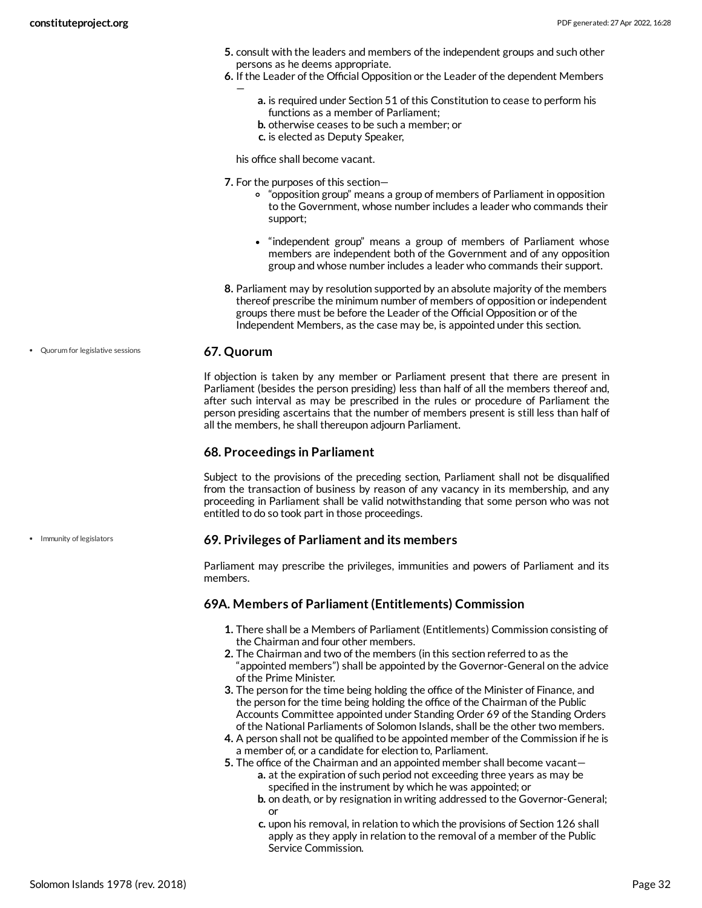5. consult with the leaders and members of the independent groups and such other persons as he deems appropriate.
6. If the Leader of the Official Opposition or the Leader of the dependent Members —
   a. is required under Section 51 of this Constitution to cease to perform his functions as a member of Parliament;
   b. otherwise ceases to be such a member; or
   c. is elected as Deputy Speaker,

   his office shall become vacant.
7. For the purposes of this section—
   - "opposition group" means a group of members of Parliament in opposition to the Government, whose number includes a leader who commands their support;
   - "independent group" means a group of members of Parliament whose members are independent both of the Government and of any opposition group and whose number includes a leader who commands their support.
8. Parliament may by resolution supported by an absolute majority of the members thereof prescribe the minimum number of members of opposition or independent groups there must be before the Leader of the Official Opposition or of the Independent Members, as the case may be, is appointed under this section.

- Quorum for legislative sessions

### 67. Quorum

If objection is taken by any member or Parliament present that there are present in Parliament (besides the person presiding) less than half of all the members thereof and, after such interval as may be prescribed in the rules or procedure of Parliament the person presiding ascertains that the number of members present is still less than half of all the members, he shall thereupon adjourn Parliament.

### 68. Proceedings in Parliament

Subject to the provisions of the preceding section, Parliament shall not be disqualified from the transaction of business by reason of any vacancy in its membership, and any proceeding in Parliament shall be valid notwithstanding that some person who was not entitled to do so took part in those proceedings.

- Immunity of legislators

### 69. Privileges of Parliament and its members

Parliament may prescribe the privileges, immunities and powers of Parliament and its members.

### 69A. Members of Parliament (Entitlements) Commission

1. There shall be a Members of Parliament (Entitlements) Commission consisting of the Chairman and four other members.
2. The Chairman and two of the members (in this section referred to as the "appointed members") shall be appointed by the Governor-General on the advice of the Prime Minister.
3. The person for the time being holding the office of the Minister of Finance, and the person for the time being holding the office of the Chairman of the Public Accounts Committee appointed under Standing Order 69 of the Standing Orders of the National Parliaments of Solomon Islands, shall be the other two members.
4. A person shall not be qualified to be appointed member of the Commission if he is a member of, or a candidate for election to, Parliament.
5. The office of the Chairman and an appointed member shall become vacant—
   a. at the expiration of such period not exceeding three years as may be specified in the instrument by which he was appointed; or
   b. on death, or by resignation in writing addressed to the Governor-General; or
   c. upon his removal, in relation to which the provisions of Section 126 shall apply as they apply in relation to the removal of a member of the Public Service Commission.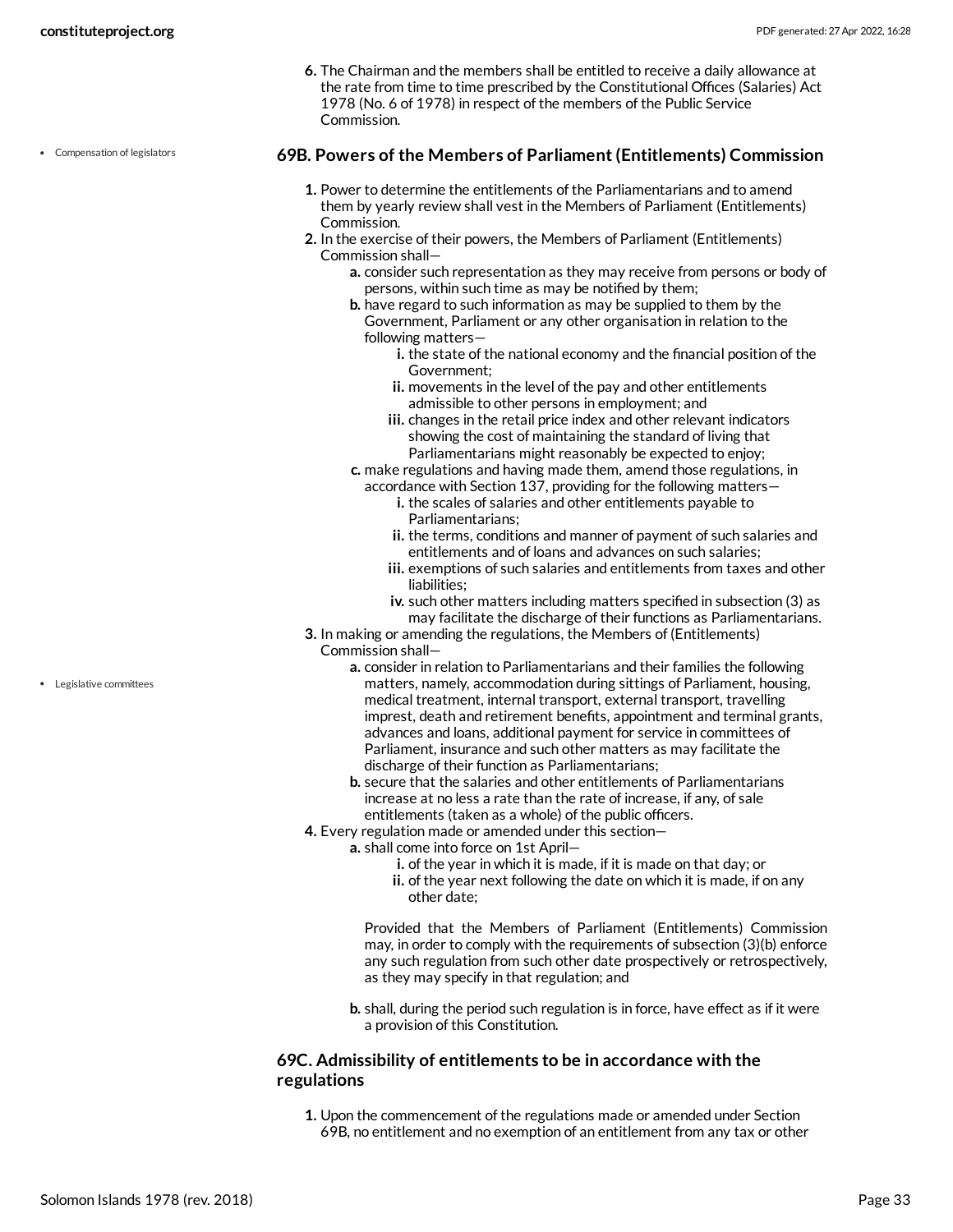6. The Chairman and the members shall be entitled to receive a daily allowance at the rate from time to time prescribed by the Constitutional Offices (Salaries) Act 1978 (No. 6 of 1978) in respect of the members of the Public Service Commission.

- Compensation of legislators

### 69B. Powers of the Members of Parliament (Entitlements) Commission

1. Power to determine the entitlements of the Parliamentarians and to amend them by yearly review shall vest in the Members of Parliament (Entitlements) Commission.
2. In the exercise of their powers, the Members of Parliament (Entitlements) Commission shall—
   a. consider such representation as they may receive from persons or body of persons, within such time as may be notified by them;
   b. have regard to such information as may be supplied to them by the Government, Parliament or any other organisation in relation to the following matters—
      i. the state of the national economy and the financial position of the Government;
      ii. movements in the level of the pay and other entitlements admissible to other persons in employment; and
      iii. changes in the retail price index and other relevant indicators showing the cost of maintaining the standard of living that Parliamentarians might reasonably be expected to enjoy;
   c. make regulations and having made them, amend those regulations, in accordance with Section 137, providing for the following matters—
      i. the scales of salaries and other entitlements payable to Parliamentarians;
      ii. the terms, conditions and manner of payment of such salaries and entitlements and of loans and advances on such salaries;
      iii. exemptions of such salaries and entitlements from taxes and other liabilities;
      iv. such other matters including matters specified in subsection (3) as may facilitate the discharge of their functions as Parliamentarians.
3. In making or amending the regulations, the Members of (Entitlements) Commission shall—
   a. consider in relation to Parliamentarians and their families the following matters, namely, accommodation during sittings of Parliament, housing, medical treatment, internal transport, external transport, travelling imprest, death and retirement benefits, appointment and terminal grants, advances and loans, additional payment for service in committees of Parliament, insurance and such other matters as may facilitate the discharge of their function as Parliamentarians;
   b. secure that the salaries and other entitlements of Parliamentarians increase at no less a rate than the rate of increase, if any, of sale entitlements (taken as a whole) of the public officers.
4. Every regulation made or amended under this section—
   a. shall come into force on 1st April—
      i. of the year in which it is made, if it is made on that day; or
      ii. of the year next following the date on which it is made, if on any other date;

      Provided that the Members of Parliament (Entitlements) Commission may, in order to comply with the requirements of subsection (3)(b) enforce any such regulation from such other date prospectively or retrospectively, as they may specify in that regulation; and

   b. shall, during the period such regulation is in force, have effect as if it were a provision of this Constitution.

- Legislative committees

### 69C. Admissibility of entitlements to be in accordance with the regulations

1. Upon the commencement of the regulations made or amended under Section 69B, no entitlement and no exemption of an entitlement from any tax or other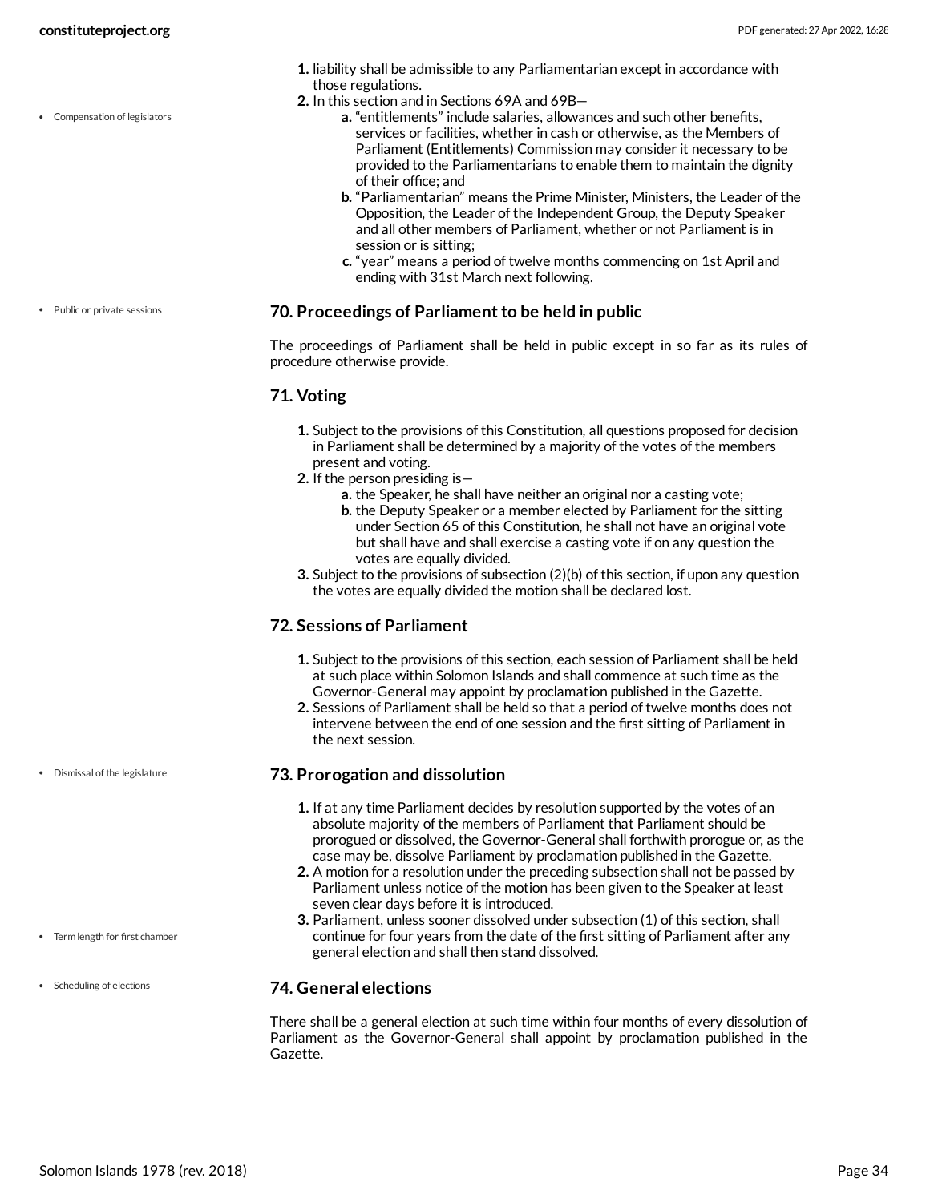1. liability shall be admissible to any Parliamentarian except in accordance with those regulations.
2. In this section and in Sections 69A and 69B—
    a. "entitlements" include salaries, allowances and such other benefits, services or facilities, whether in cash or otherwise, as the Members of Parliament (Entitlements) Commission may consider it necessary to be provided to the Parliamentarians to enable them to maintain the dignity of their office; and
    b. "Parliamentarian" means the Prime Minister, Ministers, the Leader of the Opposition, the Leader of the Independent Group, the Deputy Speaker and all other members of Parliament, whether or not Parliament is in session or is sitting;
    c. "year" means a period of twelve months commencing on 1st April and ending with 31st March next following.

### 70. Proceedings of Parliament to be held in public

The proceedings of Parliament shall be held in public except in so far as its rules of procedure otherwise provide.

### 71. Voting

1. Subject to the provisions of this Constitution, all questions proposed for decision in Parliament shall be determined by a majority of the votes of the members present and voting.
2. If the person presiding is—
    a. the Speaker, he shall have neither an original nor a casting vote;
    b. the Deputy Speaker or a member elected by Parliament for the sitting under Section 65 of this Constitution, he shall not have an original vote but shall have and shall exercise a casting vote if on any question the votes are equally divided.
3. Subject to the provisions of subsection (2)(b) of this section, if upon any question the votes are equally divided the motion shall be declared lost.

### 72. Sessions of Parliament

1. Subject to the provisions of this section, each session of Parliament shall be held at such place within Solomon Islands and shall commence at such time as the Governor-General may appoint by proclamation published in the Gazette.
2. Sessions of Parliament shall be held so that a period of twelve months does not intervene between the end of one session and the first sitting of Parliament in the next session.

### 73. Prorogation and dissolution

1. If at any time Parliament decides by resolution supported by the votes of an absolute majority of the members of Parliament that Parliament should be prorogued or dissolved, the Governor-General shall forthwith prorogue or, as the case may be, dissolve Parliament by proclamation published in the Gazette.
2. A motion for a resolution under the preceding subsection shall not be passed by Parliament unless notice of the motion has been given to the Speaker at least seven clear days before it is introduced.
3. Parliament, unless sooner dissolved under subsection (1) of this section, shall continue for four years from the date of the first sitting of Parliament after any general election and shall then stand dissolved.

### 74. General elections

There shall be a general election at such time within four months of every dissolution of Parliament as the Governor-General shall appoint by proclamation published in the Gazette.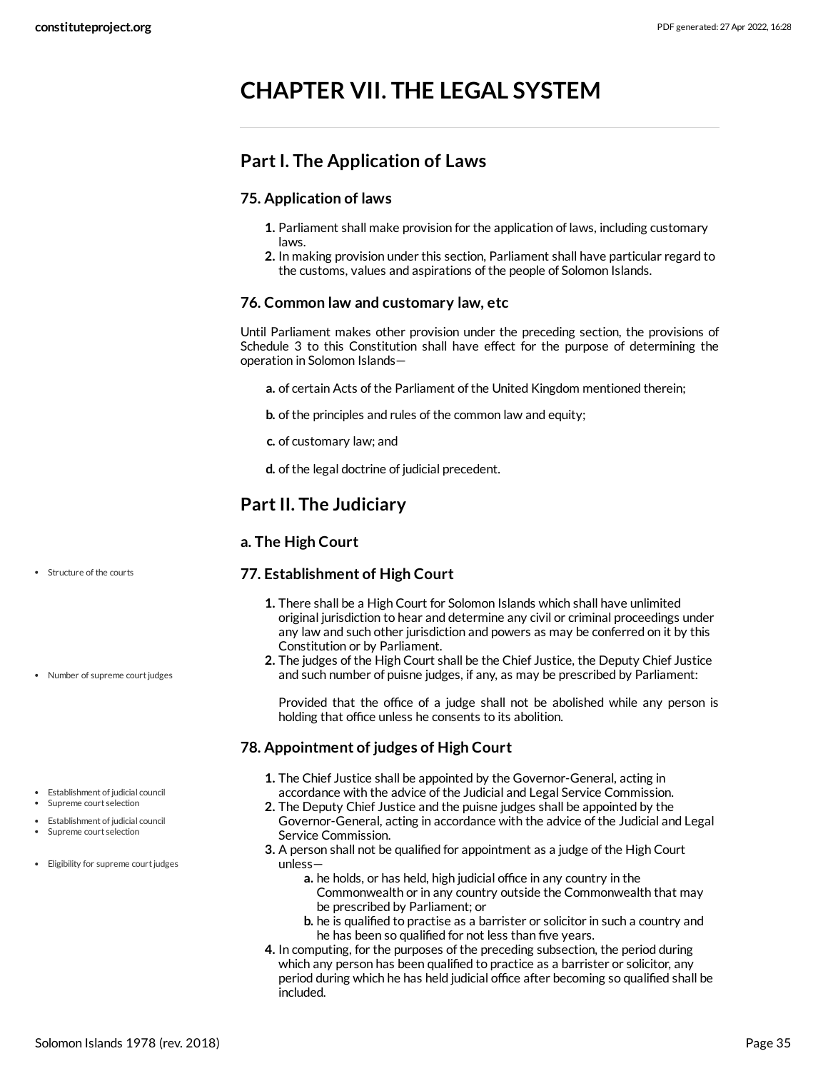# CHAPTER VII. THE LEGAL SYSTEM

## Part I. The Application of Laws

### 75. Application of laws

1. Parliament shall make provision for the application of laws, including customary laws.
2. In making provision under this section, Parliament shall have particular regard to the customs, values and aspirations of the people of Solomon Islands.

### 76. Common law and customary law, etc

Until Parliament makes other provision under the preceding section, the provisions of Schedule 3 to this Constitution shall have effect for the purpose of determining the operation in Solomon Islands—

a. of certain Acts of the Parliament of the United Kingdom mentioned therein;

b. of the principles and rules of the common law and equity;

c. of customary law; and

d. of the legal doctrine of judicial precedent.

## Part II. The Judiciary

### a. The High Court

### 77. Establishment of High Court

- Structure of the courts
- Number of supreme court judges

1. There shall be a High Court for Solomon Islands which shall have unlimited original jurisdiction to hear and determine any civil or criminal proceedings under any law and such other jurisdiction and powers as may be conferred on it by this Constitution or by Parliament.
2. The judges of the High Court shall be the Chief Justice, the Deputy Chief Justice and such number of puisne judges, if any, as may be prescribed by Parliament:

   Provided that the office of a judge shall not be abolished while any person is holding that office unless he consents to its abolition.

### 78. Appointment of judges of High Court

- Establishment of judicial council
- Supreme court selection
- Eligibility for supreme court judges

1. The Chief Justice shall be appointed by the Governor-General, acting in accordance with the advice of the Judicial and Legal Service Commission.
2. The Deputy Chief Justice and the puisne judges shall be appointed by the Governor-General, acting in accordance with the advice of the Judicial and Legal Service Commission.
3. A person shall not be qualified for appointment as a judge of the High Court unless—
   a. he holds, or has held, high judicial office in any country in the Commonwealth or in any country outside the Commonwealth that may be prescribed by Parliament; or
   b. he is qualified to practise as a barrister or solicitor in such a country and he has been so qualified for not less than five years.
4. In computing, for the purposes of the preceding subsection, the period during which any person has been qualified to practice as a barrister or solicitor, any period during which he has held judicial office after becoming so qualified shall be included.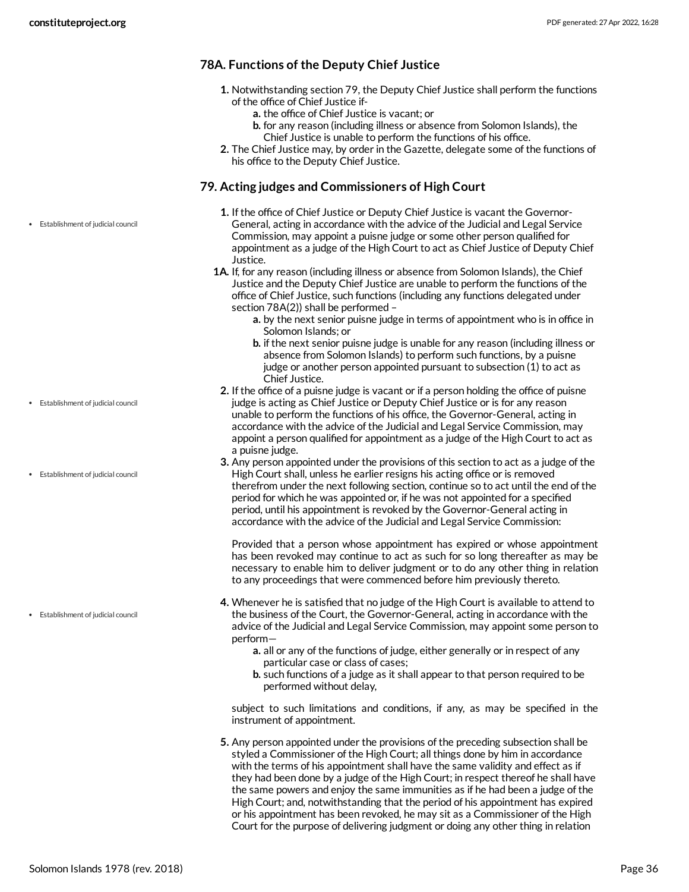## 78A. Functions of the Deputy Chief Justice

1. Notwithstanding section 79, the Deputy Chief Justice shall perform the functions of the office of Chief Justice if-
   a. the office of Chief Justice is vacant; or
   b. for any reason (including illness or absence from Solomon Islands), the Chief Justice is unable to perform the functions of his office.
2. The Chief Justice may, by order in the Gazette, delegate some of the functions of his office to the Deputy Chief Justice.

## 79. Acting judges and Commissioners of High Court

- Establishment of judicial council

1. If the office of Chief Justice or Deputy Chief Justice is vacant the Governor-General, acting in accordance with the advice of the Judicial and Legal Service Commission, may appoint a puisne judge or some other person qualified for appointment as a judge of the High Court to act as Chief Justice of Deputy Chief Justice.

1A. If, for any reason (including illness or absence from Solomon Islands), the Chief Justice and the Deputy Chief Justice are unable to perform the functions of the office of Chief Justice, such functions (including any functions delegated under section 78A(2)) shall be performed –
   a. by the next senior puisne judge in terms of appointment who is in office in Solomon Islands; or
   b. if the next senior puisne judge is unable for any reason (including illness or absence from Solomon Islands) to perform such functions, by a puisne judge or another person appointed pursuant to subsection (1) to act as Chief Justice.

- Establishment of judicial council

2. If the office of a puisne judge is vacant or if a person holding the office of puisne judge is acting as Chief Justice or Deputy Chief Justice or is for any reason unable to perform the functions of his office, the Governor-General, acting in accordance with the advice of the Judicial and Legal Service Commission, may appoint a person qualified for appointment as a judge of the High Court to act as a puisne judge.

- Establishment of judicial council

3. Any person appointed under the provisions of this section to act as a judge of the High Court shall, unless he earlier resigns his acting office or is removed therefrom under the next following section, continue so to act until the end of the period for which he was appointed or, if he was not appointed for a specified period, until his appointment is revoked by the Governor-General acting in accordance with the advice of the Judicial and Legal Service Commission:

   Provided that a person whose appointment has expired or whose appointment has been revoked may continue to act as such for so long thereafter as may be necessary to enable him to deliver judgment or to do any other thing in relation to any proceedings that were commenced before him previously thereto.

- Establishment of judicial council

4. Whenever he is satisfied that no judge of the High Court is available to attend to the business of the Court, the Governor-General, acting in accordance with the advice of the Judicial and Legal Service Commission, may appoint some person to perform—
   a. all or any of the functions of judge, either generally or in respect of any particular case or class of cases;
   b. such functions of a judge as it shall appear to that person required to be performed without delay,

   subject to such limitations and conditions, if any, as may be specified in the instrument of appointment.

5. Any person appointed under the provisions of the preceding subsection shall be styled a Commissioner of the High Court; all things done by him in accordance with the terms of his appointment shall have the same validity and effect as if they had been done by a judge of the High Court; in respect thereof he shall have the same powers and enjoy the same immunities as if he had been a judge of the High Court; and, notwithstanding that the period of his appointment has expired or his appointment has been revoked, he may sit as a Commissioner of the High Court for the purpose of delivering judgment or doing any other thing in relation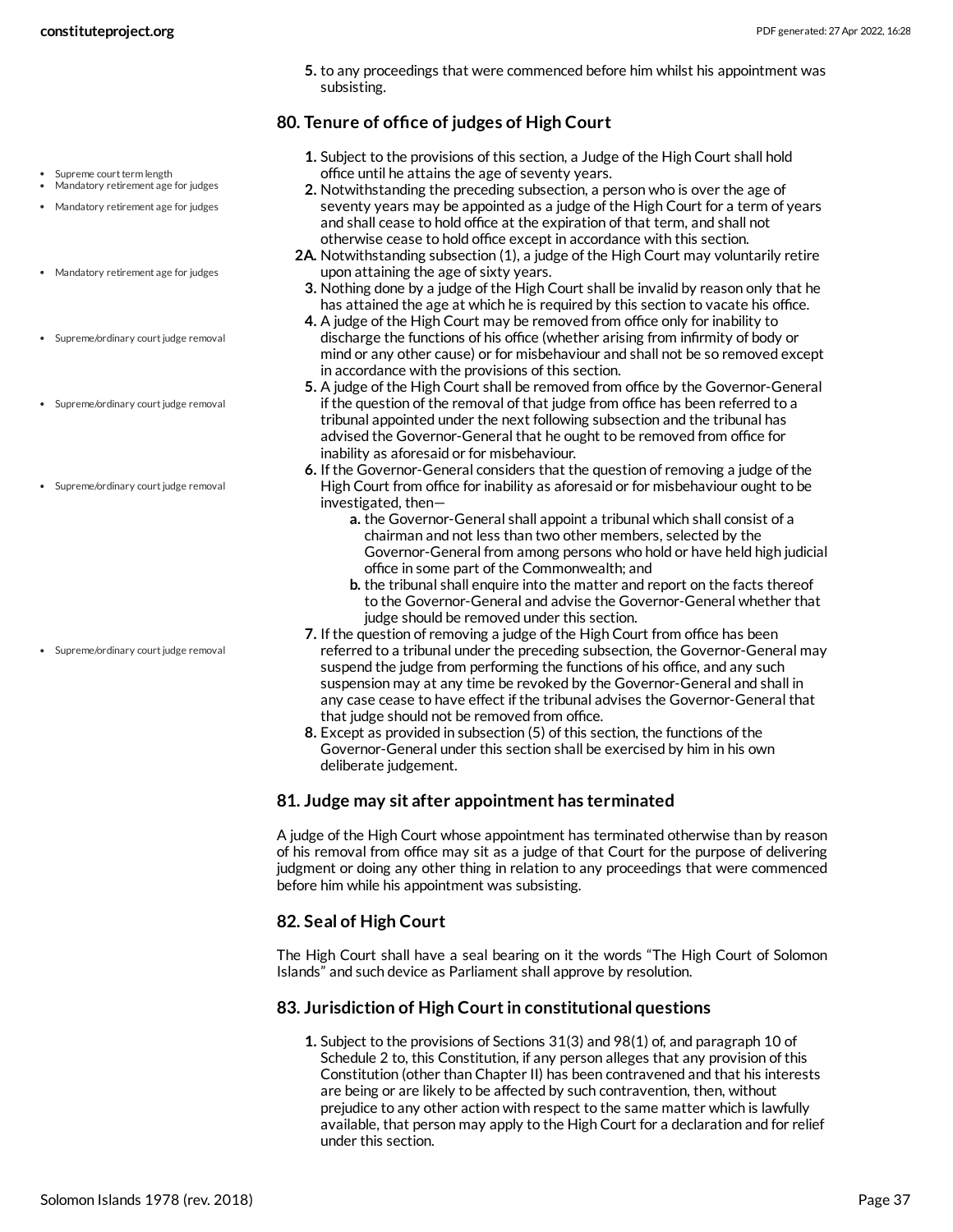5. to any proceedings that were commenced before him whilst his appointment was subsisting.

## 80. Tenure of office of judges of High Court

- Supreme court term length
- Mandatory retirement age for judges
- Mandatory retirement age for judges
- Mandatory retirement age for judges
- Supreme/ordinary court judge removal
- Supreme/ordinary court judge removal
- Supreme/ordinary court judge removal
- Supreme/ordinary court judge removal

1. Subject to the provisions of this section, a Judge of the High Court shall hold office until he attains the age of seventy years.
2. Notwithstanding the preceding subsection, a person who is over the age of seventy years may be appointed as a judge of the High Court for a term of years and shall cease to hold office at the expiration of that term, and shall not otherwise cease to hold office except in accordance with this section.

2A. Notwithstanding subsection (1), a judge of the High Court may voluntarily retire upon attaining the age of sixty years.

3. Nothing done by a judge of the High Court shall be invalid by reason only that he has attained the age at which he is required by this section to vacate his office.
4. A judge of the High Court may be removed from office only for inability to discharge the functions of his office (whether arising from infirmity of body or mind or any other cause) or for misbehaviour and shall not be so removed except in accordance with the provisions of this section.
5. A judge of the High Court shall be removed from office by the Governor-General if the question of the removal of that judge from office has been referred to a tribunal appointed under the next following subsection and the tribunal has advised the Governor-General that he ought to be removed from office for inability as aforesaid or for misbehaviour.
6. If the Governor-General considers that the question of removing a judge of the High Court from office for inability as aforesaid or for misbehaviour ought to be investigated, then—
   a. the Governor-General shall appoint a tribunal which shall consist of a chairman and not less than two other members, selected by the Governor-General from among persons who hold or have held high judicial office in some part of the Commonwealth; and
   b. the tribunal shall enquire into the matter and report on the facts thereof to the Governor-General and advise the Governor-General whether that judge should be removed under this section.
7. If the question of removing a judge of the High Court from office has been referred to a tribunal under the preceding subsection, the Governor-General may suspend the judge from performing the functions of his office, and any such suspension may at any time be revoked by the Governor-General and shall in any case cease to have effect if the tribunal advises the Governor-General that that judge should not be removed from office.
8. Except as provided in subsection (5) of this section, the functions of the Governor-General under this section shall be exercised by him in his own deliberate judgement.

## 81. Judge may sit after appointment has terminated

A judge of the High Court whose appointment has terminated otherwise than by reason of his removal from office may sit as a judge of that Court for the purpose of delivering judgment or doing any other thing in relation to any proceedings that were commenced before him while his appointment was subsisting.

## 82. Seal of High Court

The High Court shall have a seal bearing on it the words "The High Court of Solomon Islands" and such device as Parliament shall approve by resolution.

## 83. Jurisdiction of High Court in constitutional questions

1. Subject to the provisions of Sections 31(3) and 98(1) of, and paragraph 10 of Schedule 2 to, this Constitution, if any person alleges that any provision of this Constitution (other than Chapter II) has been contravened and that his interests are being or are likely to be affected by such contravention, then, without prejudice to any other action with respect to the same matter which is lawfully available, that person may apply to the High Court for a declaration and for relief under this section.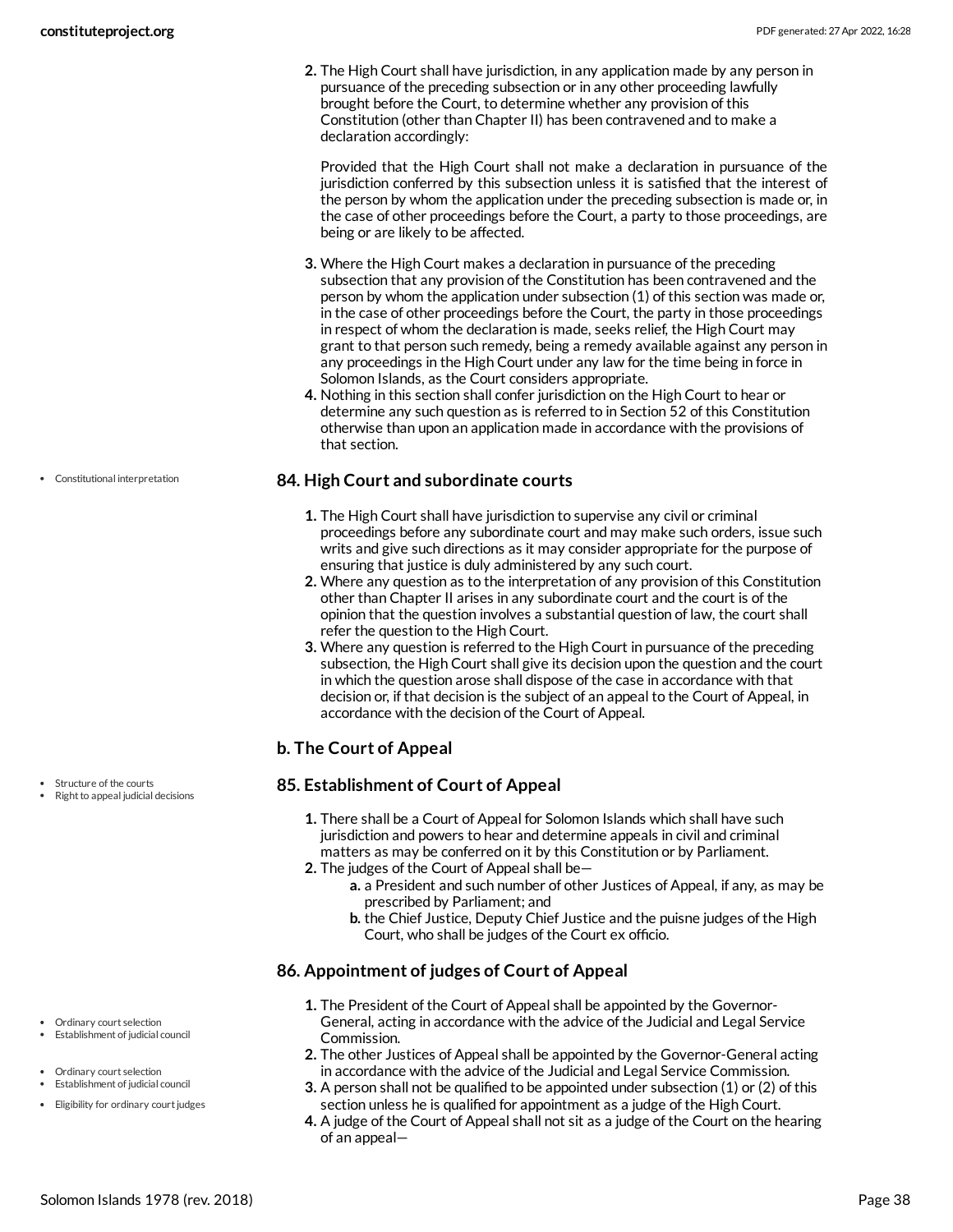2. The High Court shall have jurisdiction, in any application made by any person in pursuance of the preceding subsection or in any other proceeding lawfully brought before the Court, to determine whether any provision of this Constitution (other than Chapter II) has been contravened and to make a declaration accordingly:

   Provided that the High Court shall not make a declaration in pursuance of the jurisdiction conferred by this subsection unless it is satisfied that the interest of the person by whom the application under the preceding subsection is made or, in the case of other proceedings before the Court, a party to those proceedings, are being or are likely to be affected.

3. Where the High Court makes a declaration in pursuance of the preceding subsection that any provision of the Constitution has been contravened and the person by whom the application under subsection (1) of this section was made or, in the case of other proceedings before the Court, the party in those proceedings in respect of whom the declaration is made, seeks relief, the High Court may grant to that person such remedy, being a remedy available against any person in any proceedings in the High Court under any law for the time being in force in Solomon Islands, as the Court considers appropriate.
4. Nothing in this section shall confer jurisdiction on the High Court to hear or determine any such question as is referred to in Section 52 of this Constitution otherwise than upon an application made in accordance with the provisions of that section.

- Constitutional interpretation

### 84. High Court and subordinate courts

1. The High Court shall have jurisdiction to supervise any civil or criminal proceedings before any subordinate court and may make such orders, issue such writs and give such directions as it may consider appropriate for the purpose of ensuring that justice is duly administered by any such court.
2. Where any question as to the interpretation of any provision of this Constitution other than Chapter II arises in any subordinate court and the court is of the opinion that the question involves a substantial question of law, the court shall refer the question to the High Court.
3. Where any question is referred to the High Court in pursuance of the preceding subsection, the High Court shall give its decision upon the question and the court in which the question arose shall dispose of the case in accordance with that decision or, if that decision is the subject of an appeal to the Court of Appeal, in accordance with the decision of the Court of Appeal.

### b. The Court of Appeal

- Structure of the courts
- Right to appeal judicial decisions

### 85. Establishment of Court of Appeal

1. There shall be a Court of Appeal for Solomon Islands which shall have such jurisdiction and powers to hear and determine appeals in civil and criminal matters as may be conferred on it by this Constitution or by Parliament.
2. The judges of the Court of Appeal shall be—
   a. a President and such number of other Justices of Appeal, if any, as may be prescribed by Parliament; and
   b. the Chief Justice, Deputy Chief Justice and the puisne judges of the High Court, who shall be judges of the Court ex officio.

### 86. Appointment of judges of Court of Appeal

- Ordinary court selection
- Establishment of judicial council
- Ordinary court selection
- Establishment of judicial council
- Eligibility for ordinary court judges

1. The President of the Court of Appeal shall be appointed by the Governor-General, acting in accordance with the advice of the Judicial and Legal Service Commission.
2. The other Justices of Appeal shall be appointed by the Governor-General acting in accordance with the advice of the Judicial and Legal Service Commission.
3. A person shall not be qualified to be appointed under subsection (1) or (2) of this section unless he is qualified for appointment as a judge of the High Court.
4. A judge of the Court of Appeal shall not sit as a judge of the Court on the hearing of an appeal—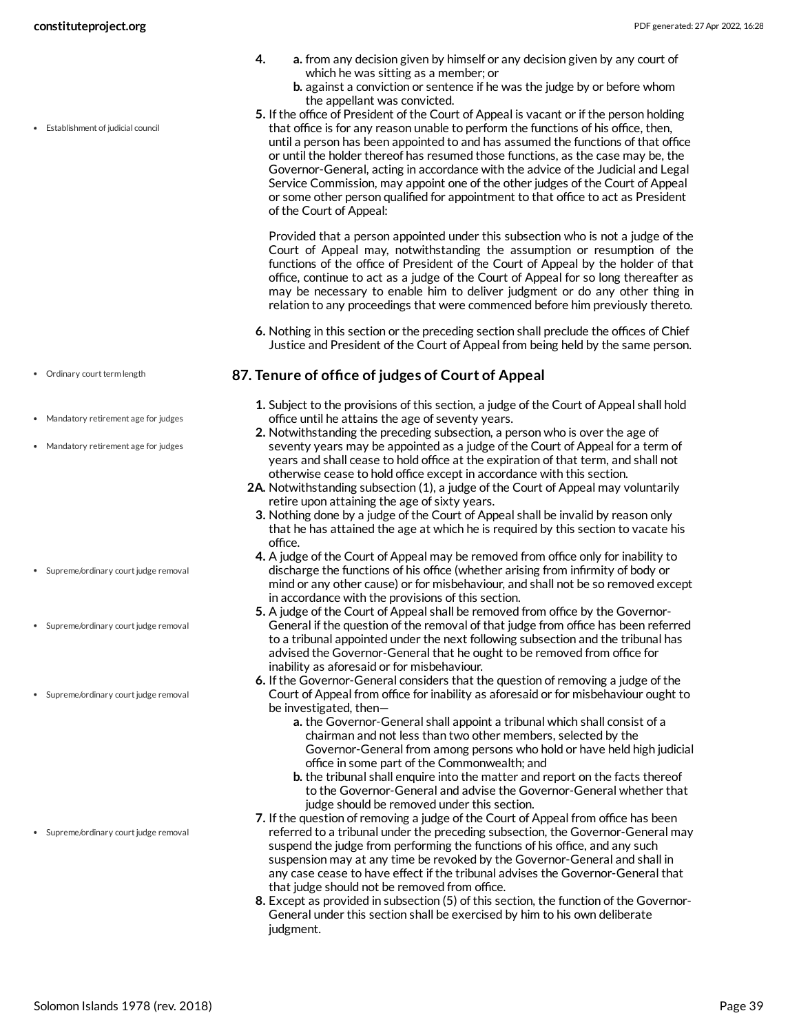4.
   a. from any decision given by himself or any decision given by any court of which he was sitting as a member; or
   b. against a conviction or sentence if he was the judge by or before whom the appellant was convicted.

5. If the office of President of the Court of Appeal is vacant or if the person holding that office is for any reason unable to perform the functions of his office, then, until a person has been appointed to and has assumed the functions of that office or until the holder thereof has resumed those functions, as the case may be, the Governor-General, acting in accordance with the advice of the Judicial and Legal Service Commission, may appoint one of the other judges of the Court of Appeal or some other person qualified for appointment to that office to act as President of the Court of Appeal:

   Provided that a person appointed under this subsection who is not a judge of the Court of Appeal may, notwithstanding the assumption or resumption of the functions of the office of President of the Court of Appeal by the holder of that office, continue to act as a judge of the Court of Appeal for so long thereafter as may be necessary to enable him to deliver judgment or do any other thing in relation to any proceedings that were commenced before him previously thereto.

6. Nothing in this section or the preceding section shall preclude the offices of Chief Justice and President of the Court of Appeal from being held by the same person.

### 87. Tenure of office of judges of Court of Appeal

1. Subject to the provisions of this section, a judge of the Court of Appeal shall hold office until he attains the age of seventy years.
2. Notwithstanding the preceding subsection, a person who is over the age of seventy years may be appointed as a judge of the Court of Appeal for a term of years and shall cease to hold office at the expiration of that term, and shall not otherwise cease to hold office except in accordance with this section.

2A. Notwithstanding subsection (1), a judge of the Court of Appeal may voluntarily retire upon attaining the age of sixty years.

3. Nothing done by a judge of the Court of Appeal shall be invalid by reason only that he has attained the age at which he is required by this section to vacate his office.
4. A judge of the Court of Appeal may be removed from office only for inability to discharge the functions of his office (whether arising from infirmity of body or mind or any other cause) or for misbehaviour, and shall not be so removed except in accordance with the provisions of this section.
5. A judge of the Court of Appeal shall be removed from office by the Governor-General if the question of the removal of that judge from office has been referred to a tribunal appointed under the next following subsection and the tribunal has advised the Governor-General that he ought to be removed from office for inability as aforesaid or for misbehaviour.
6. If the Governor-General considers that the question of removing a judge of the Court of Appeal from office for inability as aforesaid or for misbehaviour ought to be investigated, then—
   a. the Governor-General shall appoint a tribunal which shall consist of a chairman and not less than two other members, selected by the Governor-General from among persons who hold or have held high judicial office in some part of the Commonwealth; and
   b. the tribunal shall enquire into the matter and report on the facts thereof to the Governor-General and advise the Governor-General whether that judge should be removed under this section.
7. If the question of removing a judge of the Court of Appeal from office has been referred to a tribunal under the preceding subsection, the Governor-General may suspend the judge from performing the functions of his office, and any such suspension may at any time be revoked by the Governor-General and shall in any case cease to have effect if the tribunal advises the Governor-General that that judge should not be removed from office.
8. Except as provided in subsection (5) of this section, the function of the Governor-General under this section shall be exercised by him to his own deliberate judgment.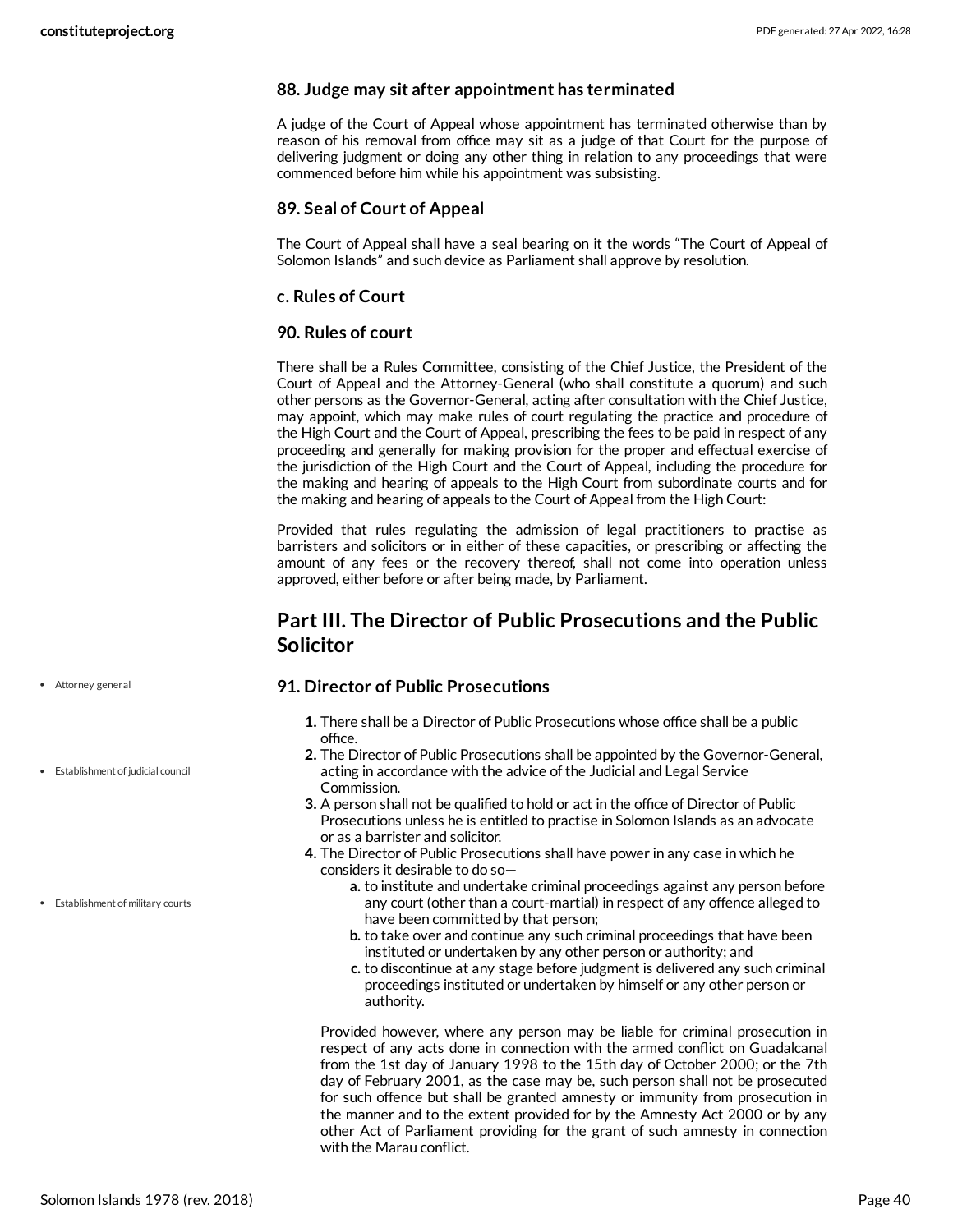### 88. Judge may sit after appointment has terminated

A judge of the Court of Appeal whose appointment has terminated otherwise than by reason of his removal from office may sit as a judge of that Court for the purpose of delivering judgment or doing any other thing in relation to any proceedings that were commenced before him while his appointment was subsisting.

### 89. Seal of Court of Appeal

The Court of Appeal shall have a seal bearing on it the words "The Court of Appeal of Solomon Islands" and such device as Parliament shall approve by resolution.

### c. Rules of Court

### 90. Rules of court

There shall be a Rules Committee, consisting of the Chief Justice, the President of the Court of Appeal and the Attorney-General (who shall constitute a quorum) and such other persons as the Governor-General, acting after consultation with the Chief Justice, may appoint, which may make rules of court regulating the practice and procedure of the High Court and the Court of Appeal, prescribing the fees to be paid in respect of any proceeding and generally for making provision for the proper and effectual exercise of the jurisdiction of the High Court and the Court of Appeal, including the procedure for the making and hearing of appeals to the High Court from subordinate courts and for the making and hearing of appeals to the Court of Appeal from the High Court:

Provided that rules regulating the admission of legal practitioners to practise as barristers and solicitors or in either of these capacities, or prescribing or affecting the amount of any fees or the recovery thereof, shall not come into operation unless approved, either before or after being made, by Parliament.

## Part III. The Director of Public Prosecutions and the Public Solicitor

- Attorney general
- Establishment of judicial council
- Establishment of military courts

### 91. Director of Public Prosecutions

1. There shall be a Director of Public Prosecutions whose office shall be a public office.
2. The Director of Public Prosecutions shall be appointed by the Governor-General, acting in accordance with the advice of the Judicial and Legal Service Commission.
3. A person shall not be qualified to hold or act in the office of Director of Public Prosecutions unless he is entitled to practise in Solomon Islands as an advocate or as a barrister and solicitor.
4. The Director of Public Prosecutions shall have power in any case in which he considers it desirable to do so—
   a. to institute and undertake criminal proceedings against any person before any court (other than a court-martial) in respect of any offence alleged to have been committed by that person;
   b. to take over and continue any such criminal proceedings that have been instituted or undertaken by any other person or authority; and
   c. to discontinue at any stage before judgment is delivered any such criminal proceedings instituted or undertaken by himself or any other person or authority.

   Provided however, where any person may be liable for criminal prosecution in respect of any acts done in connection with the armed conflict on Guadalcanal from the 1st day of January 1998 to the 15th day of October 2000; or the 7th day of February 2001, as the case may be, such person shall not be prosecuted for such offence but shall be granted amnesty or immunity from prosecution in the manner and to the extent provided for by the Amnesty Act 2000 or by any other Act of Parliament providing for the grant of such amnesty in connection with the Marau conflict.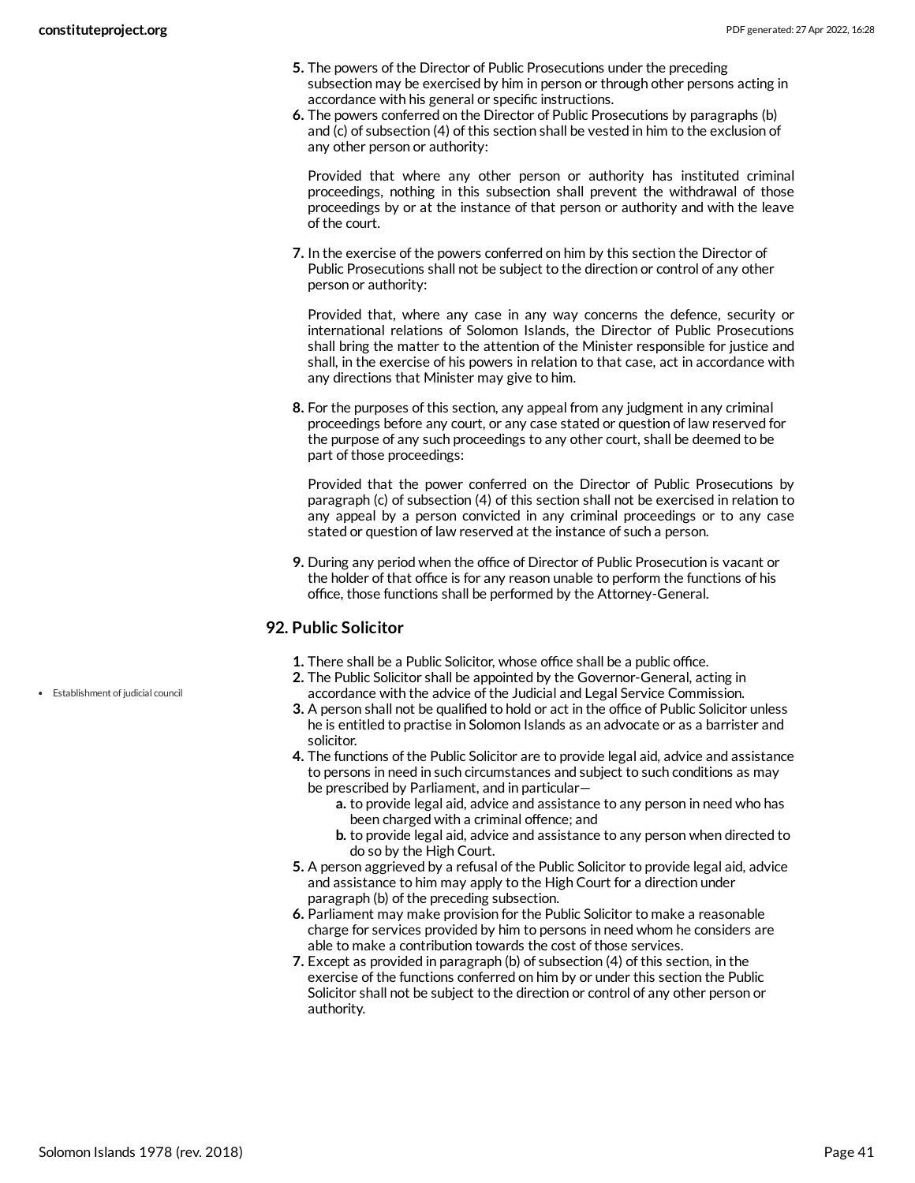5. The powers of the Director of Public Prosecutions under the preceding subsection may be exercised by him in person or through other persons acting in accordance with his general or specific instructions.
6. The powers conferred on the Director of Public Prosecutions by paragraphs (b) and (c) of subsection (4) of this section shall be vested in him to the exclusion of any other person or authority:

   Provided that where any other person or authority has instituted criminal proceedings, nothing in this subsection shall prevent the withdrawal of those proceedings by or at the instance of that person or authority and with the leave of the court.

7. In the exercise of the powers conferred on him by this section the Director of Public Prosecutions shall not be subject to the direction or control of any other person or authority:

   Provided that, where any case in any way concerns the defence, security or international relations of Solomon Islands, the Director of Public Prosecutions shall bring the matter to the attention of the Minister responsible for justice and shall, in the exercise of his powers in relation to that case, act in accordance with any directions that Minister may give to him.

8. For the purposes of this section, any appeal from any judgment in any criminal proceedings before any court, or any case stated or question of law reserved for the purpose of any such proceedings to any other court, shall be deemed to be part of those proceedings:

   Provided that the power conferred on the Director of Public Prosecutions by paragraph (c) of subsection (4) of this section shall not be exercised in relation to any appeal by a person convicted in any criminal proceedings or to any case stated or question of law reserved at the instance of such a person.

9. During any period when the office of Director of Public Prosecution is vacant or the holder of that office is for any reason unable to perform the functions of his office, those functions shall be performed by the Attorney-General.

## 92. Public Solicitor

- Establishment of judicial council

1. There shall be a Public Solicitor, whose office shall be a public office.
2. The Public Solicitor shall be appointed by the Governor-General, acting in accordance with the advice of the Judicial and Legal Service Commission.
3. A person shall not be qualified to hold or act in the office of Public Solicitor unless he is entitled to practise in Solomon Islands as an advocate or as a barrister and solicitor.
4. The functions of the Public Solicitor are to provide legal aid, advice and assistance to persons in need in such circumstances and subject to such conditions as may be prescribed by Parliament, and in particular—
   a. to provide legal aid, advice and assistance to any person in need who has been charged with a criminal offence; and
   b. to provide legal aid, advice and assistance to any person when directed to do so by the High Court.
5. A person aggrieved by a refusal of the Public Solicitor to provide legal aid, advice and assistance to him may apply to the High Court for a direction under paragraph (b) of the preceding subsection.
6. Parliament may make provision for the Public Solicitor to make a reasonable charge for services provided by him to persons in need whom he considers are able to make a contribution towards the cost of those services.
7. Except as provided in paragraph (b) of subsection (4) of this section, in the exercise of the functions conferred on him by or under this section the Public Solicitor shall not be subject to the direction or control of any other person or authority.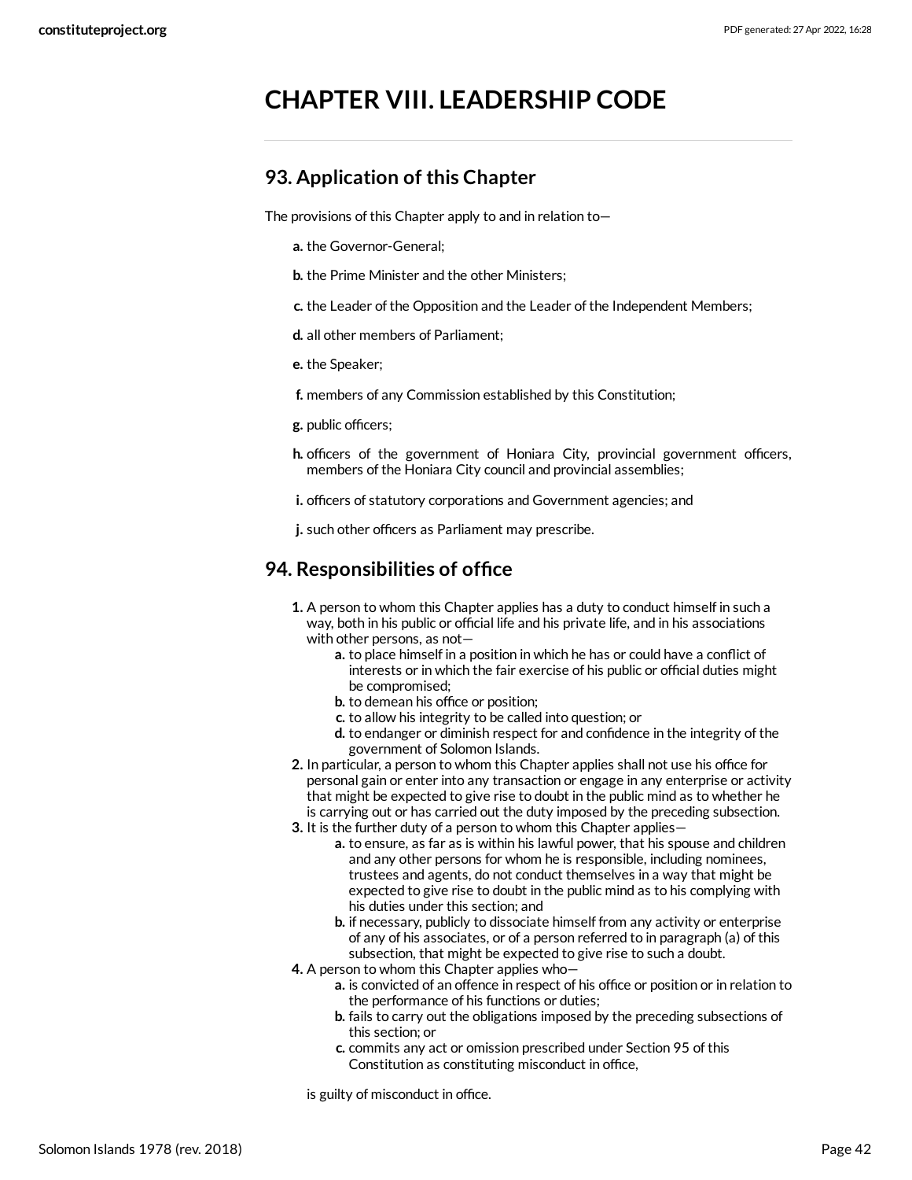# CHAPTER VIII. LEADERSHIP CODE

## 93. Application of this Chapter

The provisions of this Chapter apply to and in relation to—

- **a.** the Governor-General;
- **b.** the Prime Minister and the other Ministers;
- **c.** the Leader of the Opposition and the Leader of the Independent Members;
- **d.** all other members of Parliament;
- **e.** the Speaker;
- **f.** members of any Commission established by this Constitution;
- **g.** public officers;
- **h.** officers of the government of Honiara City, provincial government officers, members of the Honiara City council and provincial assemblies;
- **i.** officers of statutory corporations and Government agencies; and
- **j.** such other officers as Parliament may prescribe.

## 94. Responsibilities of office

1. A person to whom this Chapter applies has a duty to conduct himself in such a way, both in his public or official life and his private life, and in his associations with other persons, as not—
   - **a.** to place himself in a position in which he has or could have a conflict of interests or in which the fair exercise of his public or official duties might be compromised;
   - **b.** to demean his office or position;
   - **c.** to allow his integrity to be called into question; or
   - **d.** to endanger or diminish respect for and confidence in the integrity of the government of Solomon Islands.
2. In particular, a person to whom this Chapter applies shall not use his office for personal gain or enter into any transaction or engage in any enterprise or activity that might be expected to give rise to doubt in the public mind as to whether he is carrying out or has carried out the duty imposed by the preceding subsection.
3. It is the further duty of a person to whom this Chapter applies—
   - **a.** to ensure, as far as is within his lawful power, that his spouse and children and any other persons for whom he is responsible, including nominees, trustees and agents, do not conduct themselves in a way that might be expected to give rise to doubt in the public mind as to his complying with his duties under this section; and
   - **b.** if necessary, publicly to dissociate himself from any activity or enterprise of any of his associates, or of a person referred to in paragraph (a) of this subsection, that might be expected to give rise to such a doubt.
4. A person to whom this Chapter applies who—
   - **a.** is convicted of an offence in respect of his office or position or in relation to the performance of his functions or duties;
   - **b.** fails to carry out the obligations imposed by the preceding subsections of this section; or
   - **c.** commits any act or omission prescribed under Section 95 of this Constitution as constituting misconduct in office,

   is guilty of misconduct in office.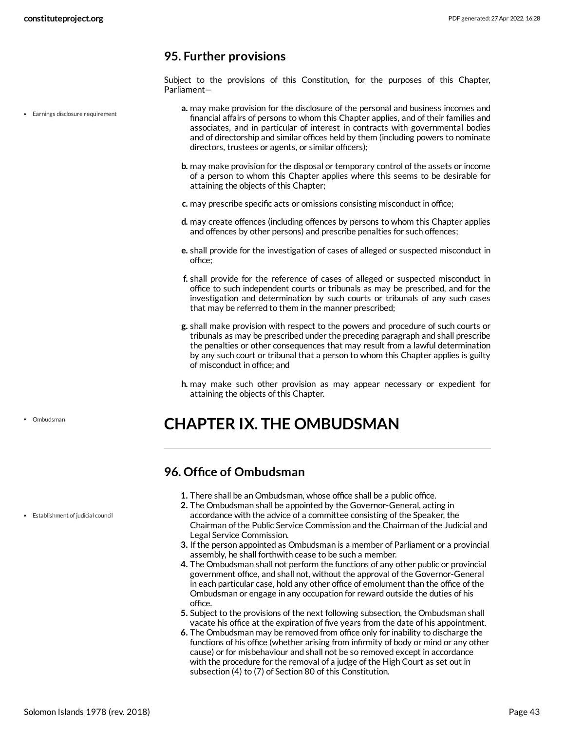## 95. Further provisions

Subject to the provisions of this Constitution, for the purposes of this Chapter, Parliament—

- Earnings disclosure requirement

a. may make provision for the disclosure of the personal and business incomes and financial affairs of persons to whom this Chapter applies, and of their families and associates, and in particular of interest in contracts with governmental bodies and of directorship and similar offices held by them (including powers to nominate directors, trustees or agents, or similar officers);

b. may make provision for the disposal or temporary control of the assets or income of a person to whom this Chapter applies where this seems to be desirable for attaining the objects of this Chapter;

c. may prescribe specific acts or omissions consisting misconduct in office;

d. may create offences (including offences by persons to whom this Chapter applies and offences by other persons) and prescribe penalties for such offences;

e. shall provide for the investigation of cases of alleged or suspected misconduct in office;

f. shall provide for the reference of cases of alleged or suspected misconduct in office to such independent courts or tribunals as may be prescribed, and for the investigation and determination by such courts or tribunals of any such cases that may be referred to them in the manner prescribed;

g. shall make provision with respect to the powers and procedure of such courts or tribunals as may be prescribed under the preceding paragraph and shall prescribe the penalties or other consequences that may result from a lawful determination by any such court or tribunal that a person to whom this Chapter applies is guilty of misconduct in office; and

h. may make such other provision as may appear necessary or expedient for attaining the objects of this Chapter.

- Ombudsman

# CHAPTER IX. THE OMBUDSMAN

## 96. Office of Ombudsman

- Establishment of judicial council

1. There shall be an Ombudsman, whose office shall be a public office.
2. The Ombudsman shall be appointed by the Governor-General, acting in accordance with the advice of a committee consisting of the Speaker, the Chairman of the Public Service Commission and the Chairman of the Judicial and Legal Service Commission.
3. If the person appointed as Ombudsman is a member of Parliament or a provincial assembly, he shall forthwith cease to be such a member.
4. The Ombudsman shall not perform the functions of any other public or provincial government office, and shall not, without the approval of the Governor-General in each particular case, hold any other office of emolument than the office of the Ombudsman or engage in any occupation for reward outside the duties of his office.
5. Subject to the provisions of the next following subsection, the Ombudsman shall vacate his office at the expiration of five years from the date of his appointment.
6. The Ombudsman may be removed from office only for inability to discharge the functions of his office (whether arising from infirmity of body or mind or any other cause) or for misbehaviour and shall not be so removed except in accordance with the procedure for the removal of a judge of the High Court as set out in subsection (4) to (7) of Section 80 of this Constitution.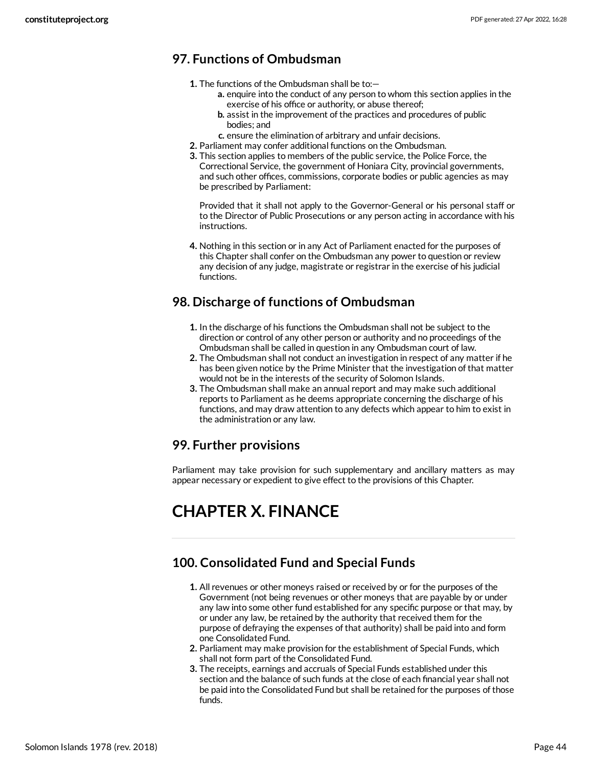### 97. Functions of Ombudsman

1. The functions of the Ombudsman shall be to:—
   a. enquire into the conduct of any person to whom this section applies in the exercise of his office or authority, or abuse thereof;
   b. assist in the improvement of the practices and procedures of public bodies; and
   c. ensure the elimination of arbitrary and unfair decisions.
2. Parliament may confer additional functions on the Ombudsman.
3. This section applies to members of the public service, the Police Force, the Correctional Service, the government of Honiara City, provincial governments, and such other offices, commissions, corporate bodies or public agencies as may be prescribed by Parliament:

   Provided that it shall not apply to the Governor-General or his personal staff or to the Director of Public Prosecutions or any person acting in accordance with his instructions.

4. Nothing in this section or in any Act of Parliament enacted for the purposes of this Chapter shall confer on the Ombudsman any power to question or review any decision of any judge, magistrate or registrar in the exercise of his judicial functions.

### 98. Discharge of functions of Ombudsman

1. In the discharge of his functions the Ombudsman shall not be subject to the direction or control of any other person or authority and no proceedings of the Ombudsman shall be called in question in any Ombudsman court of law.
2. The Ombudsman shall not conduct an investigation in respect of any matter if he has been given notice by the Prime Minister that the investigation of that matter would not be in the interests of the security of Solomon Islands.
3. The Ombudsman shall make an annual report and may make such additional reports to Parliament as he deems appropriate concerning the discharge of his functions, and may draw attention to any defects which appear to him to exist in the administration or any law.

### 99. Further provisions

Parliament may take provision for such supplementary and ancillary matters as may appear necessary or expedient to give effect to the provisions of this Chapter.

# CHAPTER X. FINANCE

### 100. Consolidated Fund and Special Funds

1. All revenues or other moneys raised or received by or for the purposes of the Government (not being revenues or other moneys that are payable by or under any law into some other fund established for any specific purpose or that may, by or under any law, be retained by the authority that received them for the purpose of defraying the expenses of that authority) shall be paid into and form one Consolidated Fund.
2. Parliament may make provision for the establishment of Special Funds, which shall not form part of the Consolidated Fund.
3. The receipts, earnings and accruals of Special Funds established under this section and the balance of such funds at the close of each financial year shall not be paid into the Consolidated Fund but shall be retained for the purposes of those funds.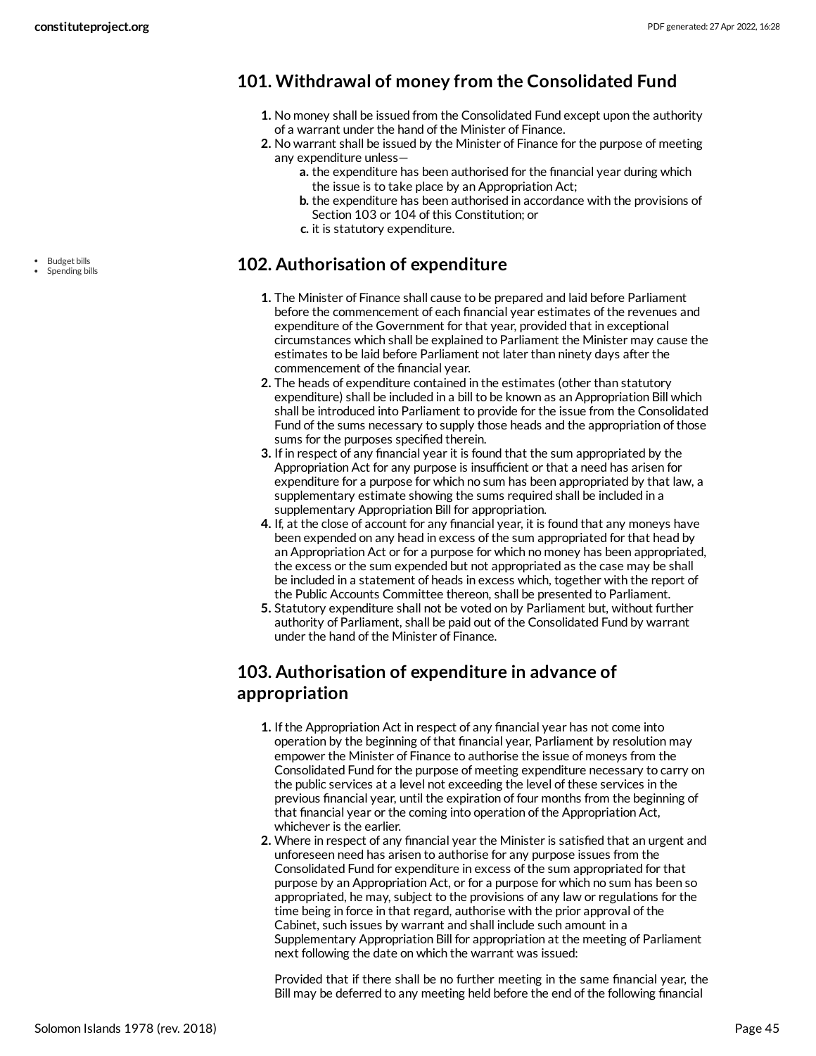## 101. Withdrawal of money from the Consolidated Fund

1. No money shall be issued from the Consolidated Fund except upon the authority of a warrant under the hand of the Minister of Finance.
2. No warrant shall be issued by the Minister of Finance for the purpose of meeting any expenditure unless—
   a. the expenditure has been authorised for the financial year during which the issue is to take place by an Appropriation Act;
   b. the expenditure has been authorised in accordance with the provisions of Section 103 or 104 of this Constitution; or
   c. it is statutory expenditure.

- Budget bills
- Spending bills

## 102. Authorisation of expenditure

1. The Minister of Finance shall cause to be prepared and laid before Parliament before the commencement of each financial year estimates of the revenues and expenditure of the Government for that year, provided that in exceptional circumstances which shall be explained to Parliament the Minister may cause the estimates to be laid before Parliament not later than ninety days after the commencement of the financial year.
2. The heads of expenditure contained in the estimates (other than statutory expenditure) shall be included in a bill to be known as an Appropriation Bill which shall be introduced into Parliament to provide for the issue from the Consolidated Fund of the sums necessary to supply those heads and the appropriation of those sums for the purposes specified therein.
3. If in respect of any financial year it is found that the sum appropriated by the Appropriation Act for any purpose is insufficient or that a need has arisen for expenditure for a purpose for which no sum has been appropriated by that law, a supplementary estimate showing the sums required shall be included in a supplementary Appropriation Bill for appropriation.
4. If, at the close of account for any financial year, it is found that any moneys have been expended on any head in excess of the sum appropriated for that head by an Appropriation Act or for a purpose for which no money has been appropriated, the excess or the sum expended but not appropriated as the case may be shall be included in a statement of heads in excess which, together with the report of the Public Accounts Committee thereon, shall be presented to Parliament.
5. Statutory expenditure shall not be voted on by Parliament but, without further authority of Parliament, shall be paid out of the Consolidated Fund by warrant under the hand of the Minister of Finance.

## 103. Authorisation of expenditure in advance of appropriation

1. If the Appropriation Act in respect of any financial year has not come into operation by the beginning of that financial year, Parliament by resolution may empower the Minister of Finance to authorise the issue of moneys from the Consolidated Fund for the purpose of meeting expenditure necessary to carry on the public services at a level not exceeding the level of these services in the previous financial year, until the expiration of four months from the beginning of that financial year or the coming into operation of the Appropriation Act, whichever is the earlier.
2. Where in respect of any financial year the Minister is satisfied that an urgent and unforeseen need has arisen to authorise for any purpose issues from the Consolidated Fund for expenditure in excess of the sum appropriated for that purpose by an Appropriation Act, or for a purpose for which no sum has been so appropriated, he may, subject to the provisions of any law or regulations for the time being in force in that regard, authorise with the prior approval of the Cabinet, such issues by warrant and shall include such amount in a Supplementary Appropriation Bill for appropriation at the meeting of Parliament next following the date on which the warrant was issued:

   Provided that if there shall be no further meeting in the same financial year, the Bill may be deferred to any meeting held before the end of the following financial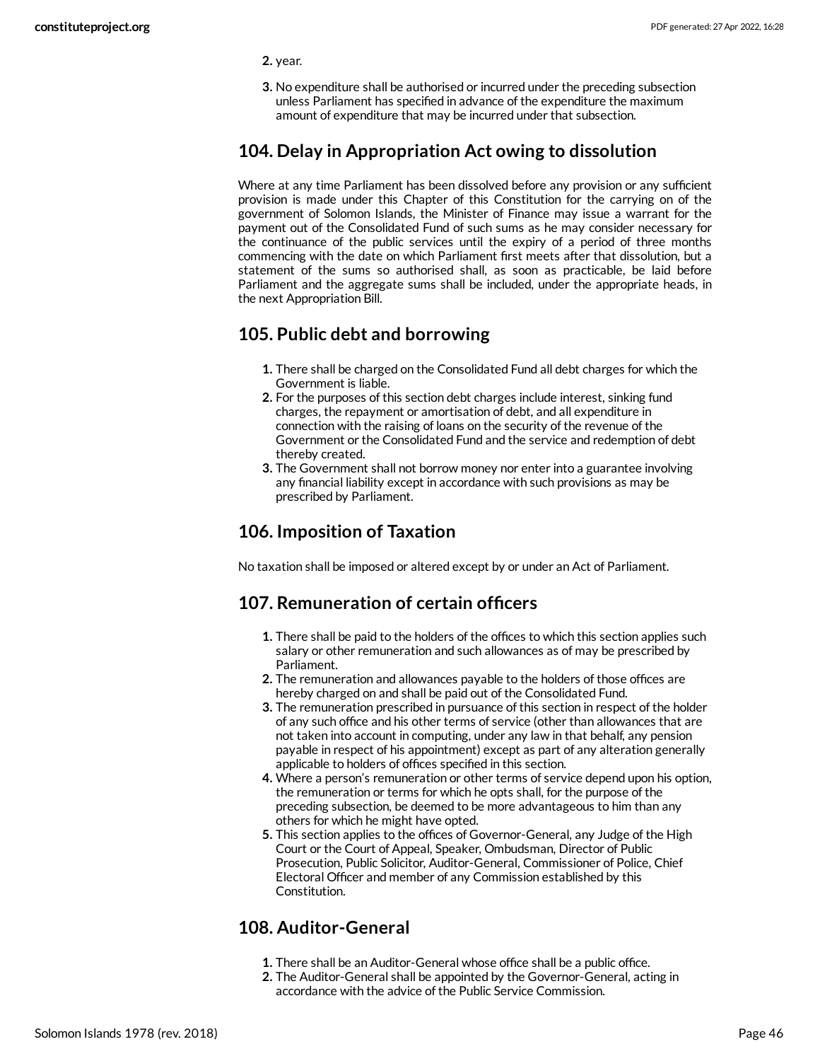2. year.
3. No expenditure shall be authorised or incurred under the preceding subsection unless Parliament has specified in advance of the expenditure the maximum amount of expenditure that may be incurred under that subsection.

## 104. Delay in Appropriation Act owing to dissolution

Where at any time Parliament has been dissolved before any provision or any sufficient provision is made under this Chapter of this Constitution for the carrying on of the government of Solomon Islands, the Minister of Finance may issue a warrant for the payment out of the Consolidated Fund of such sums as he may consider necessary for the continuance of the public services until the expiry of a period of three months commencing with the date on which Parliament first meets after that dissolution, but a statement of the sums so authorised shall, as soon as practicable, be laid before Parliament and the aggregate sums shall be included, under the appropriate heads, in the next Appropriation Bill.

## 105. Public debt and borrowing

1. There shall be charged on the Consolidated Fund all debt charges for which the Government is liable.
2. For the purposes of this section debt charges include interest, sinking fund charges, the repayment or amortisation of debt, and all expenditure in connection with the raising of loans on the security of the revenue of the Government or the Consolidated Fund and the service and redemption of debt thereby created.
3. The Government shall not borrow money nor enter into a guarantee involving any financial liability except in accordance with such provisions as may be prescribed by Parliament.

## 106. Imposition of Taxation

No taxation shall be imposed or altered except by or under an Act of Parliament.

## 107. Remuneration of certain officers

1. There shall be paid to the holders of the offices to which this section applies such salary or other remuneration and such allowances as of may be prescribed by Parliament.
2. The remuneration and allowances payable to the holders of those offices are hereby charged on and shall be paid out of the Consolidated Fund.
3. The remuneration prescribed in pursuance of this section in respect of the holder of any such office and his other terms of service (other than allowances that are not taken into account in computing, under any law in that behalf, any pension payable in respect of his appointment) except as part of any alteration generally applicable to holders of offices specified in this section.
4. Where a person's remuneration or other terms of service depend upon his option, the remuneration or terms for which he opts shall, for the purpose of the preceding subsection, be deemed to be more advantageous to him than any others for which he might have opted.
5. This section applies to the offices of Governor-General, any Judge of the High Court or the Court of Appeal, Speaker, Ombudsman, Director of Public Prosecution, Public Solicitor, Auditor-General, Commissioner of Police, Chief Electoral Officer and member of any Commission established by this Constitution.

## 108. Auditor-General

1. There shall be an Auditor-General whose office shall be a public office.
2. The Auditor-General shall be appointed by the Governor-General, acting in accordance with the advice of the Public Service Commission.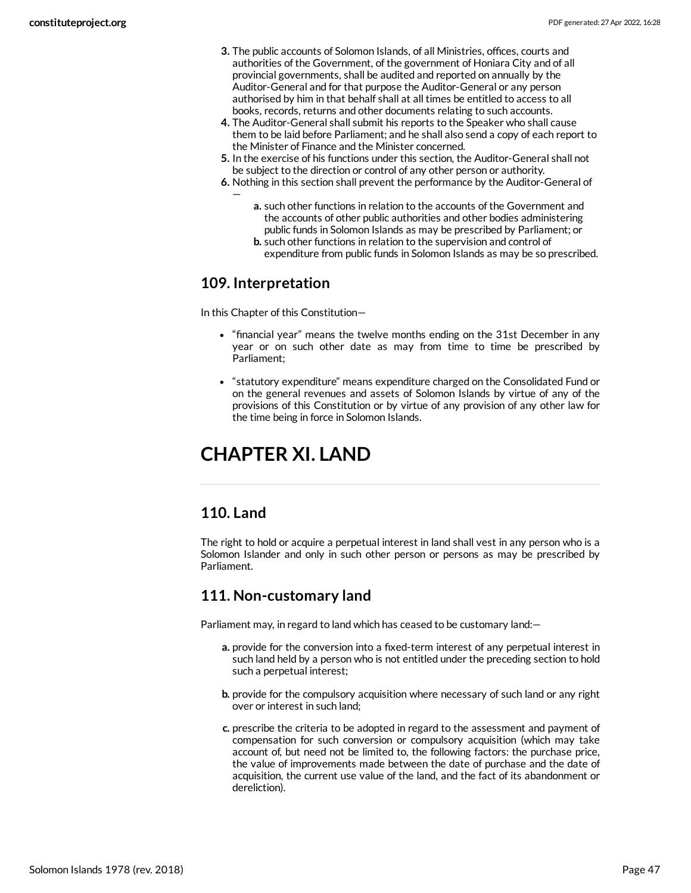3. The public accounts of Solomon Islands, of all Ministries, offices, courts and authorities of the Government, of the government of Honiara City and of all provincial governments, shall be audited and reported on annually by the Auditor-General and for that purpose the Auditor-General or any person authorised by him in that behalf shall at all times be entitled to access to all books, records, returns and other documents relating to such accounts.
4. The Auditor-General shall submit his reports to the Speaker who shall cause them to be laid before Parliament; and he shall also send a copy of each report to the Minister of Finance and the Minister concerned.
5. In the exercise of his functions under this section, the Auditor-General shall not be subject to the direction or control of any other person or authority.
6. Nothing in this section shall prevent the performance by the Auditor-General of —
    a. such other functions in relation to the accounts of the Government and the accounts of other public authorities and other bodies administering public funds in Solomon Islands as may be prescribed by Parliament; or
    b. such other functions in relation to the supervision and control of expenditure from public funds in Solomon Islands as may be so prescribed.

## 109. Interpretation

In this Chapter of this Constitution—

- "financial year" means the twelve months ending on the 31st December in any year or on such other date as may from time to time be prescribed by Parliament;
- "statutory expenditure" means expenditure charged on the Consolidated Fund or on the general revenues and assets of Solomon Islands by virtue of any of the provisions of this Constitution or by virtue of any provision of any other law for the time being in force in Solomon Islands.

# CHAPTER XI. LAND

## 110. Land

The right to hold or acquire a perpetual interest in land shall vest in any person who is a Solomon Islander and only in such other person or persons as may be prescribed by Parliament.

## 111. Non-customary land

Parliament may, in regard to land which has ceased to be customary land:—

a. provide for the conversion into a fixed-term interest of any perpetual interest in such land held by a person who is not entitled under the preceding section to hold such a perpetual interest;

b. provide for the compulsory acquisition where necessary of such land or any right over or interest in such land;

c. prescribe the criteria to be adopted in regard to the assessment and payment of compensation for such conversion or compulsory acquisition (which may take account of, but need not be limited to, the following factors: the purchase price, the value of improvements made between the date of purchase and the date of acquisition, the current use value of the land, and the fact of its abandonment or dereliction).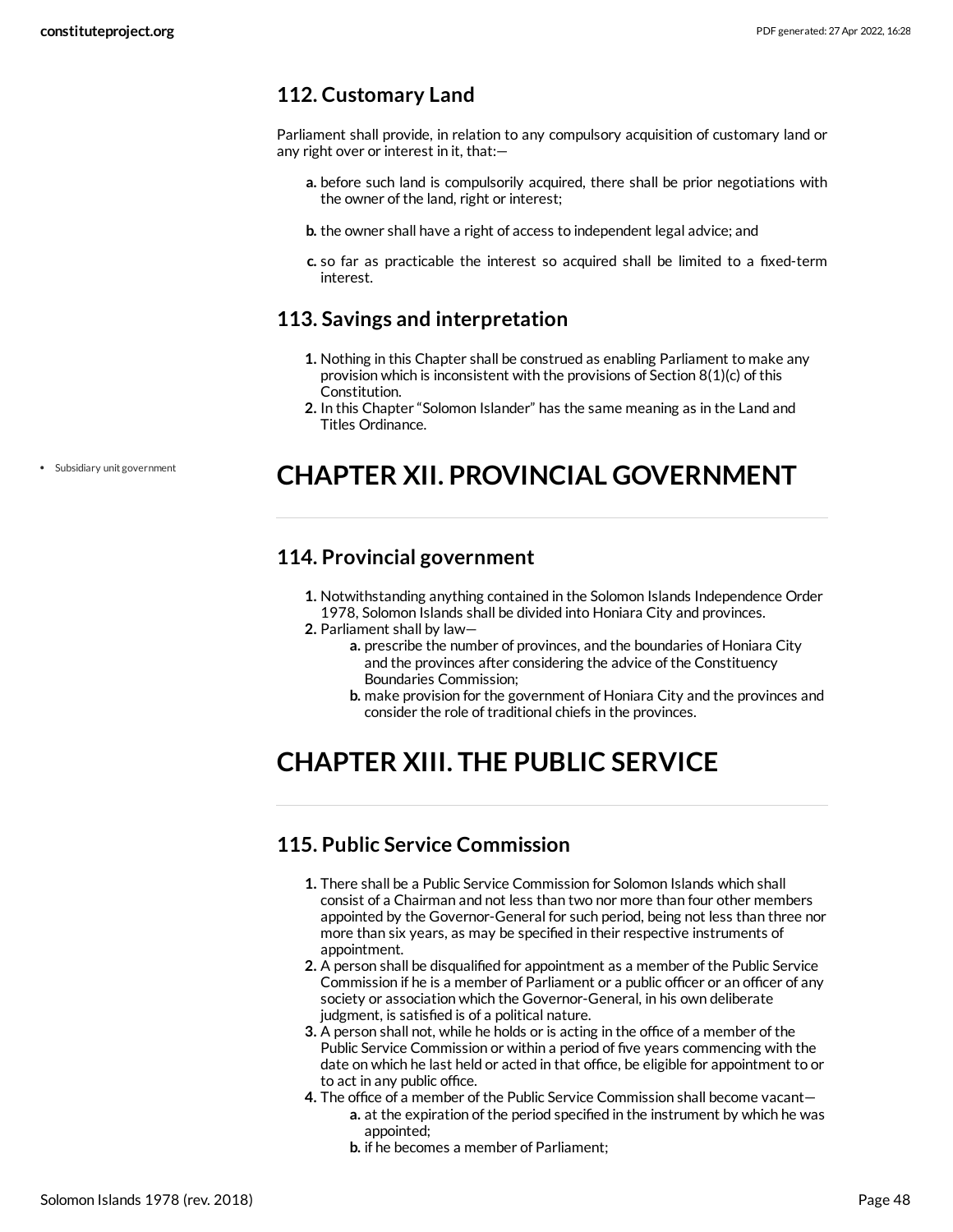## 112. Customary Land

Parliament shall provide, in relation to any compulsory acquisition of customary land or any right over or interest in it, that:—

- **a.** before such land is compulsorily acquired, there shall be prior negotiations with the owner of the land, right or interest;
- **b.** the owner shall have a right of access to independent legal advice; and
- **c.** so far as practicable the interest so acquired shall be limited to a fixed-term interest.

## 113. Savings and interpretation

1. Nothing in this Chapter shall be construed as enabling Parliament to make any provision which is inconsistent with the provisions of Section 8(1)(c) of this Constitution.
2. In this Chapter "Solomon Islander" has the same meaning as in the Land and Titles Ordinance.

- Subsidiary unit government

# CHAPTER XII. PROVINCIAL GOVERNMENT

## 114. Provincial government

1. Notwithstanding anything contained in the Solomon Islands Independence Order 1978, Solomon Islands shall be divided into Honiara City and provinces.
2. Parliament shall by law—
   - **a.** prescribe the number of provinces, and the boundaries of Honiara City and the provinces after considering the advice of the Constituency Boundaries Commission;
   - **b.** make provision for the government of Honiara City and the provinces and consider the role of traditional chiefs in the provinces.

# CHAPTER XIII. THE PUBLIC SERVICE

## 115. Public Service Commission

1. There shall be a Public Service Commission for Solomon Islands which shall consist of a Chairman and not less than two nor more than four other members appointed by the Governor-General for such period, being not less than three nor more than six years, as may be specified in their respective instruments of appointment.
2. A person shall be disqualified for appointment as a member of the Public Service Commission if he is a member of Parliament or a public officer or an officer of any society or association which the Governor-General, in his own deliberate judgment, is satisfied is of a political nature.
3. A person shall not, while he holds or is acting in the office of a member of the Public Service Commission or within a period of five years commencing with the date on which he last held or acted in that office, be eligible for appointment to or to act in any public office.
4. The office of a member of the Public Service Commission shall become vacant—
   - **a.** at the expiration of the period specified in the instrument by which he was appointed;
   - **b.** if he becomes a member of Parliament;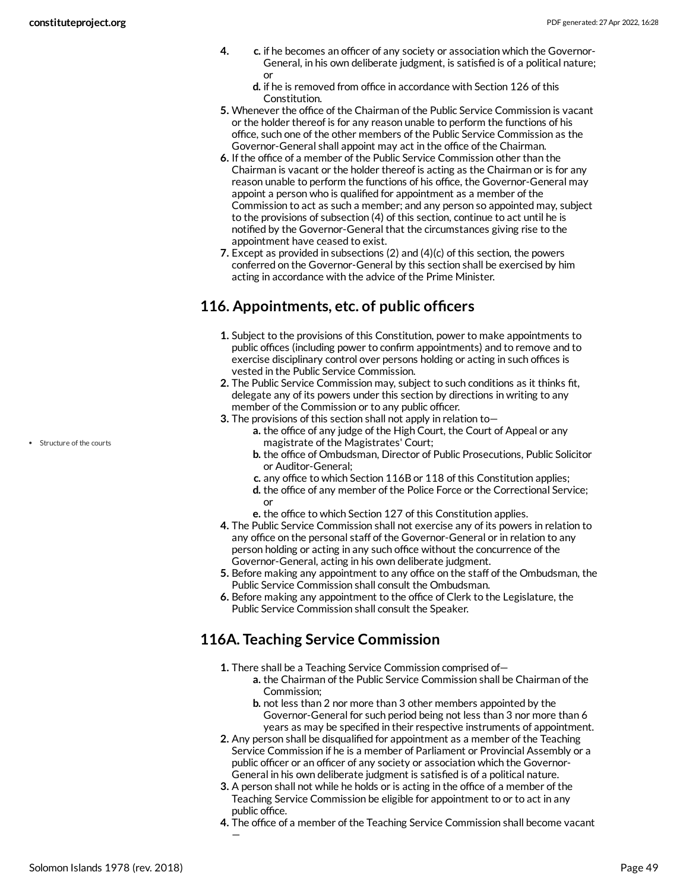4. 
   c. if he becomes an officer of any society or association which the Governor-General, in his own deliberate judgment, is satisfied is of a political nature; or
   d. if he is removed from office in accordance with Section 126 of this Constitution.
5. Whenever the office of the Chairman of the Public Service Commission is vacant or the holder thereof is for any reason unable to perform the functions of his office, such one of the other members of the Public Service Commission as the Governor-General shall appoint may act in the office of the Chairman.
6. If the office of a member of the Public Service Commission other than the Chairman is vacant or the holder thereof is acting as the Chairman or is for any reason unable to perform the functions of his office, the Governor-General may appoint a person who is qualified for appointment as a member of the Commission to act as such a member; and any person so appointed may, subject to the provisions of subsection (4) of this section, continue to act until he is notified by the Governor-General that the circumstances giving rise to the appointment have ceased to exist.
7. Except as provided in subsections (2) and (4)(c) of this section, the powers conferred on the Governor-General by this section shall be exercised by him acting in accordance with the advice of the Prime Minister.

## 116. Appointments, etc. of public officers

1. Subject to the provisions of this Constitution, power to make appointments to public offices (including power to confirm appointments) and to remove and to exercise disciplinary control over persons holding or acting in such offices is vested in the Public Service Commission.
2. The Public Service Commission may, subject to such conditions as it thinks fit, delegate any of its powers under this section by directions in writing to any member of the Commission or to any public officer.
3. The provisions of this section shall not apply in relation to—
   a. the office of any judge of the High Court, the Court of Appeal or any magistrate of the Magistrates' Court;
   b. the office of Ombudsman, Director of Public Prosecutions, Public Solicitor or Auditor-General;
   c. any office to which Section 116B or 118 of this Constitution applies;
   d. the office of any member of the Police Force or the Correctional Service; or
   e. the office to which Section 127 of this Constitution applies.
4. The Public Service Commission shall not exercise any of its powers in relation to any office on the personal staff of the Governor-General or in relation to any person holding or acting in any such office without the concurrence of the Governor-General, acting in his own deliberate judgment.
5. Before making any appointment to any office on the staff of the Ombudsman, the Public Service Commission shall consult the Ombudsman.
6. Before making any appointment to the office of Clerk to the Legislature, the Public Service Commission shall consult the Speaker.

- Structure of the courts

## 116A. Teaching Service Commission

1. There shall be a Teaching Service Commission comprised of—
   a. the Chairman of the Public Service Commission shall be Chairman of the Commission;
   b. not less than 2 nor more than 3 other members appointed by the Governor-General for such period being not less than 3 nor more than 6 years as may be specified in their respective instruments of appointment.
2. Any person shall be disqualified for appointment as a member of the Teaching Service Commission if he is a member of Parliament or Provincial Assembly or a public officer or an officer of any society or association which the Governor-General in his own deliberate judgment is satisfied is of a political nature.
3. A person shall not while he holds or is acting in the office of a member of the Teaching Service Commission be eligible for appointment to or to act in any public office.
4. The office of a member of the Teaching Service Commission shall become vacant —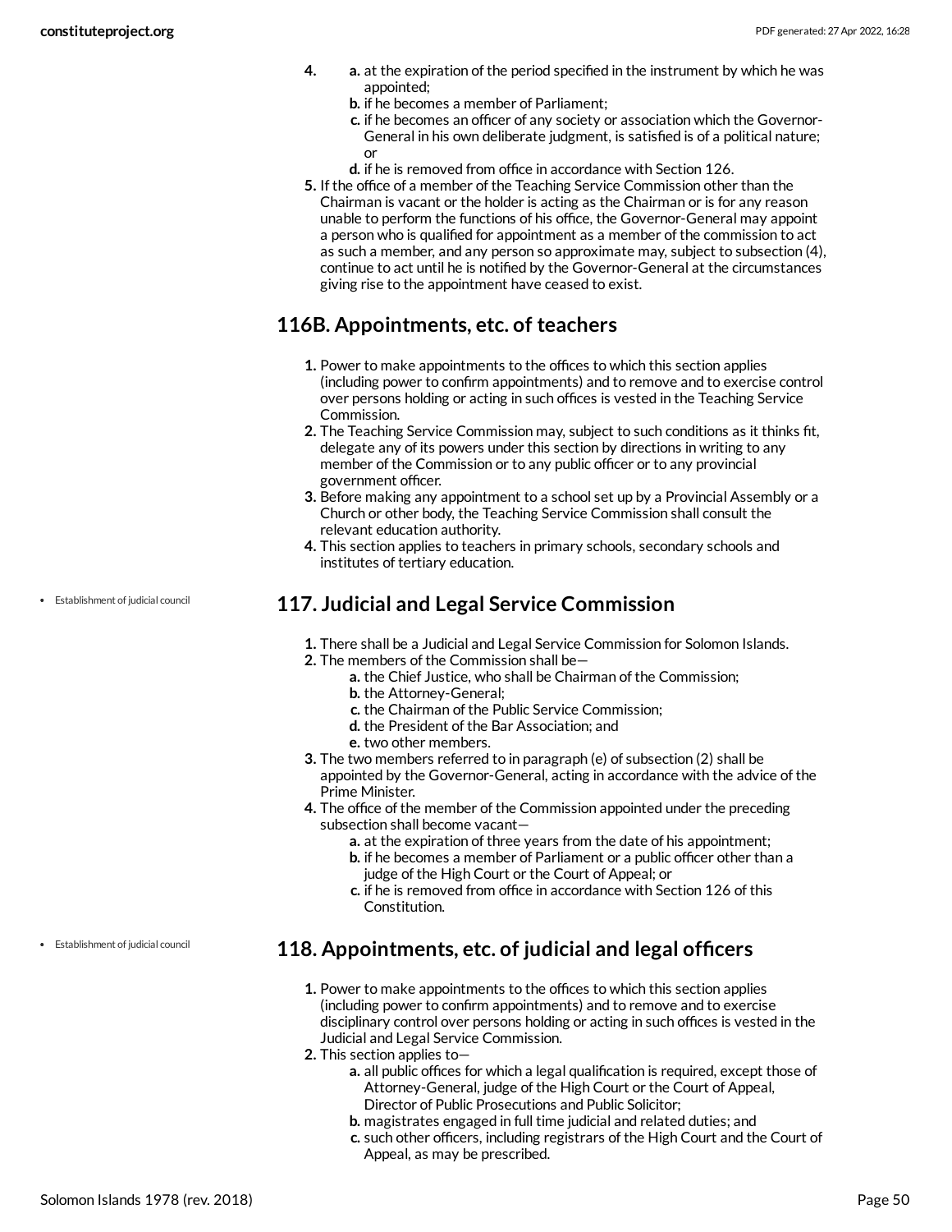4. 
   - a. at the expiration of the period specified in the instrument by which he was appointed;
   - b. if he becomes a member of Parliament;
   - c. if he becomes an officer of any society or association which the Governor-General in his own deliberate judgment, is satisfied is of a political nature; or
   - d. if he is removed from office in accordance with Section 126.
5. If the office of a member of the Teaching Service Commission other than the Chairman is vacant or the holder is acting as the Chairman or is for any reason unable to perform the functions of his office, the Governor-General may appoint a person who is qualified for appointment as a member of the commission to act as such a member, and any person so approximate may, subject to subsection (4), continue to act until he is notified by the Governor-General at the circumstances giving rise to the appointment have ceased to exist.

## 116B. Appointments, etc. of teachers

1. Power to make appointments to the offices to which this section applies (including power to confirm appointments) and to remove and to exercise control over persons holding or acting in such offices is vested in the Teaching Service Commission.
2. The Teaching Service Commission may, subject to such conditions as it thinks fit, delegate any of its powers under this section by directions in writing to any member of the Commission or to any public officer or to any provincial government officer.
3. Before making any appointment to a school set up by a Provincial Assembly or a Church or other body, the Teaching Service Commission shall consult the relevant education authority.
4. This section applies to teachers in primary schools, secondary schools and institutes of tertiary education.

- Establishment of judicial council

## 117. Judicial and Legal Service Commission

1. There shall be a Judicial and Legal Service Commission for Solomon Islands.
2. The members of the Commission shall be—
   - a. the Chief Justice, who shall be Chairman of the Commission;
   - b. the Attorney-General;
   - c. the Chairman of the Public Service Commission;
   - d. the President of the Bar Association; and
   - e. two other members.
3. The two members referred to in paragraph (e) of subsection (2) shall be appointed by the Governor-General, acting in accordance with the advice of the Prime Minister.
4. The office of the member of the Commission appointed under the preceding subsection shall become vacant—
   - a. at the expiration of three years from the date of his appointment;
   - b. if he becomes a member of Parliament or a public officer other than a judge of the High Court or the Court of Appeal; or
   - c. if he is removed from office in accordance with Section 126 of this Constitution.

- Establishment of judicial council

## 118. Appointments, etc. of judicial and legal officers

1. Power to make appointments to the offices to which this section applies (including power to confirm appointments) and to remove and to exercise disciplinary control over persons holding or acting in such offices is vested in the Judicial and Legal Service Commission.
2. This section applies to—
   - a. all public offices for which a legal qualification is required, except those of Attorney-General, judge of the High Court or the Court of Appeal, Director of Public Prosecutions and Public Solicitor;
   - b. magistrates engaged in full time judicial and related duties; and
   - c. such other officers, including registrars of the High Court and the Court of Appeal, as may be prescribed.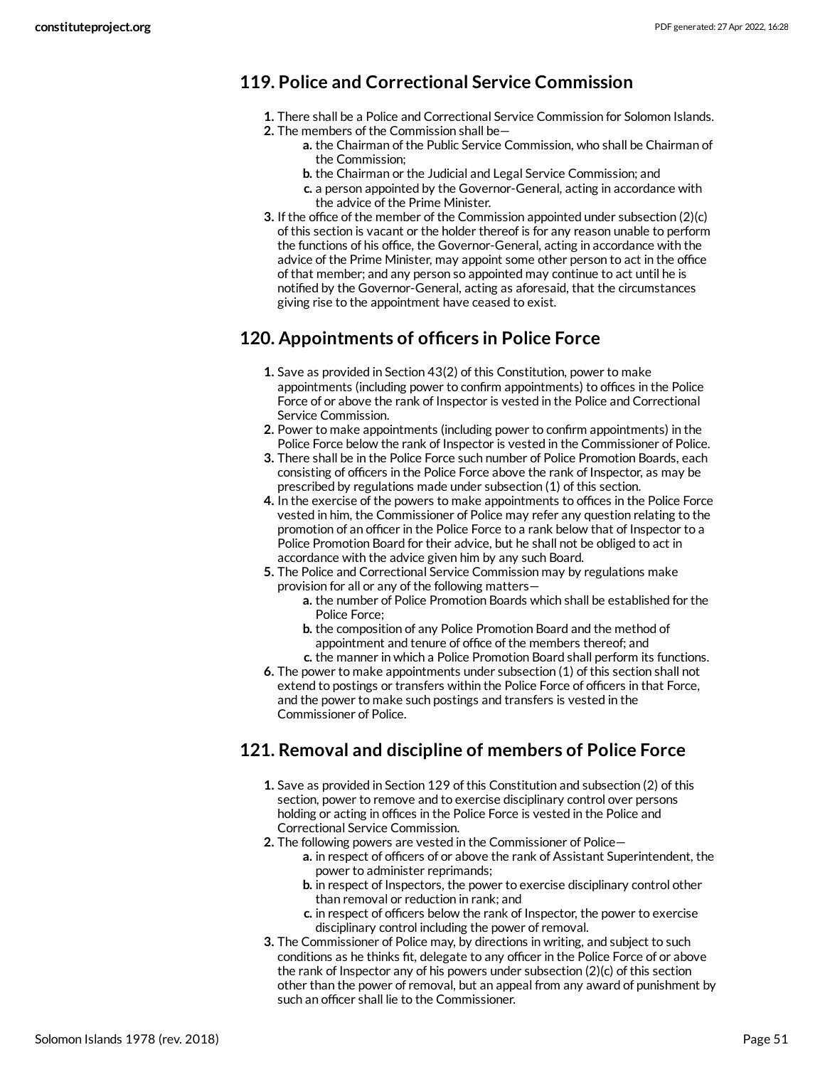## 119. Police and Correctional Service Commission

1. There shall be a Police and Correctional Service Commission for Solomon Islands.
2. The members of the Commission shall be—
    a. the Chairman of the Public Service Commission, who shall be Chairman of the Commission;
    b. the Chairman or the Judicial and Legal Service Commission; and
    c. a person appointed by the Governor-General, acting in accordance with the advice of the Prime Minister.
3. If the office of the member of the Commission appointed under subsection (2)(c) of this section is vacant or the holder thereof is for any reason unable to perform the functions of his office, the Governor-General, acting in accordance with the advice of the Prime Minister, may appoint some other person to act in the office of that member; and any person so appointed may continue to act until he is notified by the Governor-General, acting as aforesaid, that the circumstances giving rise to the appointment have ceased to exist.

## 120. Appointments of officers in Police Force

1. Save as provided in Section 43(2) of this Constitution, power to make appointments (including power to confirm appointments) to offices in the Police Force of or above the rank of Inspector is vested in the Police and Correctional Service Commission.
2. Power to make appointments (including power to confirm appointments) in the Police Force below the rank of Inspector is vested in the Commissioner of Police.
3. There shall be in the Police Force such number of Police Promotion Boards, each consisting of officers in the Police Force above the rank of Inspector, as may be prescribed by regulations made under subsection (1) of this section.
4. In the exercise of the powers to make appointments to offices in the Police Force vested in him, the Commissioner of Police may refer any question relating to the promotion of an officer in the Police Force to a rank below that of Inspector to a Police Promotion Board for their advice, but he shall not be obliged to act in accordance with the advice given him by any such Board.
5. The Police and Correctional Service Commission may by regulations make provision for all or any of the following matters—
    a. the number of Police Promotion Boards which shall be established for the Police Force;
    b. the composition of any Police Promotion Board and the method of appointment and tenure of office of the members thereof; and
    c. the manner in which a Police Promotion Board shall perform its functions.
6. The power to make appointments under subsection (1) of this section shall not extend to postings or transfers within the Police Force of officers in that Force, and the power to make such postings and transfers is vested in the Commissioner of Police.

## 121. Removal and discipline of members of Police Force

1. Save as provided in Section 129 of this Constitution and subsection (2) of this section, power to remove and to exercise disciplinary control over persons holding or acting in offices in the Police Force is vested in the Police and Correctional Service Commission.
2. The following powers are vested in the Commissioner of Police—
    a. in respect of officers of or above the rank of Assistant Superintendent, the power to administer reprimands;
    b. in respect of Inspectors, the power to exercise disciplinary control other than removal or reduction in rank; and
    c. in respect of officers below the rank of Inspector, the power to exercise disciplinary control including the power of removal.
3. The Commissioner of Police may, by directions in writing, and subject to such conditions as he thinks fit, delegate to any officer in the Police Force of or above the rank of Inspector any of his powers under subsection (2)(c) of this section other than the power of removal, but an appeal from any award of punishment by such an officer shall lie to the Commissioner.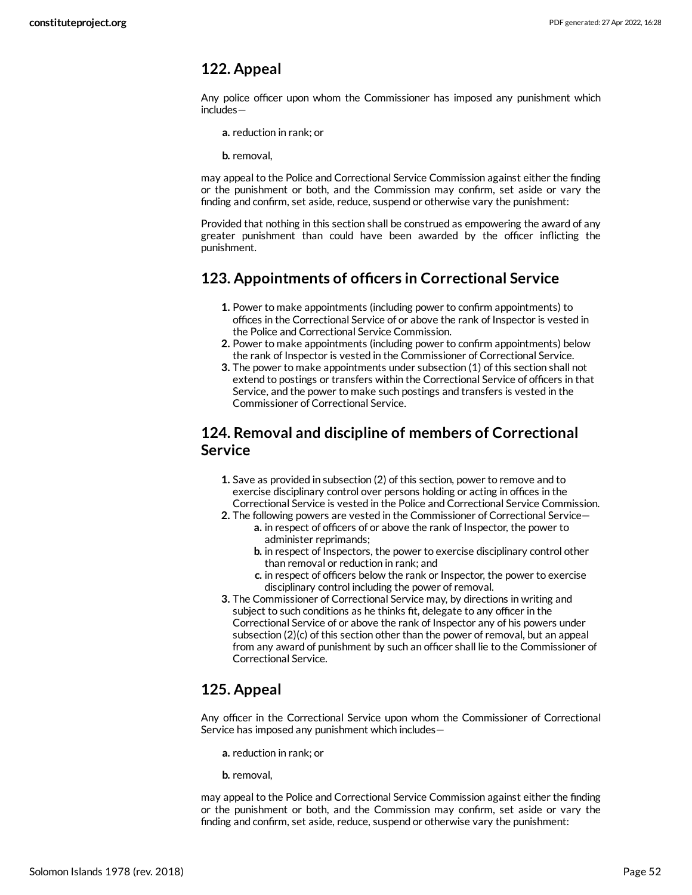## 122. Appeal

Any police officer upon whom the Commissioner has imposed any punishment which includes—

**a.** reduction in rank; or

**b.** removal,

may appeal to the Police and Correctional Service Commission against either the finding or the punishment or both, and the Commission may confirm, set aside or vary the finding and confirm, set aside, reduce, suspend or otherwise vary the punishment:

Provided that nothing in this section shall be construed as empowering the award of any greater punishment than could have been awarded by the officer inflicting the punishment.

## 123. Appointments of officers in Correctional Service

1. Power to make appointments (including power to confirm appointments) to offices in the Correctional Service of or above the rank of Inspector is vested in the Police and Correctional Service Commission.
2. Power to make appointments (including power to confirm appointments) below the rank of Inspector is vested in the Commissioner of Correctional Service.
3. The power to make appointments under subsection (1) of this section shall not extend to postings or transfers within the Correctional Service of officers in that Service, and the power to make such postings and transfers is vested in the Commissioner of Correctional Service.

## 124. Removal and discipline of members of Correctional Service

1. Save as provided in subsection (2) of this section, power to remove and to exercise disciplinary control over persons holding or acting in offices in the Correctional Service is vested in the Police and Correctional Service Commission.
2. The following powers are vested in the Commissioner of Correctional Service—
   - **a.** in respect of officers of or above the rank of Inspector, the power to administer reprimands;
   - **b.** in respect of Inspectors, the power to exercise disciplinary control other than removal or reduction in rank; and
   - **c.** in respect of officers below the rank or Inspector, the power to exercise disciplinary control including the power of removal.
3. The Commissioner of Correctional Service may, by directions in writing and subject to such conditions as he thinks fit, delegate to any officer in the Correctional Service of or above the rank of Inspector any of his powers under subsection (2)(c) of this section other than the power of removal, but an appeal from any award of punishment by such an officer shall lie to the Commissioner of Correctional Service.

## 125. Appeal

Any officer in the Correctional Service upon whom the Commissioner of Correctional Service has imposed any punishment which includes—

**a.** reduction in rank; or

**b.** removal,

may appeal to the Police and Correctional Service Commission against either the finding or the punishment or both, and the Commission may confirm, set aside or vary the finding and confirm, set aside, reduce, suspend or otherwise vary the punishment: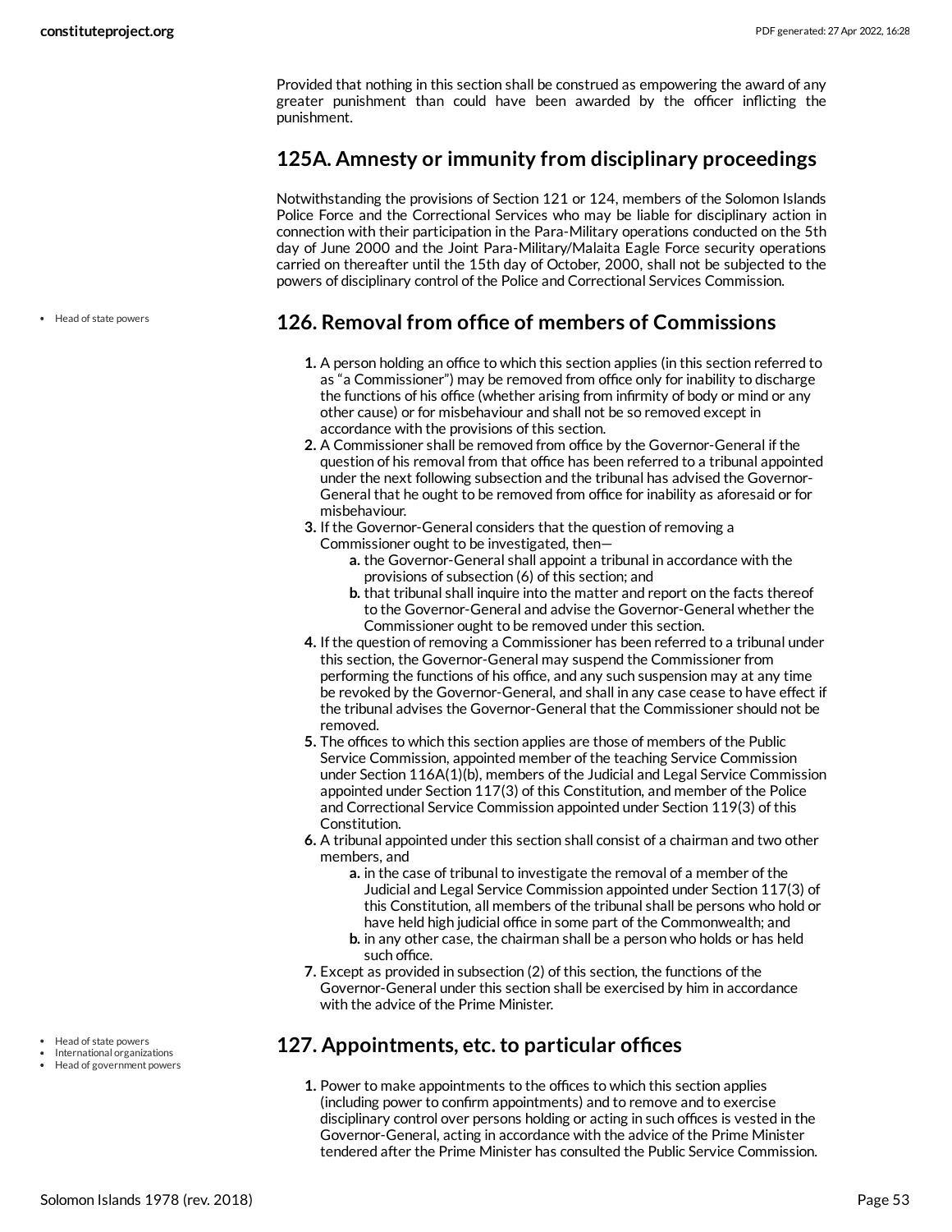Provided that nothing in this section shall be construed as empowering the award of any greater punishment than could have been awarded by the officer inflicting the punishment.

## 125A. Amnesty or immunity from disciplinary proceedings

Notwithstanding the provisions of Section 121 or 124, members of the Solomon Islands Police Force and the Correctional Services who may be liable for disciplinary action in connection with their participation in the Para-Military operations conducted on the 5th day of June 2000 and the Joint Para-Military/Malaita Eagle Force security operations carried on thereafter until the 15th day of October, 2000, shall not be subjected to the powers of disciplinary control of the Police and Correctional Services Commission.

- Head of state powers

## 126. Removal from office of members of Commissions

1. A person holding an office to which this section applies (in this section referred to as "a Commissioner") may be removed from office only for inability to discharge the functions of his office (whether arising from infirmity of body or mind or any other cause) or for misbehaviour and shall not be so removed except in accordance with the provisions of this section.
2. A Commissioner shall be removed from office by the Governor-General if the question of his removal from that office has been referred to a tribunal appointed under the next following subsection and the tribunal has advised the Governor-General that he ought to be removed from office for inability as aforesaid or for misbehaviour.
3. If the Governor-General considers that the question of removing a Commissioner ought to be investigated, then—
   a. the Governor-General shall appoint a tribunal in accordance with the provisions of subsection (6) of this section; and
   b. that tribunal shall inquire into the matter and report on the facts thereof to the Governor-General and advise the Governor-General whether the Commissioner ought to be removed under this section.
4. If the question of removing a Commissioner has been referred to a tribunal under this section, the Governor-General may suspend the Commissioner from performing the functions of his office, and any such suspension may at any time be revoked by the Governor-General, and shall in any case cease to have effect if the tribunal advises the Governor-General that the Commissioner should not be removed.
5. The offices to which this section applies are those of members of the Public Service Commission, appointed member of the teaching Service Commission under Section 116A(1)(b), members of the Judicial and Legal Service Commission appointed under Section 117(3) of this Constitution, and member of the Police and Correctional Service Commission appointed under Section 119(3) of this Constitution.
6. A tribunal appointed under this section shall consist of a chairman and two other members, and
   a. in the case of tribunal to investigate the removal of a member of the Judicial and Legal Service Commission appointed under Section 117(3) of this Constitution, all members of the tribunal shall be persons who hold or have held high judicial office in some part of the Commonwealth; and
   b. in any other case, the chairman shall be a person who holds or has held such office.
7. Except as provided in subsection (2) of this section, the functions of the Governor-General under this section shall be exercised by him in accordance with the advice of the Prime Minister.

- Head of state powers
- International organizations
- Head of government powers

## 127. Appointments, etc. to particular offices

1. Power to make appointments to the offices to which this section applies (including power to confirm appointments) and to remove and to exercise disciplinary control over persons holding or acting in such offices is vested in the Governor-General, acting in accordance with the advice of the Prime Minister tendered after the Prime Minister has consulted the Public Service Commission.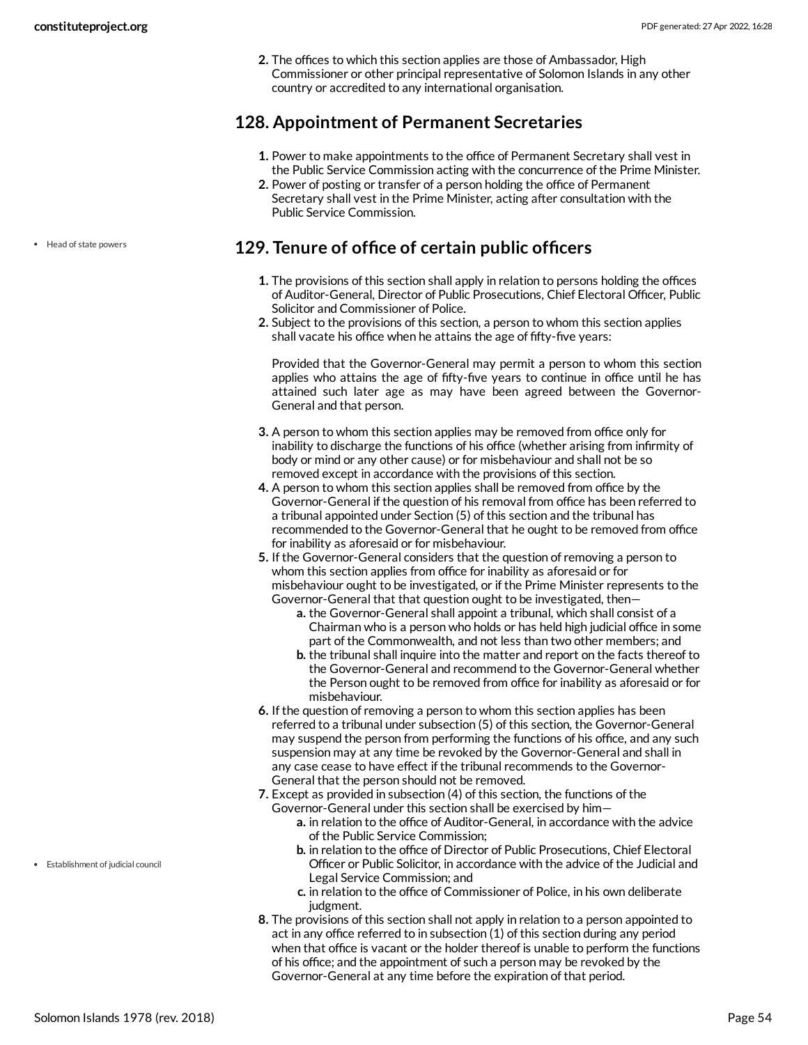2. The offices to which this section applies are those of Ambassador, High Commissioner or other principal representative of Solomon Islands in any other country or accredited to any international organisation.

## 128. Appointment of Permanent Secretaries

1. Power to make appointments to the office of Permanent Secretary shall vest in the Public Service Commission acting with the concurrence of the Prime Minister.
2. Power of posting or transfer of a person holding the office of Permanent Secretary shall vest in the Prime Minister, acting after consultation with the Public Service Commission.

- Head of state powers

## 129. Tenure of office of certain public officers

1. The provisions of this section shall apply in relation to persons holding the offices of Auditor-General, Director of Public Prosecutions, Chief Electoral Officer, Public Solicitor and Commissioner of Police.
2. Subject to the provisions of this section, a person to whom this section applies shall vacate his office when he attains the age of fifty-five years:

   Provided that the Governor-General may permit a person to whom this section applies who attains the age of fifty-five years to continue in office until he has attained such later age as may have been agreed between the Governor-General and that person.

3. A person to whom this section applies may be removed from office only for inability to discharge the functions of his office (whether arising from infirmity of body or mind or any other cause) or for misbehaviour and shall not be so removed except in accordance with the provisions of this section.
4. A person to whom this section applies shall be removed from office by the Governor-General if the question of his removal from office has been referred to a tribunal appointed under Section (5) of this section and the tribunal has recommended to the Governor-General that he ought to be removed from office for inability as aforesaid or for misbehaviour.
5. If the Governor-General considers that the question of removing a person to whom this section applies from office for inability as aforesaid or for misbehaviour ought to be investigated, or if the Prime Minister represents to the Governor-General that that question ought to be investigated, then—
   a. the Governor-General shall appoint a tribunal, which shall consist of a Chairman who is a person who holds or has held high judicial office in some part of the Commonwealth, and not less than two other members; and
   b. the tribunal shall inquire into the matter and report on the facts thereof to the Governor-General and recommend to the Governor-General whether the Person ought to be removed from office for inability as aforesaid or for misbehaviour.
6. If the question of removing a person to whom this section applies has been referred to a tribunal under subsection (5) of this section, the Governor-General may suspend the person from performing the functions of his office, and any such suspension may at any time be revoked by the Governor-General and shall in any case cease to have effect if the tribunal recommends to the Governor-General that the person should not be removed.
7. Except as provided in subsection (4) of this section, the functions of the Governor-General under this section shall be exercised by him—
   a. in relation to the office of Auditor-General, in accordance with the advice of the Public Service Commission;
   b. in relation to the office of Director of Public Prosecutions, Chief Electoral Officer or Public Solicitor, in accordance with the advice of the Judicial and Legal Service Commission; and
   c. in relation to the office of Commissioner of Police, in his own deliberate judgment.

- Establishment of judicial council

8. The provisions of this section shall not apply in relation to a person appointed to act in any office referred to in subsection (1) of this section during any period when that office is vacant or the holder thereof is unable to perform the functions of his office; and the appointment of such a person may be revoked by the Governor-General at any time before the expiration of that period.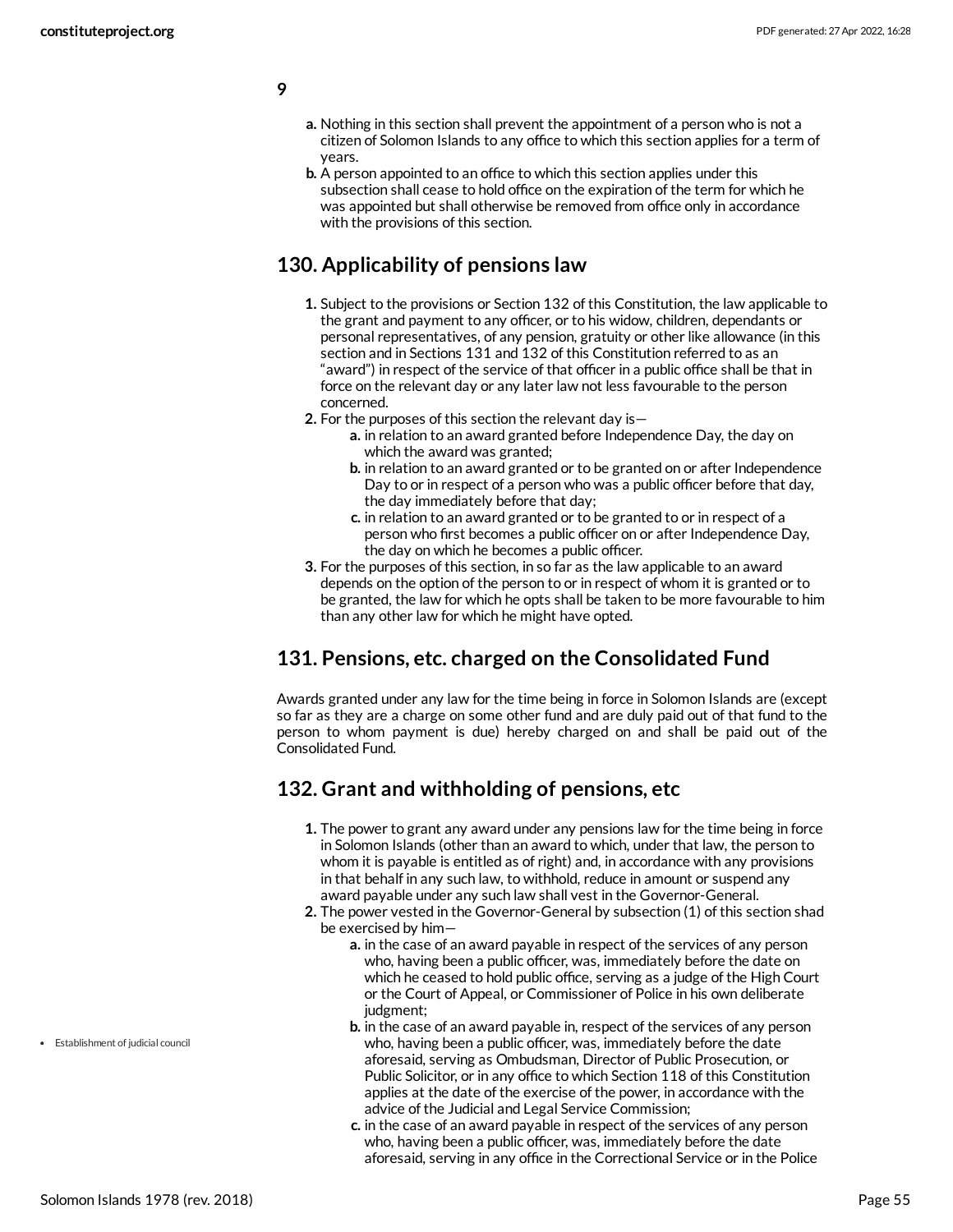9

a. Nothing in this section shall prevent the appointment of a person who is not a citizen of Solomon Islands to any office to which this section applies for a term of years.
b. A person appointed to an office to which this section applies under this subsection shall cease to hold office on the expiration of the term for which he was appointed but shall otherwise be removed from office only in accordance with the provisions of this section.

## 130. Applicability of pensions law

1. Subject to the provisions or Section 132 of this Constitution, the law applicable to the grant and payment to any officer, or to his widow, children, dependants or personal representatives, of any pension, gratuity or other like allowance (in this section and in Sections 131 and 132 of this Constitution referred to as an "award") in respect of the service of that officer in a public office shall be that in force on the relevant day or any later law not less favourable to the person concerned.
2. For the purposes of this section the relevant day is—
   a. in relation to an award granted before Independence Day, the day on which the award was granted;
   b. in relation to an award granted or to be granted on or after Independence Day to or in respect of a person who was a public officer before that day, the day immediately before that day;
   c. in relation to an award granted or to be granted to or in respect of a person who first becomes a public officer on or after Independence Day, the day on which he becomes a public officer.
3. For the purposes of this section, in so far as the law applicable to an award depends on the option of the person to or in respect of whom it is granted or to be granted, the law for which he opts shall be taken to be more favourable to him than any other law for which he might have opted.

## 131. Pensions, etc. charged on the Consolidated Fund

Awards granted under any law for the time being in force in Solomon Islands are (except so far as they are a charge on some other fund and are duly paid out of that fund to the person to whom payment is due) hereby charged on and shall be paid out of the Consolidated Fund.

## 132. Grant and withholding of pensions, etc

1. The power to grant any award under any pensions law for the time being in force in Solomon Islands (other than an award to which, under that law, the person to whom it is payable is entitled as of right) and, in accordance with any provisions in that behalf in any such law, to withhold, reduce in amount or suspend any award payable under any such law shall vest in the Governor-General.
2. The power vested in the Governor-General by subsection (1) of this section shad be exercised by him—
   a. in the case of an award payable in respect of the services of any person who, having been a public officer, was, immediately before the date on which he ceased to hold public office, serving as a judge of the High Court or the Court of Appeal, or Commissioner of Police in his own deliberate judgment;
   b. in the case of an award payable in, respect of the services of any person who, having been a public officer, was, immediately before the date aforesaid, serving as Ombudsman, Director of Public Prosecution, or Public Solicitor, or in any office to which Section 118 of this Constitution applies at the date of the exercise of the power, in accordance with the advice of the Judicial and Legal Service Commission;
   c. in the case of an award payable in respect of the services of any person who, having been a public officer, was, immediately before the date aforesaid, serving in any office in the Correctional Service or in the Police

- Establishment of judicial council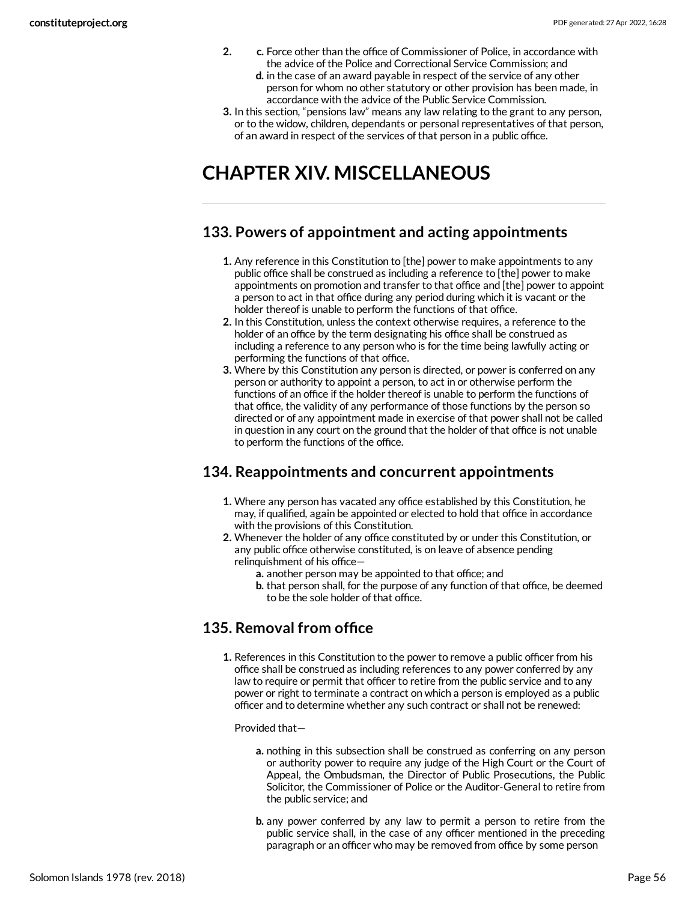2.
   c. Force other than the office of Commissioner of Police, in accordance with the advice of the Police and Correctional Service Commission; and
   d. in the case of an award payable in respect of the service of any other person for whom no other statutory or other provision has been made, in accordance with the advice of the Public Service Commission.
3. In this section, "pensions law" means any law relating to the grant to any person, or to the widow, children, dependants or personal representatives of that person, of an award in respect of the services of that person in a public office.

# CHAPTER XIV. MISCELLANEOUS

## 133. Powers of appointment and acting appointments

1. Any reference in this Constitution to [the] power to make appointments to any public office shall be construed as including a reference to [the] power to make appointments on promotion and transfer to that office and [the] power to appoint a person to act in that office during any period during which it is vacant or the holder thereof is unable to perform the functions of that office.
2. In this Constitution, unless the context otherwise requires, a reference to the holder of an office by the term designating his office shall be construed as including a reference to any person who is for the time being lawfully acting or performing the functions of that office.
3. Where by this Constitution any person is directed, or power is conferred on any person or authority to appoint a person, to act in or otherwise perform the functions of an office if the holder thereof is unable to perform the functions of that office, the validity of any performance of those functions by the person so directed or of any appointment made in exercise of that power shall not be called in question in any court on the ground that the holder of that office is not unable to perform the functions of the office.

## 134. Reappointments and concurrent appointments

1. Where any person has vacated any office established by this Constitution, he may, if qualified, again be appointed or elected to hold that office in accordance with the provisions of this Constitution.
2. Whenever the holder of any office constituted by or under this Constitution, or any public office otherwise constituted, is on leave of absence pending relinquishment of his office—
   a. another person may be appointed to that office; and
   b. that person shall, for the purpose of any function of that office, be deemed to be the sole holder of that office.

## 135. Removal from office

1. References in this Constitution to the power to remove a public officer from his office shall be construed as including references to any power conferred by any law to require or permit that officer to retire from the public service and to any power or right to terminate a contract on which a person is employed as a public officer and to determine whether any such contract or shall not be renewed:

   Provided that—

   a. nothing in this subsection shall be construed as conferring on any person or authority power to require any judge of the High Court or the Court of Appeal, the Ombudsman, the Director of Public Prosecutions, the Public Solicitor, the Commissioner of Police or the Auditor-General to retire from the public service; and

   b. any power conferred by any law to permit a person to retire from the public service shall, in the case of any officer mentioned in the preceding paragraph or an officer who may be removed from office by some person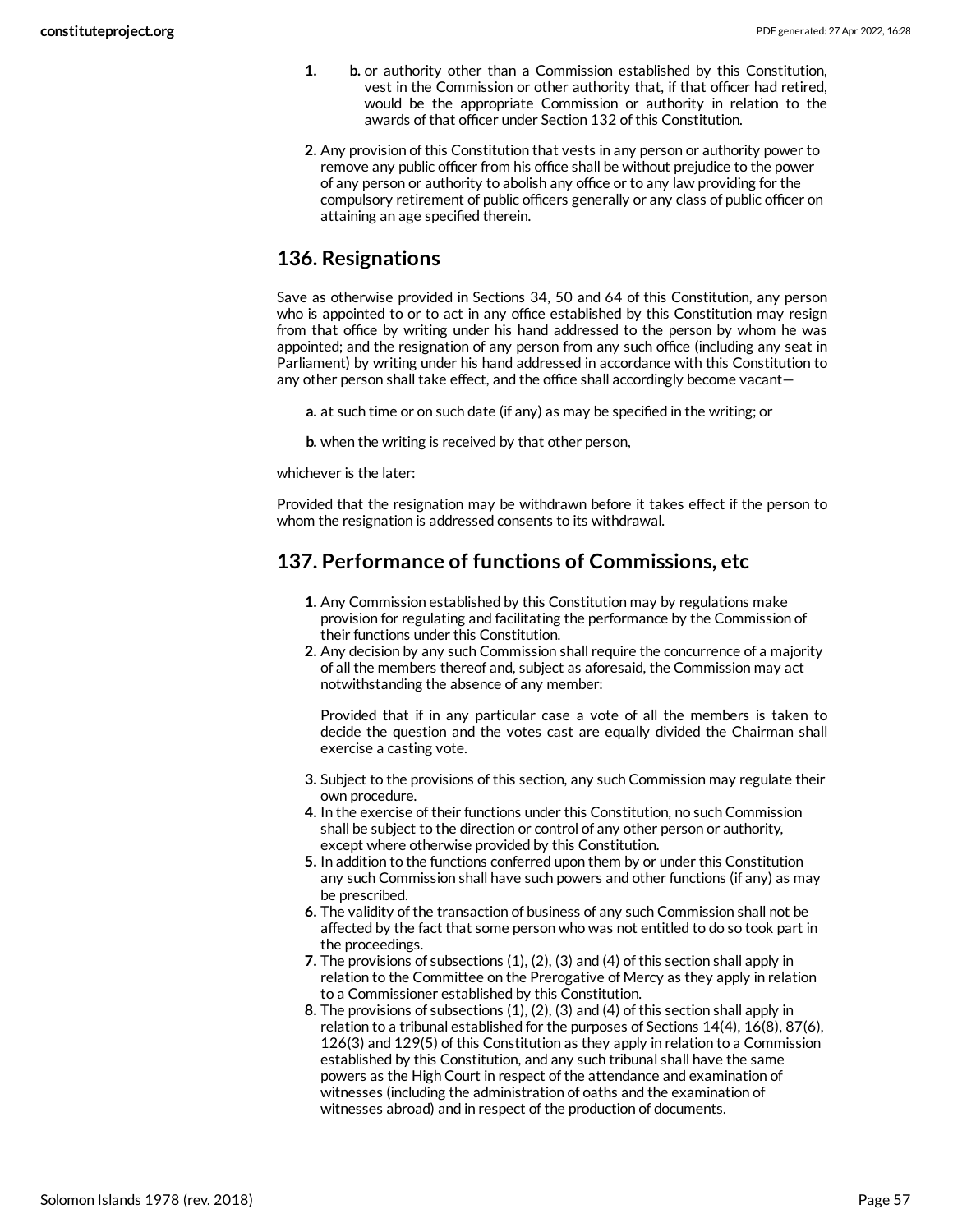1. b. or authority other than a Commission established by this Constitution, vest in the Commission or other authority that, if that officer had retired, would be the appropriate Commission or authority in relation to the awards of that officer under Section 132 of this Constitution.

2. Any provision of this Constitution that vests in any person or authority power to remove any public officer from his office shall be without prejudice to the power of any person or authority to abolish any office or to any law providing for the compulsory retirement of public officers generally or any class of public officer on attaining an age specified therein.

## 136. Resignations

Save as otherwise provided in Sections 34, 50 and 64 of this Constitution, any person who is appointed to or to act in any office established by this Constitution may resign from that office by writing under his hand addressed to the person by whom he was appointed; and the resignation of any person from any such office (including any seat in Parliament) by writing under his hand addressed in accordance with this Constitution to any other person shall take effect, and the office shall accordingly become vacant—

a. at such time or on such date (if any) as may be specified in the writing; or

b. when the writing is received by that other person,

whichever is the later:

Provided that the resignation may be withdrawn before it takes effect if the person to whom the resignation is addressed consents to its withdrawal.

## 137. Performance of functions of Commissions, etc

1. Any Commission established by this Constitution may by regulations make provision for regulating and facilitating the performance by the Commission of their functions under this Constitution.
2. Any decision by any such Commission shall require the concurrence of a majority of all the members thereof and, subject as aforesaid, the Commission may act notwithstanding the absence of any member:

   Provided that if in any particular case a vote of all the members is taken to decide the question and the votes cast are equally divided the Chairman shall exercise a casting vote.

3. Subject to the provisions of this section, any such Commission may regulate their own procedure.
4. In the exercise of their functions under this Constitution, no such Commission shall be subject to the direction or control of any other person or authority, except where otherwise provided by this Constitution.
5. In addition to the functions conferred upon them by or under this Constitution any such Commission shall have such powers and other functions (if any) as may be prescribed.
6. The validity of the transaction of business of any such Commission shall not be affected by the fact that some person who was not entitled to do so took part in the proceedings.
7. The provisions of subsections (1), (2), (3) and (4) of this section shall apply in relation to the Committee on the Prerogative of Mercy as they apply in relation to a Commissioner established by this Constitution.
8. The provisions of subsections (1), (2), (3) and (4) of this section shall apply in relation to a tribunal established for the purposes of Sections 14(4), 16(8), 87(6), 126(3) and 129(5) of this Constitution as they apply in relation to a Commission established by this Constitution, and any such tribunal shall have the same powers as the High Court in respect of the attendance and examination of witnesses (including the administration of oaths and the examination of witnesses abroad) and in respect of the production of documents.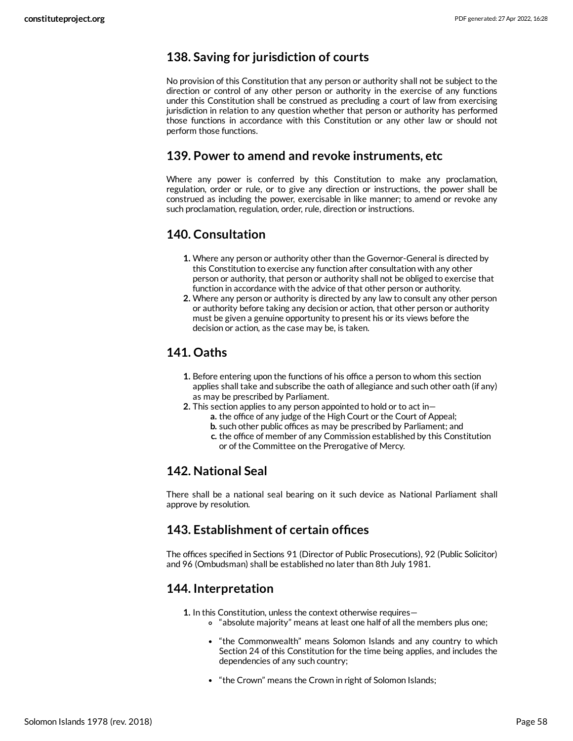## 138. Saving for jurisdiction of courts

No provision of this Constitution that any person or authority shall not be subject to the direction or control of any other person or authority in the exercise of any functions under this Constitution shall be construed as precluding a court of law from exercising jurisdiction in relation to any question whether that person or authority has performed those functions in accordance with this Constitution or any other law or should not perform those functions.

## 139. Power to amend and revoke instruments, etc

Where any power is conferred by this Constitution to make any proclamation, regulation, order or rule, or to give any direction or instructions, the power shall be construed as including the power, exercisable in like manner; to amend or revoke any such proclamation, regulation, order, rule, direction or instructions.

## 140. Consultation

1. Where any person or authority other than the Governor-General is directed by this Constitution to exercise any function after consultation with any other person or authority, that person or authority shall not be obliged to exercise that function in accordance with the advice of that other person or authority.
2. Where any person or authority is directed by any law to consult any other person or authority before taking any decision or action, that other person or authority must be given a genuine opportunity to present his or its views before the decision or action, as the case may be, is taken.

## 141. Oaths

1. Before entering upon the functions of his office a person to whom this section applies shall take and subscribe the oath of allegiance and such other oath (if any) as may be prescribed by Parliament.
2. This section applies to any person appointed to hold or to act in—
   a. the office of any judge of the High Court or the Court of Appeal;
   b. such other public offices as may be prescribed by Parliament; and
   c. the office of member of any Commission established by this Constitution or of the Committee on the Prerogative of Mercy.

## 142. National Seal

There shall be a national seal bearing on it such device as National Parliament shall approve by resolution.

## 143. Establishment of certain offices

The offices specified in Sections 91 (Director of Public Prosecutions), 92 (Public Solicitor) and 96 (Ombudsman) shall be established no later than 8th July 1981.

## 144. Interpretation

1. In this Constitution, unless the context otherwise requires—
   - "absolute majority" means at least one half of all the members plus one;
   - "the Commonwealth" means Solomon Islands and any country to which Section 24 of this Constitution for the time being applies, and includes the dependencies of any such country;
   - "the Crown" means the Crown in right of Solomon Islands;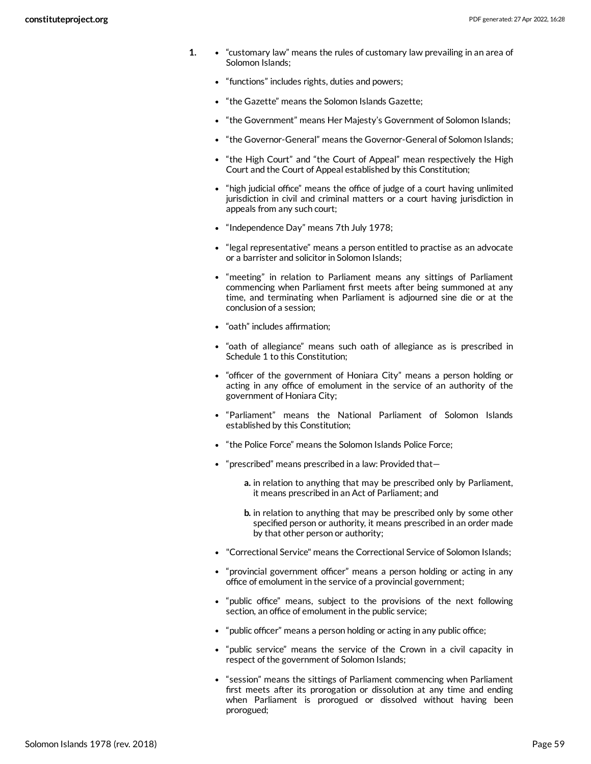1.

- “customary law” means the rules of customary law prevailing in an area of Solomon Islands;
- “functions” includes rights, duties and powers;
- “the Gazette” means the Solomon Islands Gazette;
- “the Government” means Her Majesty’s Government of Solomon Islands;
- “the Governor-General” means the Governor-General of Solomon Islands;
- “the High Court” and “the Court of Appeal” mean respectively the High Court and the Court of Appeal established by this Constitution;
- “high judicial office” means the office of judge of a court having unlimited jurisdiction in civil and criminal matters or a court having jurisdiction in appeals from any such court;
- “Independence Day” means 7th July 1978;
- “legal representative” means a person entitled to practise as an advocate or a barrister and solicitor in Solomon Islands;
- “meeting” in relation to Parliament means any sittings of Parliament commencing when Parliament first meets after being summoned at any time, and terminating when Parliament is adjourned sine die or at the conclusion of a session;
- “oath” includes affirmation;
- “oath of allegiance” means such oath of allegiance as is prescribed in Schedule 1 to this Constitution;
- “officer of the government of Honiara City” means a person holding or acting in any office of emolument in the service of an authority of the government of Honiara City;
- “Parliament” means the National Parliament of Solomon Islands established by this Constitution;
- “the Police Force” means the Solomon Islands Police Force;
- “prescribed” means prescribed in a law: Provided that—
  - **a.** in relation to anything that may be prescribed only by Parliament, it means prescribed in an Act of Parliament; and
  - **b.** in relation to anything that may be prescribed only by some other specified person or authority, it means prescribed in an order made by that other person or authority;
- "Correctional Service" means the Correctional Service of Solomon Islands;
- “provincial government officer” means a person holding or acting in any office of emolument in the service of a provincial government;
- “public office” means, subject to the provisions of the next following section, an office of emolument in the public service;
- “public officer” means a person holding or acting in any public office;
- “public service” means the service of the Crown in a civil capacity in respect of the government of Solomon Islands;
- “session” means the sittings of Parliament commencing when Parliament first meets after its prorogation or dissolution at any time and ending when Parliament is prorogued or dissolved without having been prorogued;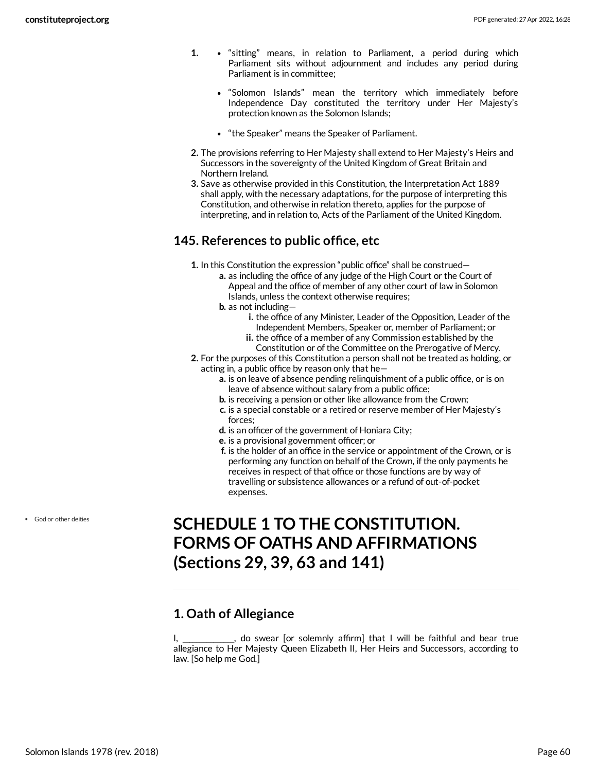1. 
   - "sitting" means, in relation to Parliament, a period during which Parliament sits without adjournment and includes any period during Parliament is in committee;
   - "Solomon Islands" mean the territory which immediately before Independence Day constituted the territory under Her Majesty's protection known as the Solomon Islands;
   - "the Speaker" means the Speaker of Parliament.
2. The provisions referring to Her Majesty shall extend to Her Majesty's Heirs and Successors in the sovereignty of the United Kingdom of Great Britain and Northern Ireland.
3. Save as otherwise provided in this Constitution, the Interpretation Act 1889 shall apply, with the necessary adaptations, for the purpose of interpreting this Constitution, and otherwise in relation thereto, applies for the purpose of interpreting, and in relation to, Acts of the Parliament of the United Kingdom.

## 145. References to public office, etc

1. In this Constitution the expression "public office" shall be construed—
   a. as including the office of any judge of the High Court or the Court of Appeal and the office of member of any other court of law in Solomon Islands, unless the context otherwise requires;
   b. as not including—
      i. the office of any Minister, Leader of the Opposition, Leader of the Independent Members, Speaker or, member of Parliament; or
      ii. the office of a member of any Commission established by the Constitution or of the Committee on the Prerogative of Mercy.
2. For the purposes of this Constitution a person shall not be treated as holding, or acting in, a public office by reason only that he—
   a. is on leave of absence pending relinquishment of a public office, or is on leave of absence without salary from a public office;
   b. is receiving a pension or other like allowance from the Crown;
   c. is a special constable or a retired or reserve member of Her Majesty's forces;
   d. is an officer of the government of Honiara City;
   e. is a provisional government officer; or
   f. is the holder of an office in the service or appointment of the Crown, or is performing any function on behalf of the Crown, if the only payments he receives in respect of that office or those functions are by way of travelling or subsistence allowances or a refund of out-of-pocket expenses.

- God or other deities

# SCHEDULE 1 TO THE CONSTITUTION. FORMS OF OATHS AND AFFIRMATIONS (Sections 29, 39, 63 and 141)

## 1. Oath of Allegiance

I, ___________, do swear [or solemnly affirm] that I will be faithful and bear true allegiance to Her Majesty Queen Elizabeth II, Her Heirs and Successors, according to law. [So help me God.]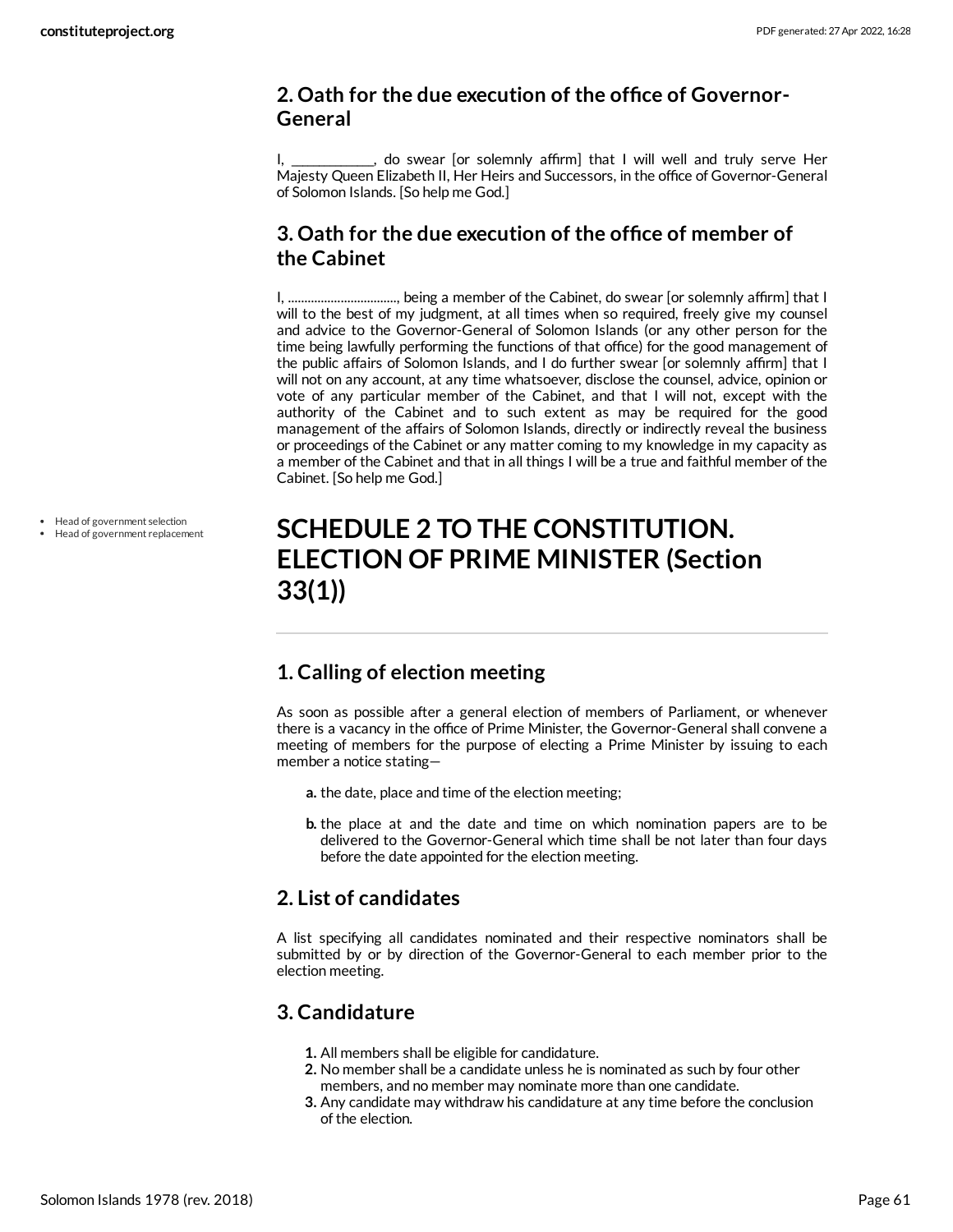## 2. Oath for the due execution of the office of Governor-General

I, ___________, do swear [or solemnly affirm] that I will well and truly serve Her Majesty Queen Elizabeth II, Her Heirs and Successors, in the office of Governor-General of Solomon Islands. [So help me God.]

## 3. Oath for the due execution of the office of member of the Cabinet

I, ................................, being a member of the Cabinet, do swear [or solemnly affirm] that I will to the best of my judgment, at all times when so required, freely give my counsel and advice to the Governor-General of Solomon Islands (or any other person for the time being lawfully performing the functions of that office) for the good management of the public affairs of Solomon Islands, and I do further swear [or solemnly affirm] that I will not on any account, at any time whatsoever, disclose the counsel, advice, opinion or vote of any particular member of the Cabinet, and that I will not, except with the authority of the Cabinet and to such extent as may be required for the good management of the affairs of Solomon Islands, directly or indirectly reveal the business or proceedings of the Cabinet or any matter coming to my knowledge in my capacity as a member of the Cabinet and that in all things I will be a true and faithful member of the Cabinet. [So help me God.]

- Head of government selection
- Head of government replacement

# SCHEDULE 2 TO THE CONSTITUTION. ELECTION OF PRIME MINISTER (Section 33(1))

## 1. Calling of election meeting

As soon as possible after a general election of members of Parliament, or whenever there is a vacancy in the office of Prime Minister, the Governor-General shall convene a meeting of members for the purpose of electing a Prime Minister by issuing to each member a notice stating—

a. the date, place and time of the election meeting;

b. the place at and the date and time on which nomination papers are to be delivered to the Governor-General which time shall be not later than four days before the date appointed for the election meeting.

## 2. List of candidates

A list specifying all candidates nominated and their respective nominators shall be submitted by or by direction of the Governor-General to each member prior to the election meeting.

## 3. Candidature

1. All members shall be eligible for candidature.
2. No member shall be a candidate unless he is nominated as such by four other members, and no member may nominate more than one candidate.
3. Any candidate may withdraw his candidature at any time before the conclusion of the election.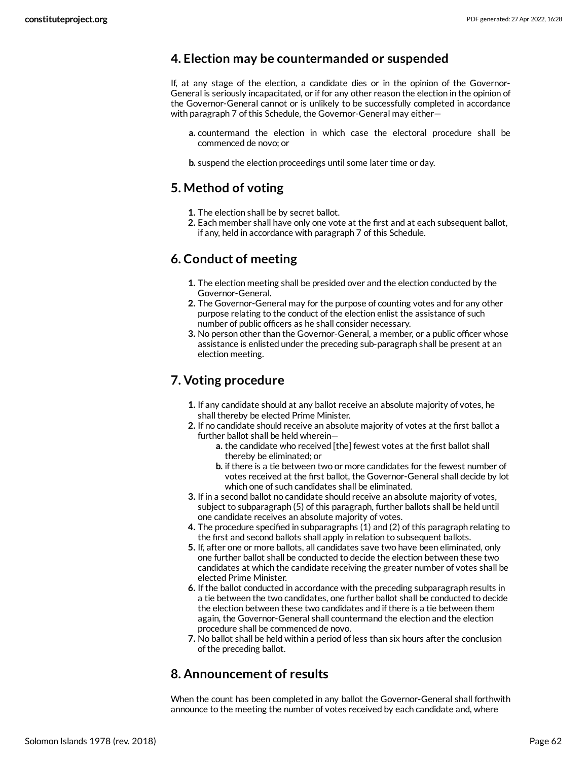## 4. Election may be countermanded or suspended

If, at any stage of the election, a candidate dies or in the opinion of the Governor-General is seriously incapacitated, or if for any other reason the election in the opinion of the Governor-General cannot or is unlikely to be successfully completed in accordance with paragraph 7 of this Schedule, the Governor-General may either—

- **a.** countermand the election in which case the electoral procedure shall be commenced de novo; or
- **b.** suspend the election proceedings until some later time or day.

## 5. Method of voting

1. The election shall be by secret ballot.
2. Each member shall have only one vote at the first and at each subsequent ballot, if any, held in accordance with paragraph 7 of this Schedule.

## 6. Conduct of meeting

1. The election meeting shall be presided over and the election conducted by the Governor-General.
2. The Governor-General may for the purpose of counting votes and for any other purpose relating to the conduct of the election enlist the assistance of such number of public officers as he shall consider necessary.
3. No person other than the Governor-General, a member, or a public officer whose assistance is enlisted under the preceding sub-paragraph shall be present at an election meeting.

## 7. Voting procedure

1. If any candidate should at any ballot receive an absolute majority of votes, he shall thereby be elected Prime Minister.
2. If no candidate should receive an absolute majority of votes at the first ballot a further ballot shall be held wherein—
   - **a.** the candidate who received [the] fewest votes at the first ballot shall thereby be eliminated; or
   - **b.** if there is a tie between two or more candidates for the fewest number of votes received at the first ballot, the Governor-General shall decide by lot which one of such candidates shall be eliminated.
3. If in a second ballot no candidate should receive an absolute majority of votes, subject to subparagraph (5) of this paragraph, further ballots shall be held until one candidate receives an absolute majority of votes.
4. The procedure specified in subparagraphs (1) and (2) of this paragraph relating to the first and second ballots shall apply in relation to subsequent ballots.
5. If, after one or more ballots, all candidates save two have been eliminated, only one further ballot shall be conducted to decide the election between these two candidates at which the candidate receiving the greater number of votes shall be elected Prime Minister.
6. If the ballot conducted in accordance with the preceding subparagraph results in a tie between the two candidates, one further ballot shall be conducted to decide the election between these two candidates and if there is a tie between them again, the Governor-General shall countermand the election and the election procedure shall be commenced de novo.
7. No ballot shall be held within a period of less than six hours after the conclusion of the preceding ballot.

## 8. Announcement of results

When the count has been completed in any ballot the Governor-General shall forthwith announce to the meeting the number of votes received by each candidate and, where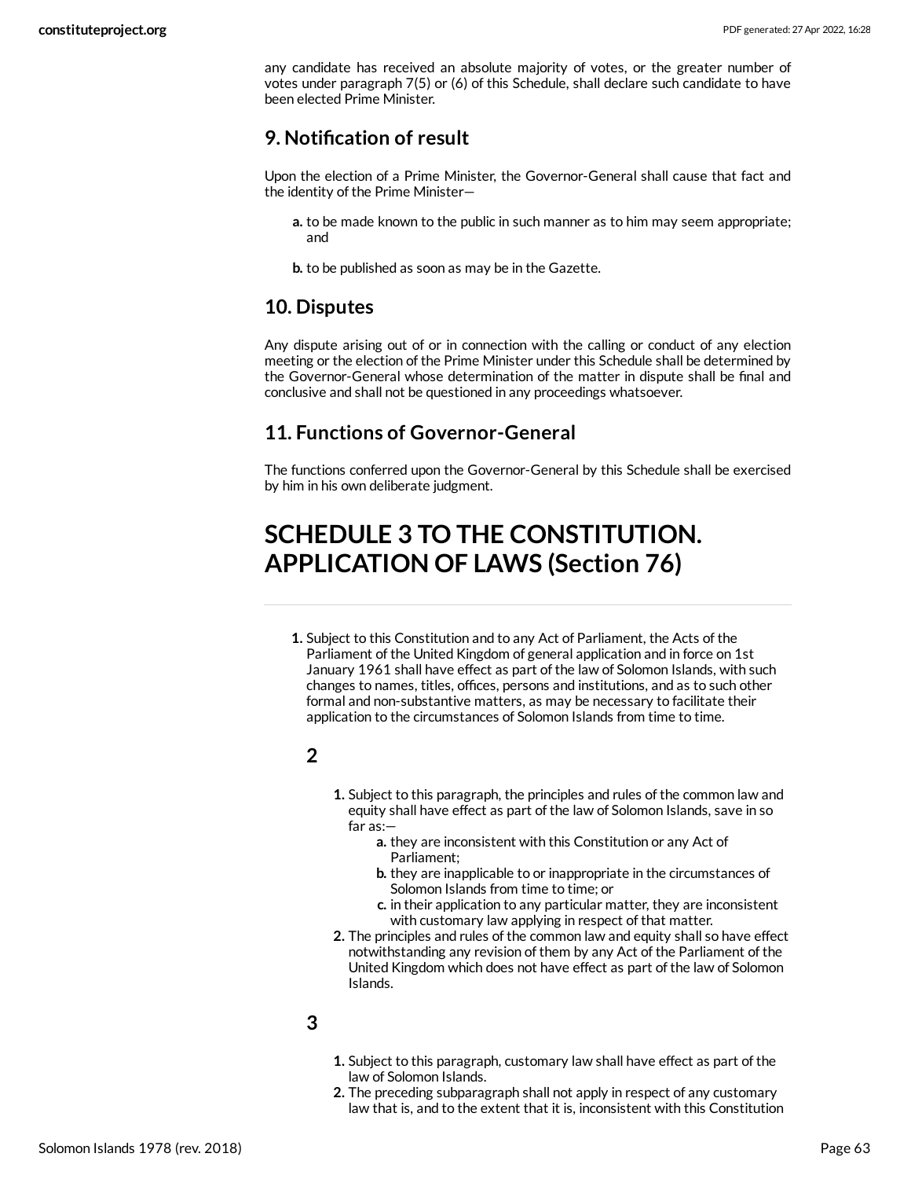any candidate has received an absolute majority of votes, or the greater number of votes under paragraph 7(5) or (6) of this Schedule, shall declare such candidate to have been elected Prime Minister.

### 9. Notification of result

Upon the election of a Prime Minister, the Governor-General shall cause that fact and the identity of the Prime Minister—

- **a.** to be made known to the public in such manner as to him may seem appropriate; and
- **b.** to be published as soon as may be in the Gazette.

### 10. Disputes

Any dispute arising out of or in connection with the calling or conduct of any election meeting or the election of the Prime Minister under this Schedule shall be determined by the Governor-General whose determination of the matter in dispute shall be final and conclusive and shall not be questioned in any proceedings whatsoever.

### 11. Functions of Governor-General

The functions conferred upon the Governor-General by this Schedule shall be exercised by him in his own deliberate judgment.

## SCHEDULE 3 TO THE CONSTITUTION. APPLICATION OF LAWS (Section 76)

**1.** Subject to this Constitution and to any Act of Parliament, the Acts of the Parliament of the United Kingdom of general application and in force on 1st January 1961 shall have effect as part of the law of Solomon Islands, with such changes to names, titles, offices, persons and institutions, and as to such other formal and non-substantive matters, as may be necessary to facilitate their application to the circumstances of Solomon Islands from time to time.

**2**

1. Subject to this paragraph, the principles and rules of the common law and equity shall have effect as part of the law of Solomon Islands, save in so far as:—
   - **a.** they are inconsistent with this Constitution or any Act of Parliament;
   - **b.** they are inapplicable to or inappropriate in the circumstances of Solomon Islands from time to time; or
   - **c.** in their application to any particular matter, they are inconsistent with customary law applying in respect of that matter.
2. The principles and rules of the common law and equity shall so have effect notwithstanding any revision of them by any Act of the Parliament of the United Kingdom which does not have effect as part of the law of Solomon Islands.

**3**

1. Subject to this paragraph, customary law shall have effect as part of the law of Solomon Islands.
2. The preceding subparagraph shall not apply in respect of any customary law that is, and to the extent that it is, inconsistent with this Constitution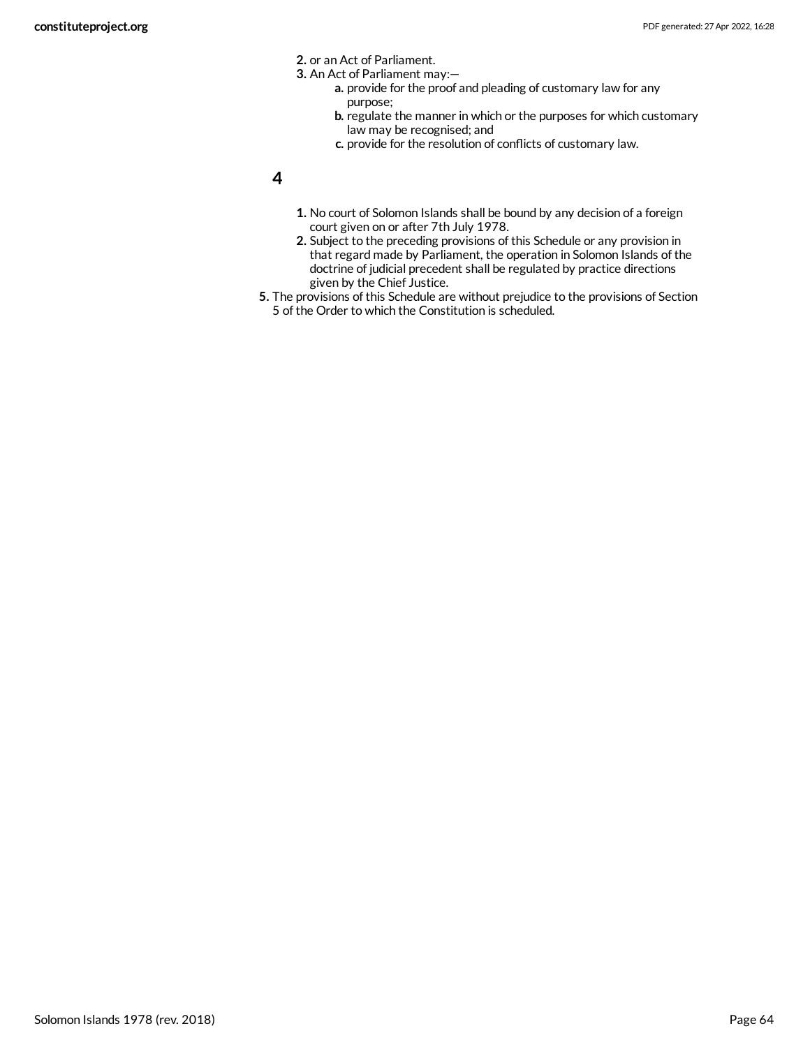2. or an Act of Parliament.
3. An Act of Parliament may:—
    a. provide for the proof and pleading of customary law for any purpose;
    b. regulate the manner in which or the purposes for which customary law may be recognised; and
    c. provide for the resolution of conflicts of customary law.

## 4

1. No court of Solomon Islands shall be bound by any decision of a foreign court given on or after 7th July 1978.
2. Subject to the preceding provisions of this Schedule or any provision in that regard made by Parliament, the operation in Solomon Islands of the doctrine of judicial precedent shall be regulated by practice directions given by the Chief Justice.

5. The provisions of this Schedule are without prejudice to the provisions of Section 5 of the Order to which the Constitution is scheduled.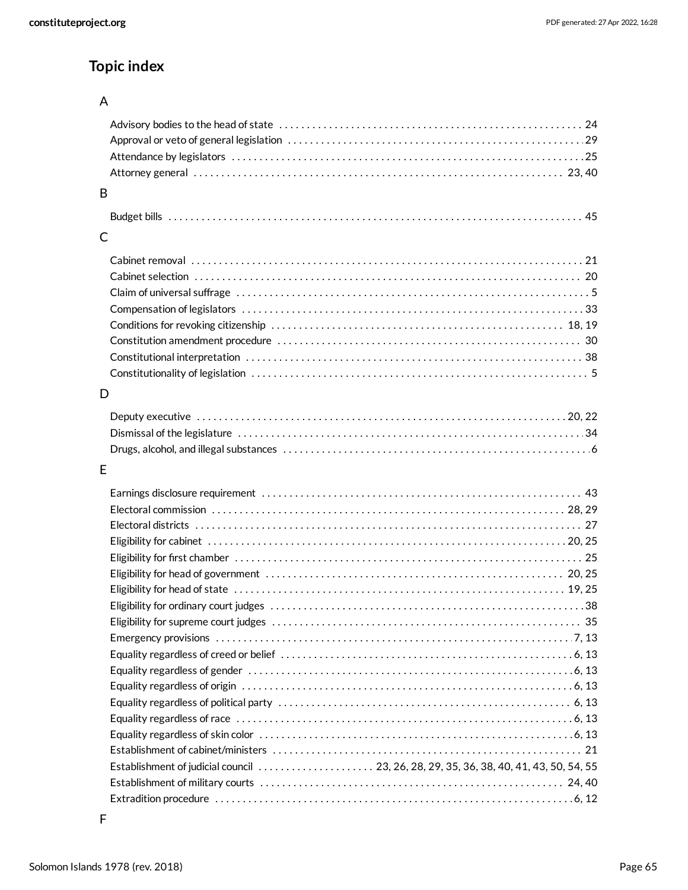## Topic index

### A

- Advisory bodies to the head of state . . . . . . . . . . 24
- Approval or veto of general legislation . . . . . . . . . . 29
- Attendance by legislators . . . . . . . . . . 25
- Attorney general . . . . . . . . . . 23, 40

### B

- Budget bills . . . . . . . . . . 45

### C

- Cabinet removal . . . . . . . . . . 21
- Cabinet selection . . . . . . . . . . 20
- Claim of universal suffrage . . . . . . . . . . 5
- Compensation of legislators . . . . . . . . . . 33
- Conditions for revoking citizenship . . . . . . . . . . 18, 19
- Constitution amendment procedure . . . . . . . . . . 30
- Constitutional interpretation . . . . . . . . . . 38
- Constitutionality of legislation . . . . . . . . . . 5

### D

- Deputy executive . . . . . . . . . . 20, 22
- Dismissal of the legislature . . . . . . . . . . 34
- Drugs, alcohol, and illegal substances . . . . . . . . . . 6

### E

- Earnings disclosure requirement . . . . . . . . . . 43
- Electoral commission . . . . . . . . . . 28, 29
- Electoral districts . . . . . . . . . . 27
- Eligibility for cabinet . . . . . . . . . . 20, 25
- Eligibility for first chamber . . . . . . . . . . 25
- Eligibility for head of government . . . . . . . . . . 20, 25
- Eligibility for head of state . . . . . . . . . . 19, 25
- Eligibility for ordinary court judges . . . . . . . . . . 38
- Eligibility for supreme court judges . . . . . . . . . . 35
- Emergency provisions . . . . . . . . . . 7, 13
- Equality regardless of creed or belief . . . . . . . . . . 6, 13
- Equality regardless of gender . . . . . . . . . . 6, 13
- Equality regardless of origin . . . . . . . . . . 6, 13
- Equality regardless of political party . . . . . . . . . . 6, 13
- Equality regardless of race . . . . . . . . . . 6, 13
- Equality regardless of skin color . . . . . . . . . . 6, 13
- Establishment of cabinet/ministers . . . . . . . . . . 21
- Establishment of judicial council . . . . . . . . . . 23, 26, 28, 29, 35, 36, 38, 40, 41, 43, 50, 54, 55
- Establishment of military courts . . . . . . . . . . 24, 40
- Extradition procedure . . . . . . . . . . 6, 12

### F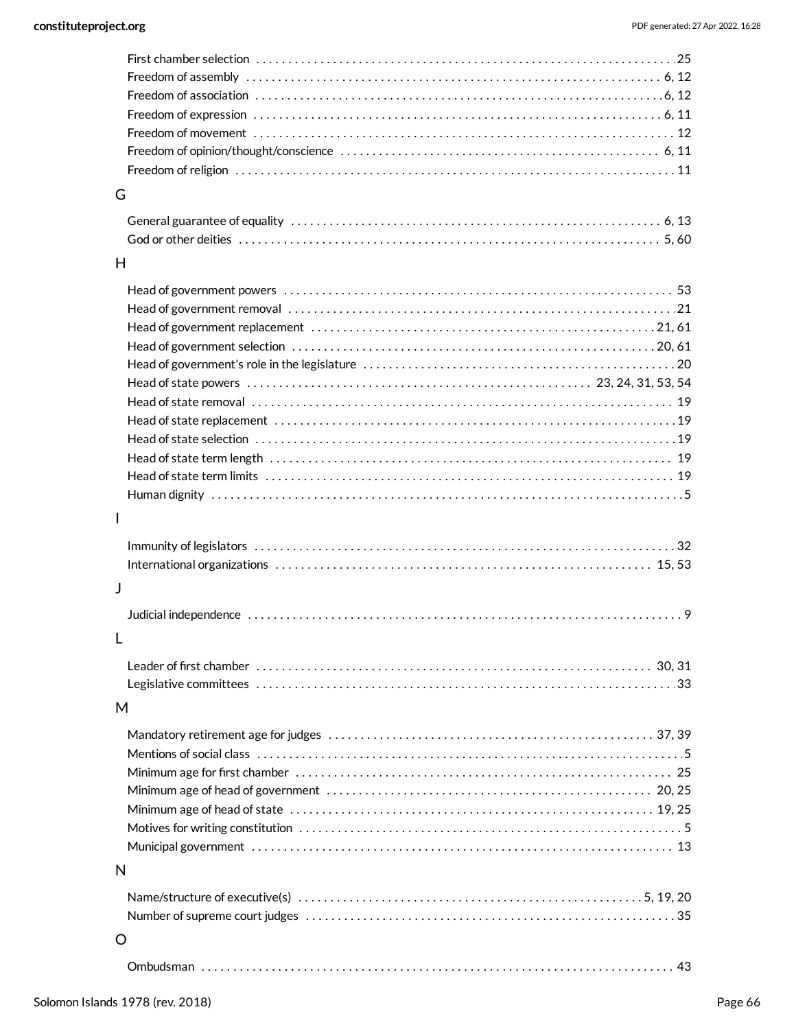First chamber selection . . . . . . . . . . . . . . . . . . . . . . . . . . . . . . . . . . . . . . . . . 25
Freedom of assembly . . . . . . . . . . . . . . . . . . . . . . . . . . . . . . . . . . . . . . . . . 6, 12
Freedom of association . . . . . . . . . . . . . . . . . . . . . . . . . . . . . . . . . . . . . . . . . 6, 12
Freedom of expression . . . . . . . . . . . . . . . . . . . . . . . . . . . . . . . . . . . . . . . . . 6, 11
Freedom of movement . . . . . . . . . . . . . . . . . . . . . . . . . . . . . . . . . . . . . . . . . 12
Freedom of opinion/thought/conscience . . . . . . . . . . . . . . . . . . . . . . . . . . . . . . 6, 11
Freedom of religion . . . . . . . . . . . . . . . . . . . . . . . . . . . . . . . . . . . . . . . . . 11

G

General guarantee of equality . . . . . . . . . . . . . . . . . . . . . . . . . . . . . . . . . . . . . . . . . 6, 13
God or other deities . . . . . . . . . . . . . . . . . . . . . . . . . . . . . . . . . . . . . . . . . 5, 60

H

Head of government powers . . . . . . . . . . . . . . . . . . . . . . . . . . . . . . . . . . . . . . . . . 53
Head of government removal . . . . . . . . . . . . . . . . . . . . . . . . . . . . . . . . . . . . . . . . . 21
Head of government replacement . . . . . . . . . . . . . . . . . . . . . . . . . . . . . . . . . . . . . . . . . 21, 61
Head of government selection . . . . . . . . . . . . . . . . . . . . . . . . . . . . . . . . . . . . . . . . . 20, 61
Head of government's role in the legislature . . . . . . . . . . . . . . . . . . . . . . . . . . . . . . 20
Head of state powers . . . . . . . . . . . . . . . . . . . . . . . . . . . . . . . . . . . . . . . . . 23, 24, 31, 53, 54
Head of state removal . . . . . . . . . . . . . . . . . . . . . . . . . . . . . . . . . . . . . . . . . 19
Head of state replacement . . . . . . . . . . . . . . . . . . . . . . . . . . . . . . . . . . . . . . . . . 19
Head of state selection . . . . . . . . . . . . . . . . . . . . . . . . . . . . . . . . . . . . . . . . . 19
Head of state term length . . . . . . . . . . . . . . . . . . . . . . . . . . . . . . . . . . . . . . . . . 19
Head of state term limits . . . . . . . . . . . . . . . . . . . . . . . . . . . . . . . . . . . . . . . . . 19
Human dignity . . . . . . . . . . . . . . . . . . . . . . . . . . . . . . . . . . . . . . . . . 5

I

Immunity of legislators . . . . . . . . . . . . . . . . . . . . . . . . . . . . . . . . . . . . . . . . . 32
International organizations . . . . . . . . . . . . . . . . . . . . . . . . . . . . . . . . . . . . . . . . . 15, 53

J

Judicial independence . . . . . . . . . . . . . . . . . . . . . . . . . . . . . . . . . . . . . . . . . 9

L

Leader of first chamber . . . . . . . . . . . . . . . . . . . . . . . . . . . . . . . . . . . . . . . . . 30, 31
Legislative committees . . . . . . . . . . . . . . . . . . . . . . . . . . . . . . . . . . . . . . . . . 33

M

Mandatory retirement age for judges . . . . . . . . . . . . . . . . . . . . . . . . . . . . . . . . . . . . . . . . . 37, 39
Mentions of social class . . . . . . . . . . . . . . . . . . . . . . . . . . . . . . . . . . . . . . . . . 5
Minimum age for first chamber . . . . . . . . . . . . . . . . . . . . . . . . . . . . . . . . . . . . . . . . . 25
Minimum age of head of government . . . . . . . . . . . . . . . . . . . . . . . . . . . . . . . . . . . . . . . . . 20, 25
Minimum age of head of state . . . . . . . . . . . . . . . . . . . . . . . . . . . . . . . . . . . . . . . . . 19, 25
Motives for writing constitution . . . . . . . . . . . . . . . . . . . . . . . . . . . . . . . . . . . . . . . . . 5
Municipal government . . . . . . . . . . . . . . . . . . . . . . . . . . . . . . . . . . . . . . . . . 13

N

Name/structure of executive(s) . . . . . . . . . . . . . . . . . . . . . . . . . . . . . . . . . . . . . . . . . 5, 19, 20
Number of supreme court judges . . . . . . . . . . . . . . . . . . . . . . . . . . . . . . . . . . . . . . . . . 35

O

Ombudsman . . . . . . . . . . . . . . . . . . . . . . . . . . . . . . . . . . . . . . . . . 43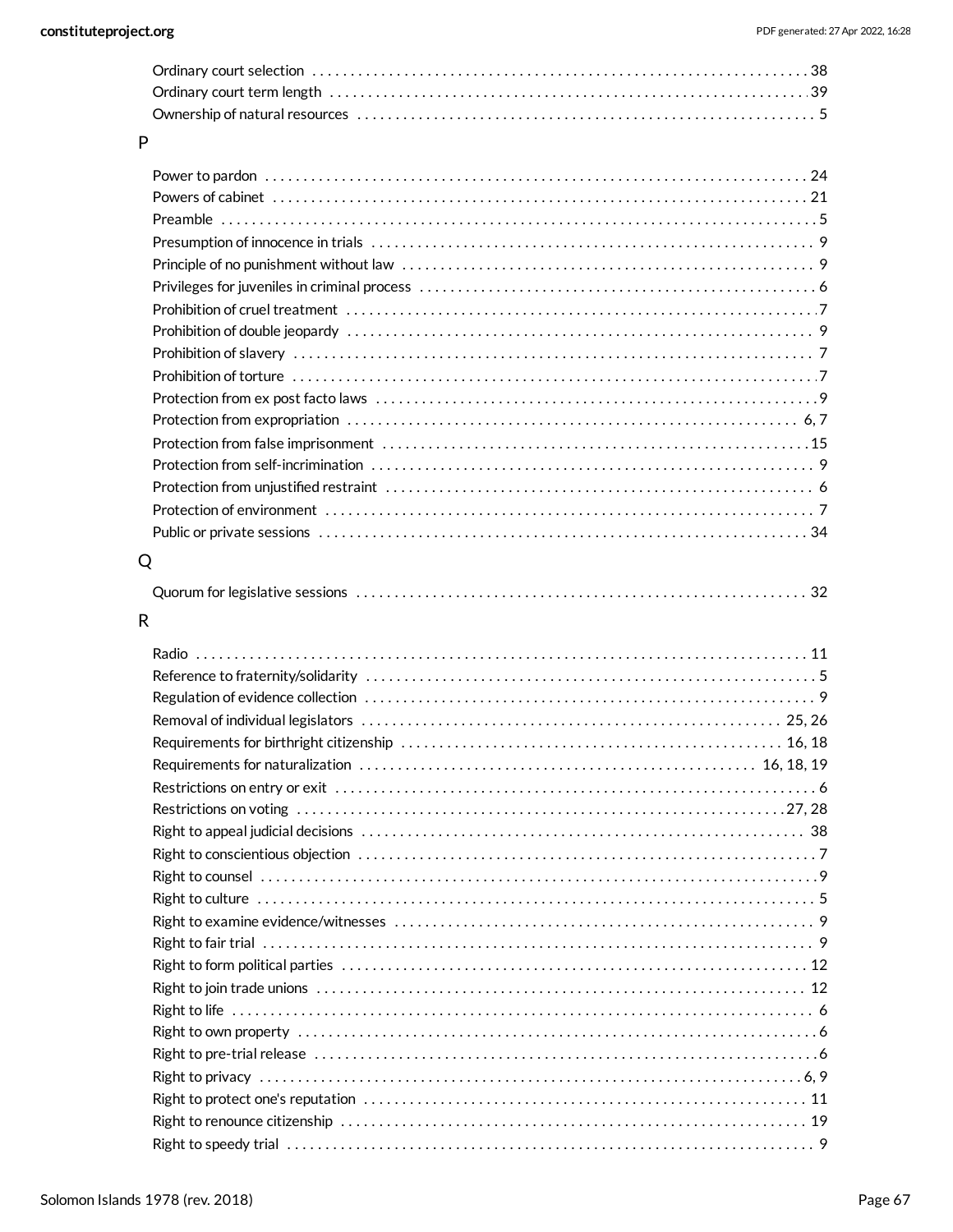Ordinary court selection . . . . . . . . . . . . . . . . . . . . . . . . . . . . . . . . . . . . . . . . . . . . . . . . . . . . . . . . . . . . . . . . . 38
Ordinary court term length . . . . . . . . . . . . . . . . . . . . . . . . . . . . . . . . . . . . . . . . . . . . . . . . . . . . . . . . . . . . . . . . 39
Ownership of natural resources . . . . . . . . . . . . . . . . . . . . . . . . . . . . . . . . . . . . . . . . . . . . . . . . . . . . . . . . . . . . . 5

## P

Power to pardon . . . . . . . . . . . . . . . . . . . . . . . . . . . . . . . . . . . . . . . . . . . . . . . . . . . . . . . . . . . . . . . . . . . . . . . . 24
Powers of cabinet . . . . . . . . . . . . . . . . . . . . . . . . . . . . . . . . . . . . . . . . . . . . . . . . . . . . . . . . . . . . . . . . . . . . . . . 21
Preamble . . . . . . . . . . . . . . . . . . . . . . . . . . . . . . . . . . . . . . . . . . . . . . . . . . . . . . . . . . . . . . . . . . . . . . . . . . . . . . 5
Presumption of innocence in trials . . . . . . . . . . . . . . . . . . . . . . . . . . . . . . . . . . . . . . . . . . . . . . . . . . . . . . . . . . 9
Principle of no punishment without law . . . . . . . . . . . . . . . . . . . . . . . . . . . . . . . . . . . . . . . . . . . . . . . . . . . . . . 9
Privileges for juveniles in criminal process . . . . . . . . . . . . . . . . . . . . . . . . . . . . . . . . . . . . . . . . . . . . . . . . . . . . 6
Prohibition of cruel treatment . . . . . . . . . . . . . . . . . . . . . . . . . . . . . . . . . . . . . . . . . . . . . . . . . . . . . . . . . . . . . . 7
Prohibition of double jeopardy . . . . . . . . . . . . . . . . . . . . . . . . . . . . . . . . . . . . . . . . . . . . . . . . . . . . . . . . . . . . . 9
Prohibition of slavery . . . . . . . . . . . . . . . . . . . . . . . . . . . . . . . . . . . . . . . . . . . . . . . . . . . . . . . . . . . . . . . . . . . . 7
Prohibition of torture . . . . . . . . . . . . . . . . . . . . . . . . . . . . . . . . . . . . . . . . . . . . . . . . . . . . . . . . . . . . . . . . . . . . 7
Protection from ex post facto laws . . . . . . . . . . . . . . . . . . . . . . . . . . . . . . . . . . . . . . . . . . . . . . . . . . . . . . . . . . 9
Protection from expropriation . . . . . . . . . . . . . . . . . . . . . . . . . . . . . . . . . . . . . . . . . . . . . . . . . . . . . . . . . . . 6, 7
Protection from false imprisonment . . . . . . . . . . . . . . . . . . . . . . . . . . . . . . . . . . . . . . . . . . . . . . . . . . . . . . . . . 15
Protection from self-incrimination . . . . . . . . . . . . . . . . . . . . . . . . . . . . . . . . . . . . . . . . . . . . . . . . . . . . . . . . . . 9
Protection from unjustified restraint . . . . . . . . . . . . . . . . . . . . . . . . . . . . . . . . . . . . . . . . . . . . . . . . . . . . . . . . 6
Protection of environment . . . . . . . . . . . . . . . . . . . . . . . . . . . . . . . . . . . . . . . . . . . . . . . . . . . . . . . . . . . . . . . . 7
Public or private sessions . . . . . . . . . . . . . . . . . . . . . . . . . . . . . . . . . . . . . . . . . . . . . . . . . . . . . . . . . . . . . . . . 34

## Q

Quorum for legislative sessions . . . . . . . . . . . . . . . . . . . . . . . . . . . . . . . . . . . . . . . . . . . . . . . . . . . . . . . . . . . 32

## R

Radio . . . . . . . . . . . . . . . . . . . . . . . . . . . . . . . . . . . . . . . . . . . . . . . . . . . . . . . . . . . . . . . . . . . . . . . . . . . . . . . . 11
Reference to fraternity/solidarity . . . . . . . . . . . . . . . . . . . . . . . . . . . . . . . . . . . . . . . . . . . . . . . . . . . . . . . . . . . 5
Regulation of evidence collection . . . . . . . . . . . . . . . . . . . . . . . . . . . . . . . . . . . . . . . . . . . . . . . . . . . . . . . . . . 9
Removal of individual legislators . . . . . . . . . . . . . . . . . . . . . . . . . . . . . . . . . . . . . . . . . . . . . . . . . . . . . . . 25, 26
Requirements for birthright citizenship . . . . . . . . . . . . . . . . . . . . . . . . . . . . . . . . . . . . . . . . . . . . . . . . . . 16, 18
Requirements for naturalization . . . . . . . . . . . . . . . . . . . . . . . . . . . . . . . . . . . . . . . . . . . . . . . . . . . . 16, 18, 19
Restrictions on entry or exit . . . . . . . . . . . . . . . . . . . . . . . . . . . . . . . . . . . . . . . . . . . . . . . . . . . . . . . . . . . . . . 6
Restrictions on voting . . . . . . . . . . . . . . . . . . . . . . . . . . . . . . . . . . . . . . . . . . . . . . . . . . . . . . . . . . . . . . . . 27, 28
Right to appeal judicial decisions . . . . . . . . . . . . . . . . . . . . . . . . . . . . . . . . . . . . . . . . . . . . . . . . . . . . . . . . . 38
Right to conscientious objection . . . . . . . . . . . . . . . . . . . . . . . . . . . . . . . . . . . . . . . . . . . . . . . . . . . . . . . . . . . 7
Right to counsel . . . . . . . . . . . . . . . . . . . . . . . . . . . . . . . . . . . . . . . . . . . . . . . . . . . . . . . . . . . . . . . . . . . . . . . 9
Right to culture . . . . . . . . . . . . . . . . . . . . . . . . . . . . . . . . . . . . . . . . . . . . . . . . . . . . . . . . . . . . . . . . . . . . . . . 5
Right to examine evidence/witnesses . . . . . . . . . . . . . . . . . . . . . . . . . . . . . . . . . . . . . . . . . . . . . . . . . . . . . . 9
Right to fair trial . . . . . . . . . . . . . . . . . . . . . . . . . . . . . . . . . . . . . . . . . . . . . . . . . . . . . . . . . . . . . . . . . . . . . . . 9
Right to form political parties . . . . . . . . . . . . . . . . . . . . . . . . . . . . . . . . . . . . . . . . . . . . . . . . . . . . . . . . . . . 12
Right to join trade unions . . . . . . . . . . . . . . . . . . . . . . . . . . . . . . . . . . . . . . . . . . . . . . . . . . . . . . . . . . . . . . . 12
Right to life . . . . . . . . . . . . . . . . . . . . . . . . . . . . . . . . . . . . . . . . . . . . . . . . . . . . . . . . . . . . . . . . . . . . . . . . . . . 6
Right to own property . . . . . . . . . . . . . . . . . . . . . . . . . . . . . . . . . . . . . . . . . . . . . . . . . . . . . . . . . . . . . . . . . . . 6
Right to pre-trial release . . . . . . . . . . . . . . . . . . . . . . . . . . . . . . . . . . . . . . . . . . . . . . . . . . . . . . . . . . . . . . . . 6
Right to privacy . . . . . . . . . . . . . . . . . . . . . . . . . . . . . . . . . . . . . . . . . . . . . . . . . . . . . . . . . . . . . . . . . . . . . 6, 9
Right to protect one's reputation . . . . . . . . . . . . . . . . . . . . . . . . . . . . . . . . . . . . . . . . . . . . . . . . . . . . . . . . . 11
Right to renounce citizenship . . . . . . . . . . . . . . . . . . . . . . . . . . . . . . . . . . . . . . . . . . . . . . . . . . . . . . . . . . . . 19
Right to speedy trial . . . . . . . . . . . . . . . . . . . . . . . . . . . . . . . . . . . . . . . . . . . . . . . . . . . . . . . . . . . . . . . . . . . . 9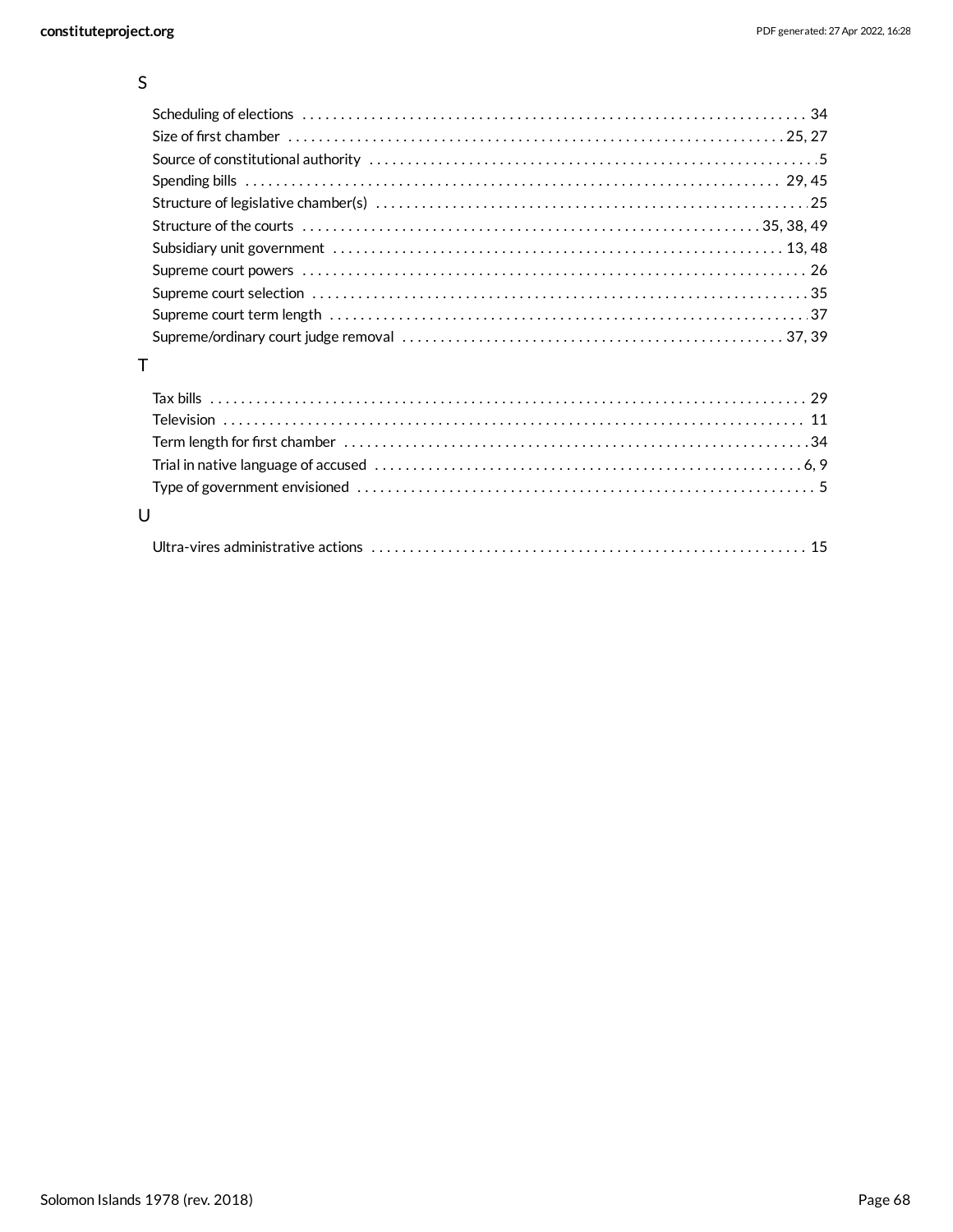## S

Scheduling of elections . . . . . . . . . . . . . . . . . . . . . . . . . . . . . . . . . . . . . . . . . . . . . . . . . . . . . . . . . . . . . . . . . 34
Size of first chamber . . . . . . . . . . . . . . . . . . . . . . . . . . . . . . . . . . . . . . . . . . . . . . . . . . . . . . . . . . . . . . . . . 25, 27
Source of constitutional authority . . . . . . . . . . . . . . . . . . . . . . . . . . . . . . . . . . . . . . . . . . . . . . . . . . . . . . . . . . 5
Spending bills . . . . . . . . . . . . . . . . . . . . . . . . . . . . . . . . . . . . . . . . . . . . . . . . . . . . . . . . . . . . . . . . . . . . . 29, 45
Structure of legislative chamber(s) . . . . . . . . . . . . . . . . . . . . . . . . . . . . . . . . . . . . . . . . . . . . . . . . . . . . . . . . 25
Structure of the courts . . . . . . . . . . . . . . . . . . . . . . . . . . . . . . . . . . . . . . . . . . . . . . . . . . . . . . . . . . . 35, 38, 49
Subsidiary unit government . . . . . . . . . . . . . . . . . . . . . . . . . . . . . . . . . . . . . . . . . . . . . . . . . . . . . . . . . . . 13, 48
Supreme court powers . . . . . . . . . . . . . . . . . . . . . . . . . . . . . . . . . . . . . . . . . . . . . . . . . . . . . . . . . . . . . . . . . 26
Supreme court selection . . . . . . . . . . . . . . . . . . . . . . . . . . . . . . . . . . . . . . . . . . . . . . . . . . . . . . . . . . . . . . . 35
Supreme court term length . . . . . . . . . . . . . . . . . . . . . . . . . . . . . . . . . . . . . . . . . . . . . . . . . . . . . . . . . . . . . 37
Supreme/ordinary court judge removal . . . . . . . . . . . . . . . . . . . . . . . . . . . . . . . . . . . . . . . . . . . . . . . . . . 37, 39

## T

Tax bills . . . . . . . . . . . . . . . . . . . . . . . . . . . . . . . . . . . . . . . . . . . . . . . . . . . . . . . . . . . . . . . . . . . . . . . . . . . 29
Television . . . . . . . . . . . . . . . . . . . . . . . . . . . . . . . . . . . . . . . . . . . . . . . . . . . . . . . . . . . . . . . . . . . . . . . . . 11
Term length for first chamber . . . . . . . . . . . . . . . . . . . . . . . . . . . . . . . . . . . . . . . . . . . . . . . . . . . . . . . . . . . 34
Trial in native language of accused . . . . . . . . . . . . . . . . . . . . . . . . . . . . . . . . . . . . . . . . . . . . . . . . . . . . . . 6, 9
Type of government envisioned . . . . . . . . . . . . . . . . . . . . . . . . . . . . . . . . . . . . . . . . . . . . . . . . . . . . . . . . . . 5

## U

Ultra-vires administrative actions . . . . . . . . . . . . . . . . . . . . . . . . . . . . . . . . . . . . . . . . . . . . . . . . . . . . . . . . 15